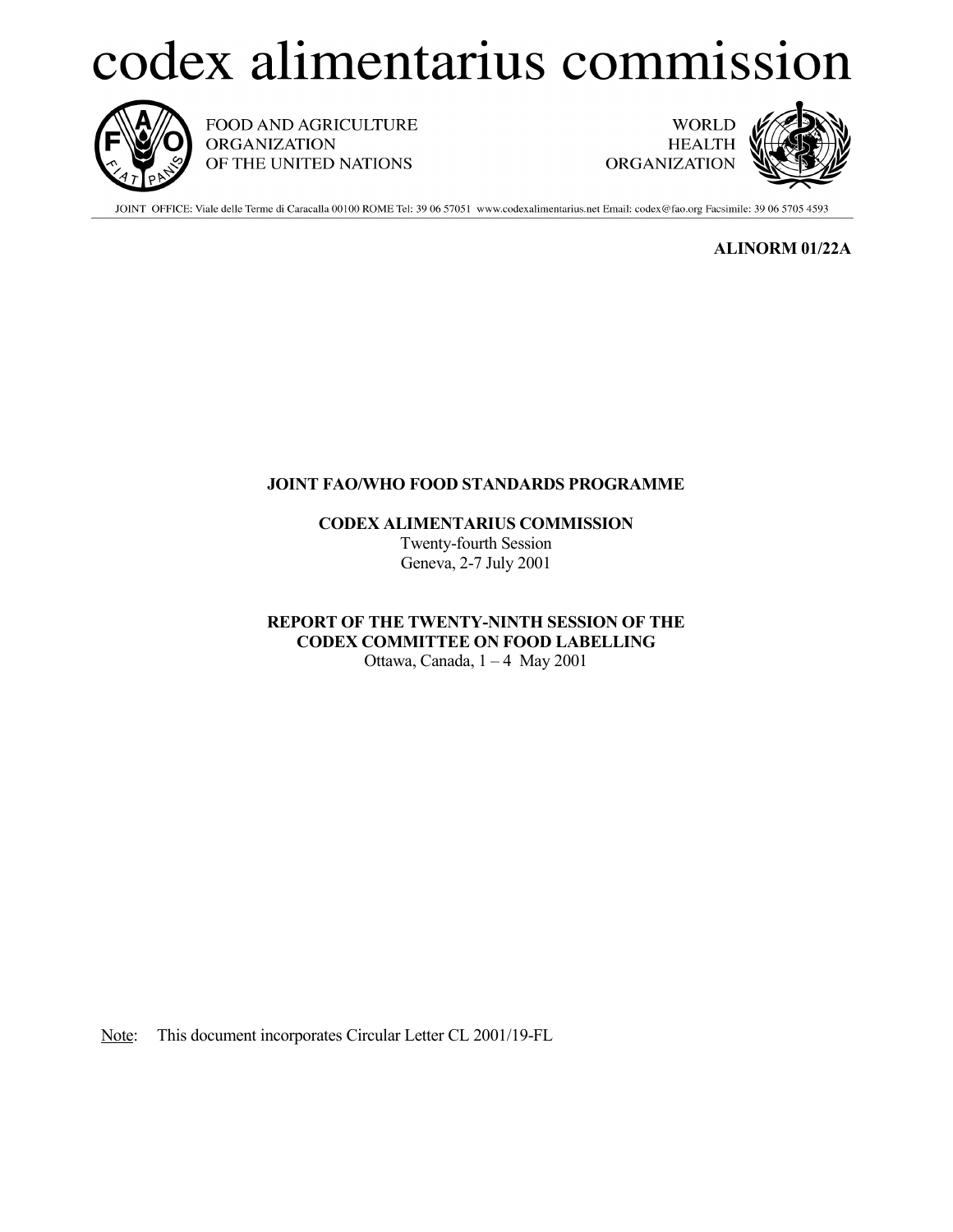# codex alimentarius commission

FOOD AND AGRICULTURE ORGANIZATION OF THE UNITED NATIONS

WORLD HEALTH ORGANIZATION

JOINT OFFICE: Viale delle Terme di Caracalla 00100 ROME Tel: 39 06 57051 www.codexalimentarius.net Email: codex@fao.org Facsimile: 39 06 5705 4593

**ALINORM 01/22A**

**JOINT FAO/WHO FOOD STANDARDS PROGRAMME**

**CODEX ALIMENTARIUS COMMISSION**
Twenty-fourth Session
Geneva, 2-7 July 2001

**REPORT OF THE TWENTY-NINTH SESSION OF THE CODEX COMMITTEE ON FOOD LABELLING**
Ottawa, Canada, 1 – 4 May 2001

Note: This document incorporates Circular Letter CL 2001/19-FL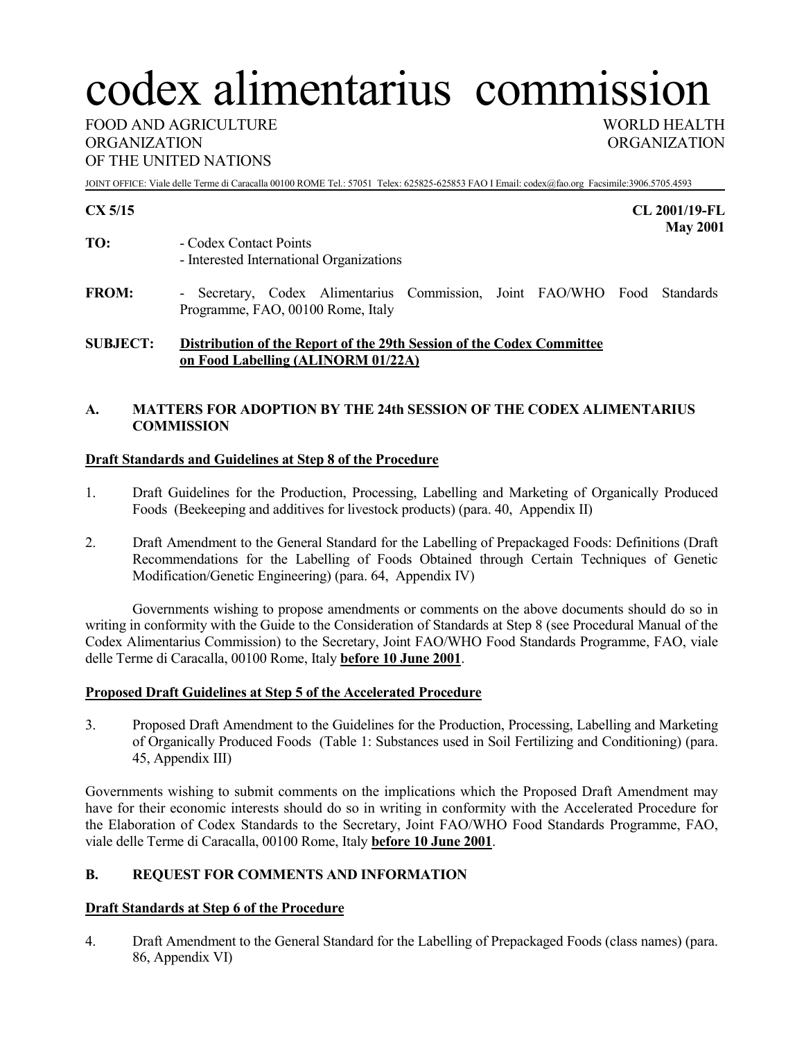# codex alimentarius commission

FOOD AND AGRICULTURE ORGANIZATION OF THE UNITED NATIONS

WORLD HEALTH ORGANIZATION

JOINT OFFICE: Viale delle Terme di Caracalla 00100 ROME Tel.: 57051 Telex: 625825-625853 FAO I Email: codex@fao.org Facsimile:3906.5705.4593

**CX 5/15**

**CL 2001/19-FL**
**May 2001**

**TO:** - Codex Contact Points
- Interested International Organizations

**FROM:** - Secretary, Codex Alimentarius Commission, Joint FAO/WHO Food Standards Programme, FAO, 00100 Rome, Italy

**SUBJECT:** **Distribution of the Report of the 29th Session of the Codex Committee on Food Labelling (ALINORM 01/22A)**

## A. MATTERS FOR ADOPTION BY THE 24th SESSION OF THE CODEX ALIMENTARIUS COMMISSION

**Draft Standards and Guidelines at Step 8 of the Procedure**

1. Draft Guidelines for the Production, Processing, Labelling and Marketing of Organically Produced Foods (Beekeeping and additives for livestock products) (para. 40, Appendix II)

2. Draft Amendment to the General Standard for the Labelling of Prepackaged Foods: Definitions (Draft Recommendations for the Labelling of Foods Obtained through Certain Techniques of Genetic Modification/Genetic Engineering) (para. 64, Appendix IV)

Governments wishing to propose amendments or comments on the above documents should do so in writing in conformity with the Guide to the Consideration of Standards at Step 8 (see Procedural Manual of the Codex Alimentarius Commission) to the Secretary, Joint FAO/WHO Food Standards Programme, FAO, viale delle Terme di Caracalla, 00100 Rome, Italy **before 10 June 2001**.

**Proposed Draft Guidelines at Step 5 of the Accelerated Procedure**

3. Proposed Draft Amendment to the Guidelines for the Production, Processing, Labelling and Marketing of Organically Produced Foods (Table 1: Substances used in Soil Fertilizing and Conditioning) (para. 45, Appendix III)

Governments wishing to submit comments on the implications which the Proposed Draft Amendment may have for their economic interests should do so in writing in conformity with the Accelerated Procedure for the Elaboration of Codex Standards to the Secretary, Joint FAO/WHO Food Standards Programme, FAO, viale delle Terme di Caracalla, 00100 Rome, Italy **before 10 June 2001**.

## B. REQUEST FOR COMMENTS AND INFORMATION

**Draft Standards at Step 6 of the Procedure**

4. Draft Amendment to the General Standard for the Labelling of Prepackaged Foods (class names) (para. 86, Appendix VI)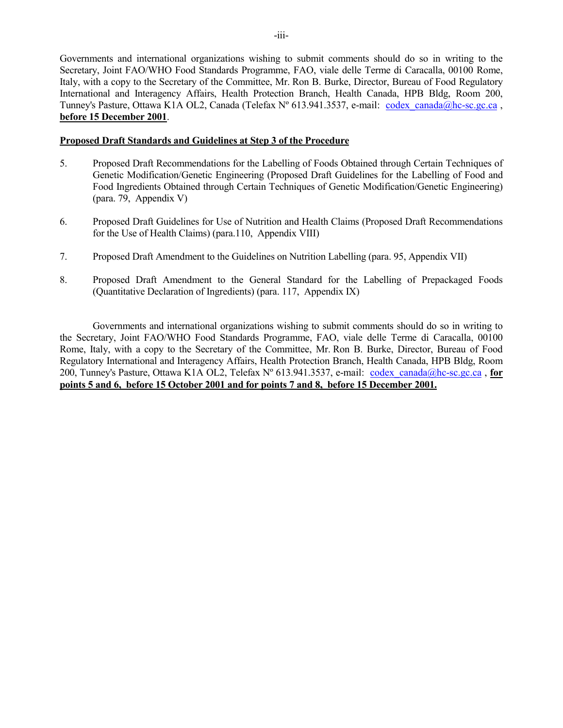Governments and international organizations wishing to submit comments should do so in writing to the Secretary, Joint FAO/WHO Food Standards Programme, FAO, viale delle Terme di Caracalla, 00100 Rome, Italy, with a copy to the Secretary of the Committee, Mr. Ron B. Burke, Director, Bureau of Food Regulatory International and Interagency Affairs, Health Protection Branch, Health Canada, HPB Bldg, Room 200, Tunney's Pasture, Ottawa K1A OL2, Canada (Telefax Nº 613.941.3537, e-mail: codex_canada@hc-sc.gc.ca , **before 15 December 2001**.

**Proposed Draft Standards and Guidelines at Step 3 of the Procedure**

5. Proposed Draft Recommendations for the Labelling of Foods Obtained through Certain Techniques of Genetic Modification/Genetic Engineering (Proposed Draft Guidelines for the Labelling of Food and Food Ingredients Obtained through Certain Techniques of Genetic Modification/Genetic Engineering) (para. 79, Appendix V)

6. Proposed Draft Guidelines for Use of Nutrition and Health Claims (Proposed Draft Recommendations for the Use of Health Claims) (para.110, Appendix VIII)

7. Proposed Draft Amendment to the Guidelines on Nutrition Labelling (para. 95, Appendix VII)

8. Proposed Draft Amendment to the General Standard for the Labelling of Prepackaged Foods (Quantitative Declaration of Ingredients) (para. 117, Appendix IX)

Governments and international organizations wishing to submit comments should do so in writing to the Secretary, Joint FAO/WHO Food Standards Programme, FAO, viale delle Terme di Caracalla, 00100 Rome, Italy, with a copy to the Secretary of the Committee, Mr. Ron B. Burke, Director, Bureau of Food Regulatory International and Interagency Affairs, Health Protection Branch, Health Canada, HPB Bldg, Room 200, Tunney's Pasture, Ottawa K1A OL2, Telefax Nº 613.941.3537, e-mail: codex_canada@hc-sc.gc.ca , **for points 5 and 6, before 15 October 2001 and for points 7 and 8, before 15 December 2001.**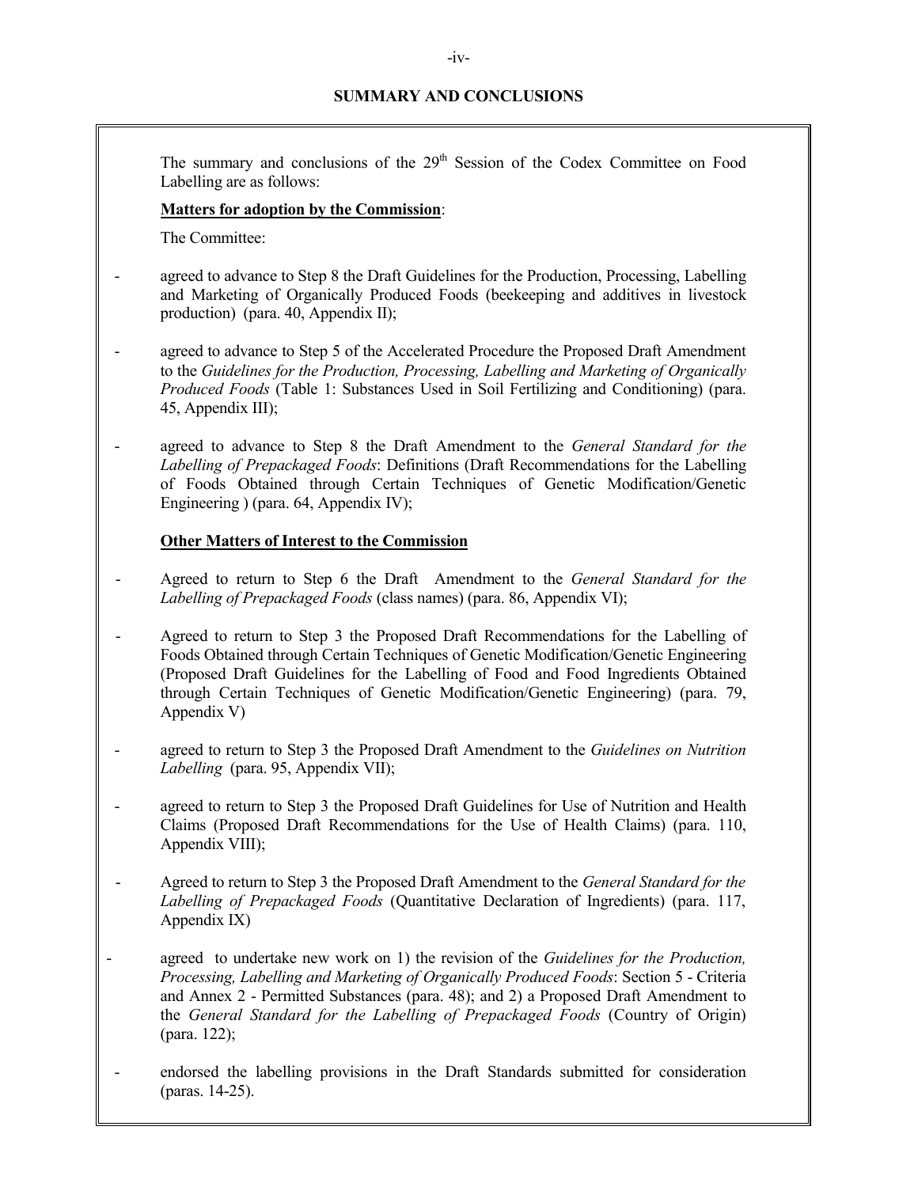## SUMMARY AND CONCLUSIONS

The summary and conclusions of the 29th Session of the Codex Committee on Food Labelling are as follows:

**Matters for adoption by the Commission**:

The Committee:

- agreed to advance to Step 8 the Draft Guidelines for the Production, Processing, Labelling and Marketing of Organically Produced Foods (beekeeping and additives in livestock production) (para. 40, Appendix II);
- agreed to advance to Step 5 of the Accelerated Procedure the Proposed Draft Amendment to the *Guidelines for the Production, Processing, Labelling and Marketing of Organically Produced Foods* (Table 1: Substances Used in Soil Fertilizing and Conditioning) (para. 45, Appendix III);
- agreed to advance to Step 8 the Draft Amendment to the *General Standard for the Labelling of Prepackaged Foods*: Definitions (Draft Recommendations for the Labelling of Foods Obtained through Certain Techniques of Genetic Modification/Genetic Engineering ) (para. 64, Appendix IV);

**Other Matters of Interest to the Commission**

- Agreed to return to Step 6 the Draft Amendment to the *General Standard for the Labelling of Prepackaged Foods* (class names) (para. 86, Appendix VI);
- Agreed to return to Step 3 the Proposed Draft Recommendations for the Labelling of Foods Obtained through Certain Techniques of Genetic Modification/Genetic Engineering (Proposed Draft Guidelines for the Labelling of Food and Food Ingredients Obtained through Certain Techniques of Genetic Modification/Genetic Engineering) (para. 79, Appendix V)
- agreed to return to Step 3 the Proposed Draft Amendment to the *Guidelines on Nutrition Labelling* (para. 95, Appendix VII);
- agreed to return to Step 3 the Proposed Draft Guidelines for Use of Nutrition and Health Claims (Proposed Draft Recommendations for the Use of Health Claims) (para. 110, Appendix VIII);
- Agreed to return to Step 3 the Proposed Draft Amendment to the *General Standard for the Labelling of Prepackaged Foods* (Quantitative Declaration of Ingredients) (para. 117, Appendix IX)
- agreed to undertake new work on 1) the revision of the *Guidelines for the Production, Processing, Labelling and Marketing of Organically Produced Foods*: Section 5 - Criteria and Annex 2 - Permitted Substances (para. 48); and 2) a Proposed Draft Amendment to the *General Standard for the Labelling of Prepackaged Foods* (Country of Origin) (para. 122);
- endorsed the labelling provisions in the Draft Standards submitted for consideration (paras. 14-25).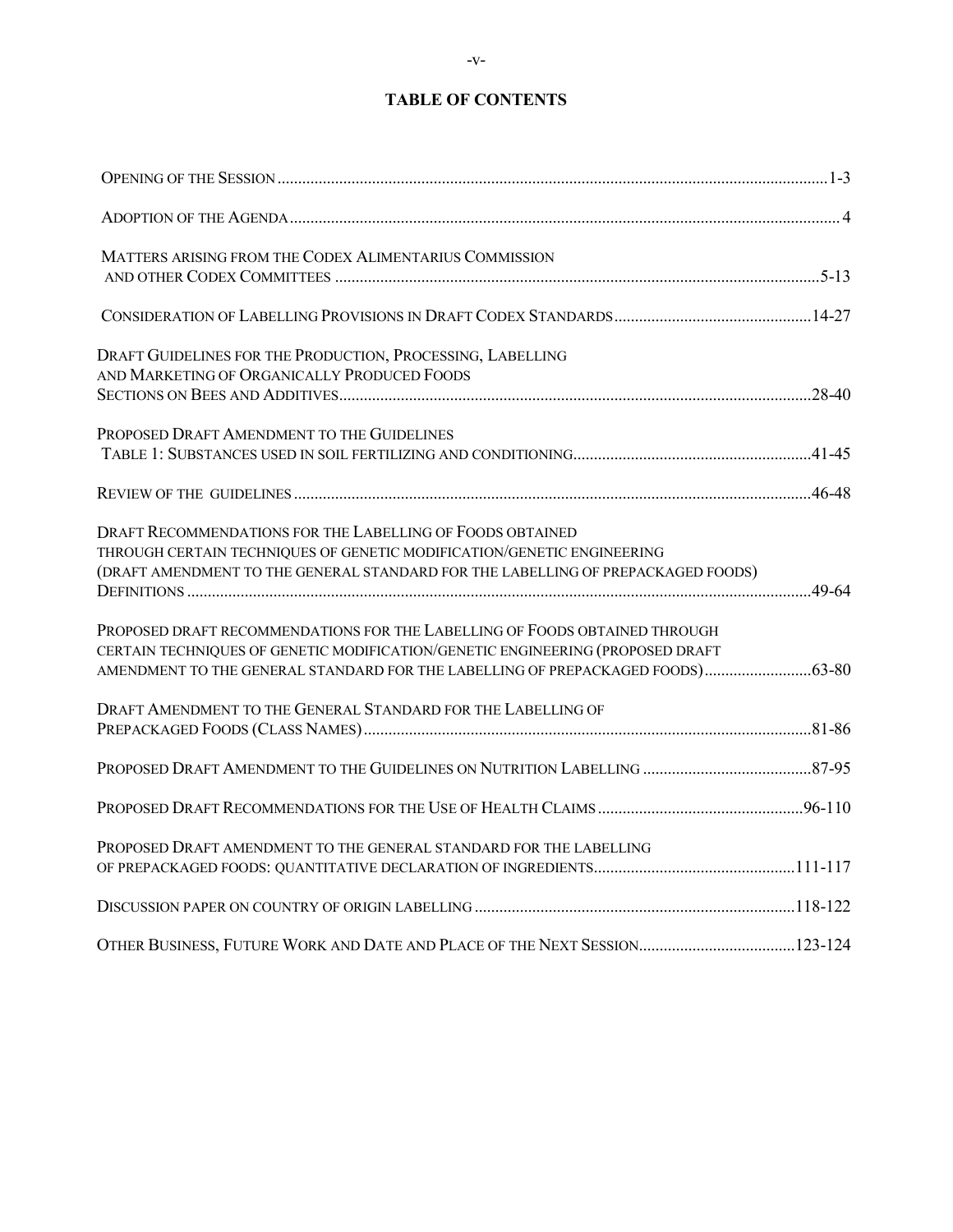# TABLE OF CONTENTS

| | |
|---|---|
| OPENING OF THE SESSION | 1-3 |
| ADOPTION OF THE AGENDA | 4 |
| MATTERS ARISING FROM THE CODEX ALIMENTARIUS COMMISSION AND OTHER CODEX COMMITTEES | 5-13 |
| CONSIDERATION OF LABELLING PROVISIONS IN DRAFT CODEX STANDARDS | 14-27 |
| DRAFT GUIDELINES FOR THE PRODUCTION, PROCESSING, LABELLING AND MARKETING OF ORGANICALLY PRODUCED FOODS SECTIONS ON BEES AND ADDITIVES | 28-40 |
| PROPOSED DRAFT AMENDMENT TO THE GUIDELINES TABLE 1: SUBSTANCES USED IN SOIL FERTILIZING AND CONDITIONING | 41-45 |
| REVIEW OF THE GUIDELINES | 46-48 |
| DRAFT RECOMMENDATIONS FOR THE LABELLING OF FOODS OBTAINED THROUGH CERTAIN TECHNIQUES OF GENETIC MODIFICATION/GENETIC ENGINEERING (DRAFT AMENDMENT TO THE GENERAL STANDARD FOR THE LABELLING OF PREPACKAGED FOODS) DEFINITIONS | 49-64 |
| PROPOSED DRAFT RECOMMENDATIONS FOR THE LABELLING OF FOODS OBTAINED THROUGH CERTAIN TECHNIQUES OF GENETIC MODIFICATION/GENETIC ENGINEERING (PROPOSED DRAFT AMENDMENT TO THE GENERAL STANDARD FOR THE LABELLING OF PREPACKAGED FOODS) | 63-80 |
| DRAFT AMENDMENT TO THE GENERAL STANDARD FOR THE LABELLING OF PREPACKAGED FOODS (CLASS NAMES) | 81-86 |
| PROPOSED DRAFT AMENDMENT TO THE GUIDELINES ON NUTRITION LABELLING | 87-95 |
| PROPOSED DRAFT RECOMMENDATIONS FOR THE USE OF HEALTH CLAIMS | 96-110 |
| PROPOSED DRAFT AMENDMENT TO THE GENERAL STANDARD FOR THE LABELLING OF PREPACKAGED FOODS: QUANTITATIVE DECLARATION OF INGREDIENTS | 111-117 |
| DISCUSSION PAPER ON COUNTRY OF ORIGIN LABELLING | 118-122 |
| OTHER BUSINESS, FUTURE WORK AND DATE AND PLACE OF THE NEXT SESSION | 123-124 |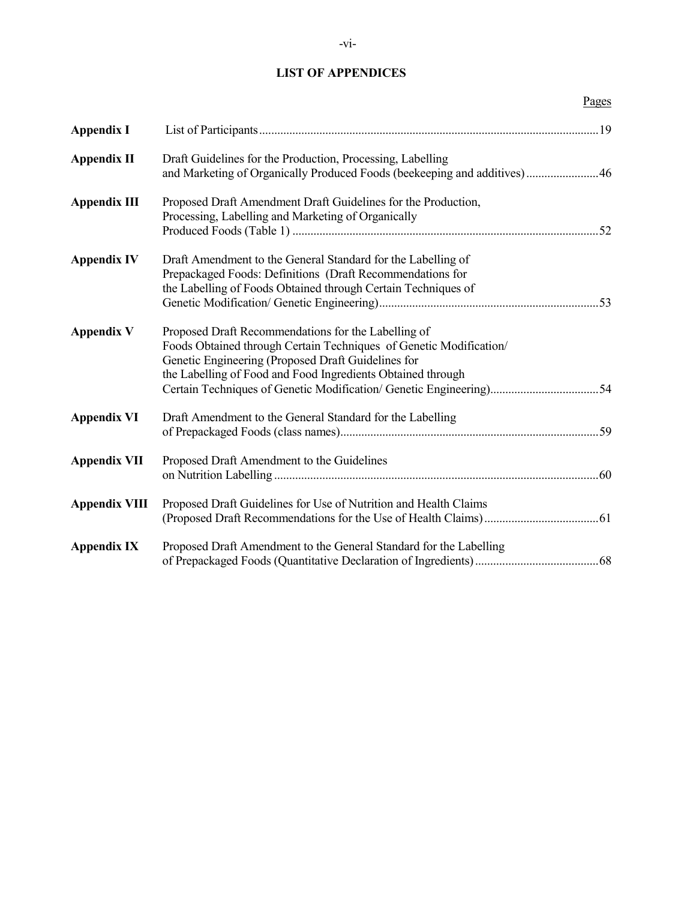## LIST OF APPENDICES

| | | Pages |
|---|---|---|
| **Appendix I** | List of Participants | 19 |
| **Appendix II** | Draft Guidelines for the Production, Processing, Labelling and Marketing of Organically Produced Foods (beekeeping and additives) | 46 |
| **Appendix III** | Proposed Draft Amendment Draft Guidelines for the Production, Processing, Labelling and Marketing of Organically Produced Foods (Table 1) | 52 |
| **Appendix IV** | Draft Amendment to the General Standard for the Labelling of Prepackaged Foods: Definitions (Draft Recommendations for the Labelling of Foods Obtained through Certain Techniques of Genetic Modification/ Genetic Engineering) | 53 |
| **Appendix V** | Proposed Draft Recommendations for the Labelling of Foods Obtained through Certain Techniques of Genetic Modification/ Genetic Engineering (Proposed Draft Guidelines for the Labelling of Food and Food Ingredients Obtained through Certain Techniques of Genetic Modification/ Genetic Engineering) | 54 |
| **Appendix VI** | Draft Amendment to the General Standard for the Labelling of Prepackaged Foods (class names) | 59 |
| **Appendix VII** | Proposed Draft Amendment to the Guidelines on Nutrition Labelling | 60 |
| **Appendix VIII** | Proposed Draft Guidelines for Use of Nutrition and Health Claims (Proposed Draft Recommendations for the Use of Health Claims) | 61 |
| **Appendix IX** | Proposed Draft Amendment to the General Standard for the Labelling of Prepackaged Foods (Quantitative Declaration of Ingredients) | 68 |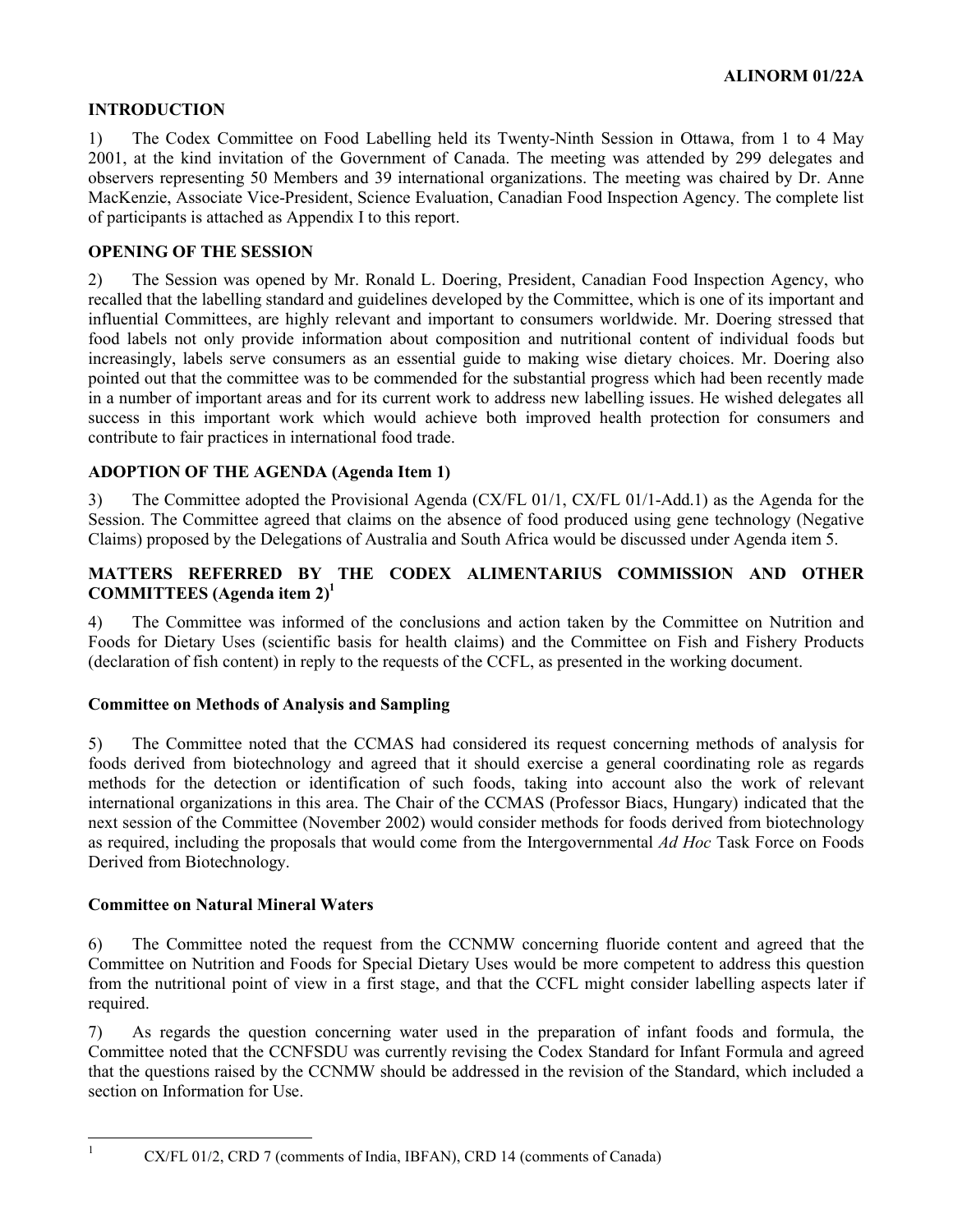## INTRODUCTION

1) The Codex Committee on Food Labelling held its Twenty-Ninth Session in Ottawa, from 1 to 4 May 2001, at the kind invitation of the Government of Canada. The meeting was attended by 299 delegates and observers representing 50 Members and 39 international organizations. The meeting was chaired by Dr. Anne MacKenzie, Associate Vice-President, Science Evaluation, Canadian Food Inspection Agency. The complete list of participants is attached as Appendix I to this report.

## OPENING OF THE SESSION

2) The Session was opened by Mr. Ronald L. Doering, President, Canadian Food Inspection Agency, who recalled that the labelling standard and guidelines developed by the Committee, which is one of its important and influential Committees, are highly relevant and important to consumers worldwide. Mr. Doering stressed that food labels not only provide information about composition and nutritional content of individual foods but increasingly, labels serve consumers as an essential guide to making wise dietary choices. Mr. Doering also pointed out that the committee was to be commended for the substantial progress which had been recently made in a number of important areas and for its current work to address new labelling issues. He wished delegates all success in this important work which would achieve both improved health protection for consumers and contribute to fair practices in international food trade.

## ADOPTION OF THE AGENDA (Agenda Item 1)

3) The Committee adopted the Provisional Agenda (CX/FL 01/1, CX/FL 01/1-Add.1) as the Agenda for the Session. The Committee agreed that claims on the absence of food produced using gene technology (Negative Claims) proposed by the Delegations of Australia and South Africa would be discussed under Agenda item 5.

## MATTERS REFERRED BY THE CODEX ALIMENTARIUS COMMISSION AND OTHER COMMITTEES (Agenda item 2)[1]

4) The Committee was informed of the conclusions and action taken by the Committee on Nutrition and Foods for Dietary Uses (scientific basis for health claims) and the Committee on Fish and Fishery Products (declaration of fish content) in reply to the requests of the CCFL, as presented in the working document.

### Committee on Methods of Analysis and Sampling

5) The Committee noted that the CCMAS had considered its request concerning methods of analysis for foods derived from biotechnology and agreed that it should exercise a general coordinating role as regards methods for the detection or identification of such foods, taking into account also the work of relevant international organizations in this area. The Chair of the CCMAS (Professor Biacs, Hungary) indicated that the next session of the Committee (November 2002) would consider methods for foods derived from biotechnology as required, including the proposals that would come from the Intergovernmental *Ad Hoc* Task Force on Foods Derived from Biotechnology.

### Committee on Natural Mineral Waters

6) The Committee noted the request from the CCNMW concerning fluoride content and agreed that the Committee on Nutrition and Foods for Special Dietary Uses would be more competent to address this question from the nutritional point of view in a first stage, and that the CCFL might consider labelling aspects later if required.

7) As regards the question concerning water used in the preparation of infant foods and formula, the Committee noted that the CCNFSDU was currently revising the Codex Standard for Infant Formula and agreed that the questions raised by the CCNMW should be addressed in the revision of the Standard, which included a section on Information for Use.

[1] CX/FL 01/2, CRD 7 (comments of India, IBFAN), CRD 14 (comments of Canada)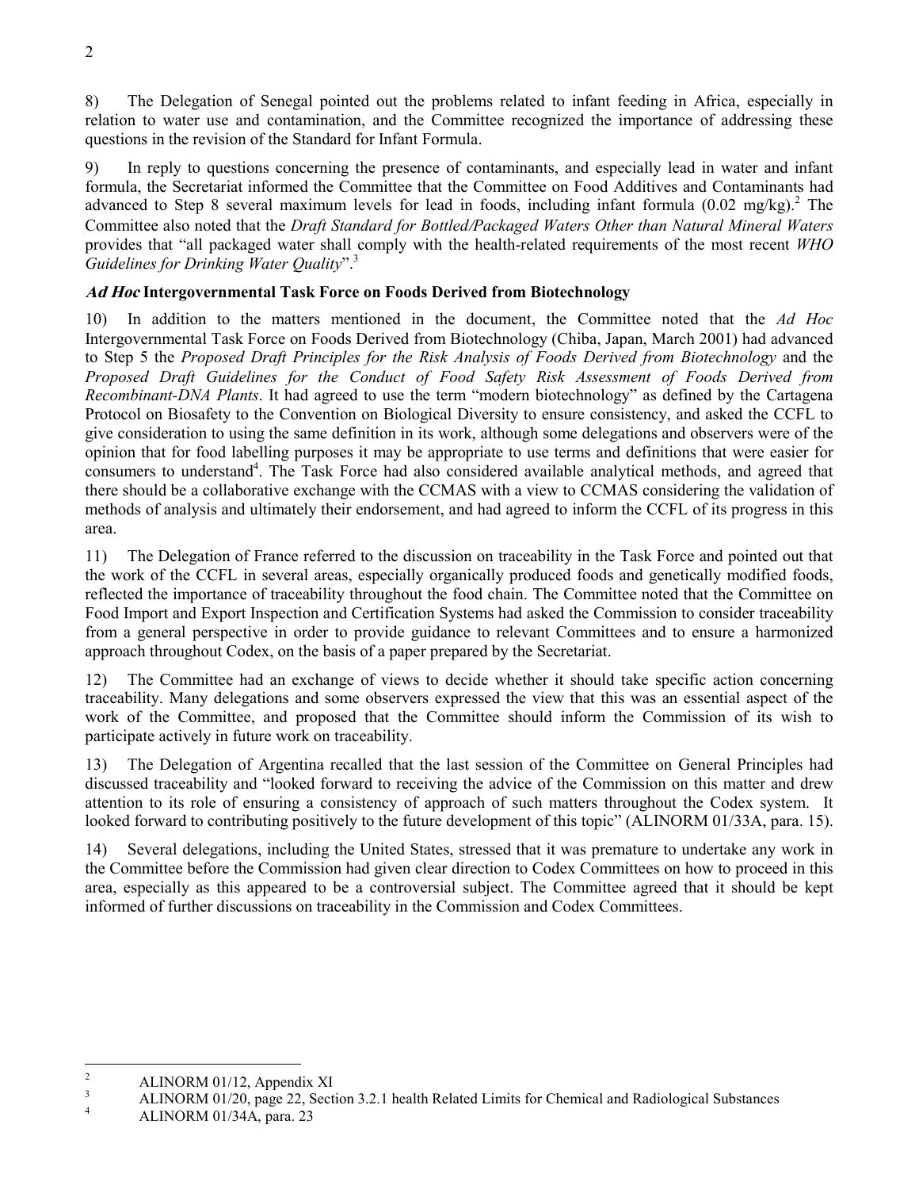8) The Delegation of Senegal pointed out the problems related to infant feeding in Africa, especially in relation to water use and contamination, and the Committee recognized the importance of addressing these questions in the revision of the Standard for Infant Formula.

9) In reply to questions concerning the presence of contaminants, and especially lead in water and infant formula, the Secretariat informed the Committee that the Committee on Food Additives and Contaminants had advanced to Step 8 several maximum levels for lead in foods, including infant formula (0.02 mg/kg).[2] The Committee also noted that the *Draft Standard for Bottled/Packaged Waters Other than Natural Mineral Waters* provides that "all packaged water shall comply with the health-related requirements of the most recent *WHO Guidelines for Drinking Water Quality*".[3]

### *Ad Hoc* Intergovernmental Task Force on Foods Derived from Biotechnology

10) In addition to the matters mentioned in the document, the Committee noted that the *Ad Hoc* Intergovernmental Task Force on Foods Derived from Biotechnology (Chiba, Japan, March 2001) had advanced to Step 5 the *Proposed Draft Principles for the Risk Analysis of Foods Derived from Biotechnology* and the *Proposed Draft Guidelines for the Conduct of Food Safety Risk Assessment of Foods Derived from Recombinant-DNA Plants*. It had agreed to use the term "modern biotechnology" as defined by the Cartagena Protocol on Biosafety to the Convention on Biological Diversity to ensure consistency, and asked the CCFL to give consideration to using the same definition in its work, although some delegations and observers were of the opinion that for food labelling purposes it may be appropriate to use terms and definitions that were easier for consumers to understand[4]. The Task Force had also considered available analytical methods, and agreed that there should be a collaborative exchange with the CCMAS with a view to CCMAS considering the validation of methods of analysis and ultimately their endorsement, and had agreed to inform the CCFL of its progress in this area.

11) The Delegation of France referred to the discussion on traceability in the Task Force and pointed out that the work of the CCFL in several areas, especially organically produced foods and genetically modified foods, reflected the importance of traceability throughout the food chain. The Committee noted that the Committee on Food Import and Export Inspection and Certification Systems had asked the Commission to consider traceability from a general perspective in order to provide guidance to relevant Committees and to ensure a harmonized approach throughout Codex, on the basis of a paper prepared by the Secretariat.

12) The Committee had an exchange of views to decide whether it should take specific action concerning traceability. Many delegations and some observers expressed the view that this was an essential aspect of the work of the Committee, and proposed that the Committee should inform the Commission of its wish to participate actively in future work on traceability.

13) The Delegation of Argentina recalled that the last session of the Committee on General Principles had discussed traceability and "looked forward to receiving the advice of the Commission on this matter and drew attention to its role of ensuring a consistency of approach of such matters throughout the Codex system. It looked forward to contributing positively to the future development of this topic" (ALINORM 01/33A, para. 15).

14) Several delegations, including the United States, stressed that it was premature to undertake any work in the Committee before the Commission had given clear direction to Codex Committees on how to proceed in this area, especially as this appeared to be a controversial subject. The Committee agreed that it should be kept informed of further discussions on traceability in the Commission and Codex Committees.

---

[2] ALINORM 01/12, Appendix XI

[3] ALINORM 01/20, page 22, Section 3.2.1 health Related Limits for Chemical and Radiological Substances

[4] ALINORM 01/34A, para. 23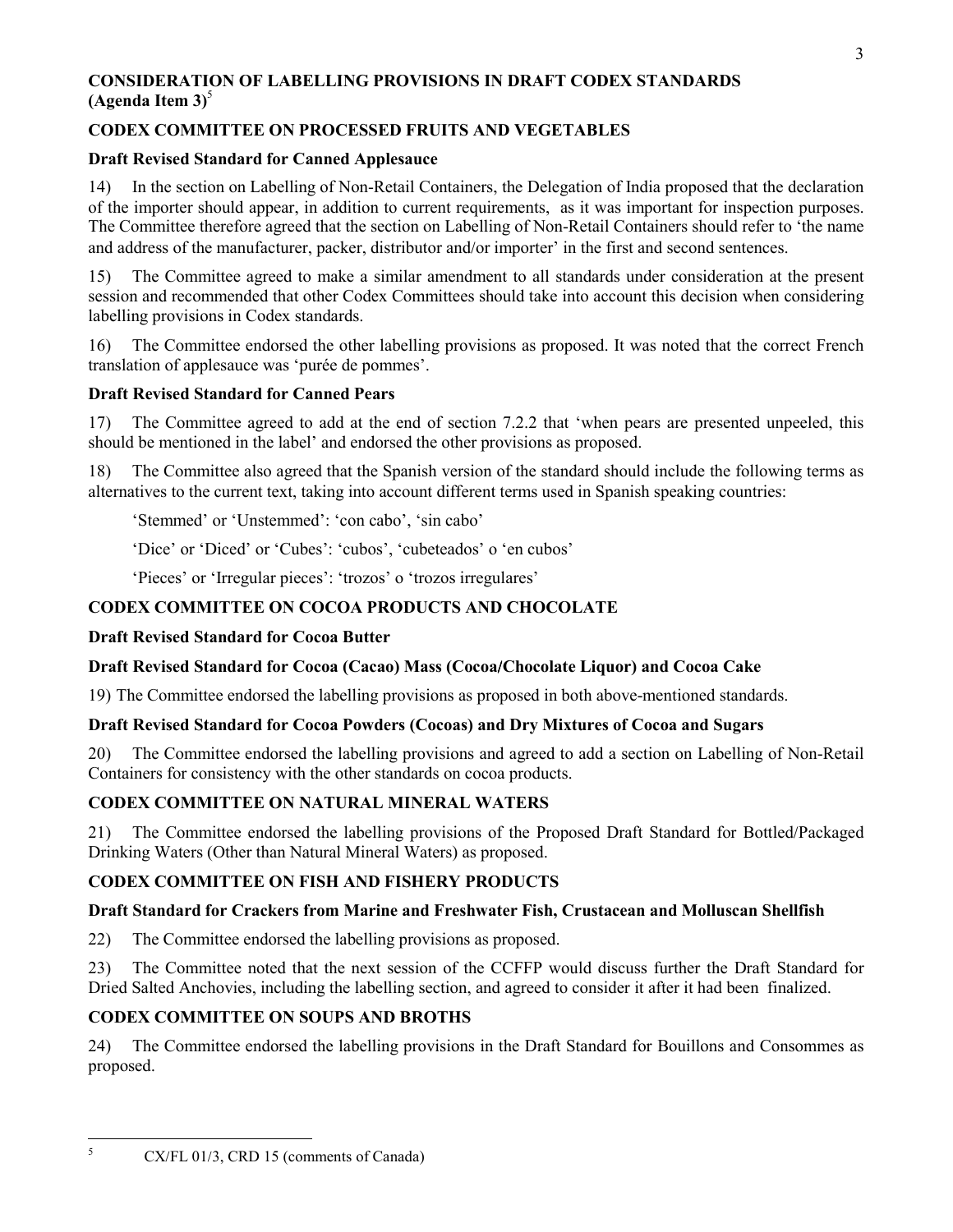## CONSIDERATION OF LABELLING PROVISIONS IN DRAFT CODEX STANDARDS (Agenda Item 3)[5]

### CODEX COMMITTEE ON PROCESSED FRUITS AND VEGETABLES

#### Draft Revised Standard for Canned Applesauce

14) In the section on Labelling of Non-Retail Containers, the Delegation of India proposed that the declaration of the importer should appear, in addition to current requirements, as it was important for inspection purposes. The Committee therefore agreed that the section on Labelling of Non-Retail Containers should refer to 'the name and address of the manufacturer, packer, distributor and/or importer' in the first and second sentences.

15) The Committee agreed to make a similar amendment to all standards under consideration at the present session and recommended that other Codex Committees should take into account this decision when considering labelling provisions in Codex standards.

16) The Committee endorsed the other labelling provisions as proposed. It was noted that the correct French translation of applesauce was 'purée de pommes'.

#### Draft Revised Standard for Canned Pears

17) The Committee agreed to add at the end of section 7.2.2 that 'when pears are presented unpeeled, this should be mentioned in the label' and endorsed the other provisions as proposed.

18) The Committee also agreed that the Spanish version of the standard should include the following terms as alternatives to the current text, taking into account different terms used in Spanish speaking countries:

'Stemmed' or 'Unstemmed': 'con cabo', 'sin cabo'

'Dice' or 'Diced' or 'Cubes': 'cubos', 'cubeteados' o 'en cubos'

'Pieces' or 'Irregular pieces': 'trozos' o 'trozos irregulares'

### CODEX COMMITTEE ON COCOA PRODUCTS AND CHOCOLATE

#### Draft Revised Standard for Cocoa Butter

#### Draft Revised Standard for Cocoa (Cacao) Mass (Cocoa/Chocolate Liquor) and Cocoa Cake

19) The Committee endorsed the labelling provisions as proposed in both above-mentioned standards.

#### Draft Revised Standard for Cocoa Powders (Cocoas) and Dry Mixtures of Cocoa and Sugars

20) The Committee endorsed the labelling provisions and agreed to add a section on Labelling of Non-Retail Containers for consistency with the other standards on cocoa products.

### CODEX COMMITTEE ON NATURAL MINERAL WATERS

21) The Committee endorsed the labelling provisions of the Proposed Draft Standard for Bottled/Packaged Drinking Waters (Other than Natural Mineral Waters) as proposed.

### CODEX COMMITTEE ON FISH AND FISHERY PRODUCTS

#### Draft Standard for Crackers from Marine and Freshwater Fish, Crustacean and Molluscan Shellfish

22) The Committee endorsed the labelling provisions as proposed.

23) The Committee noted that the next session of the CCFFP would discuss further the Draft Standard for Dried Salted Anchovies, including the labelling section, and agreed to consider it after it had been finalized.

### CODEX COMMITTEE ON SOUPS AND BROTHS

24) The Committee endorsed the labelling provisions in the Draft Standard for Bouillons and Consommes as proposed.

---

[5] CX/FL 01/3, CRD 15 (comments of Canada)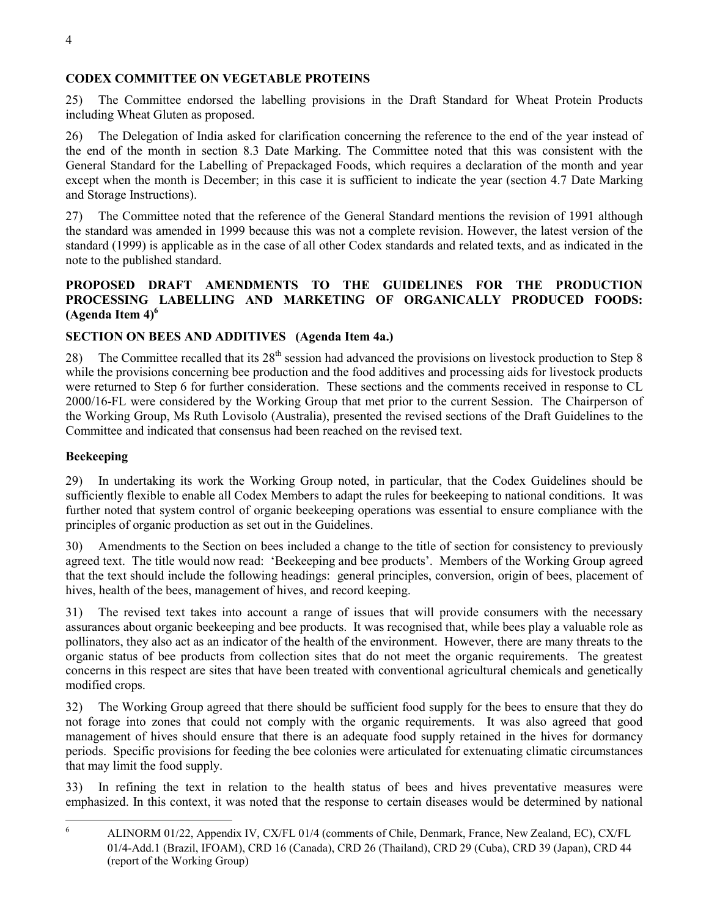## CODEX COMMITTEE ON VEGETABLE PROTEINS

25) The Committee endorsed the labelling provisions in the Draft Standard for Wheat Protein Products including Wheat Gluten as proposed.

26) The Delegation of India asked for clarification concerning the reference to the end of the year instead of the end of the month in section 8.3 Date Marking. The Committee noted that this was consistent with the General Standard for the Labelling of Prepackaged Foods, which requires a declaration of the month and year except when the month is December; in this case it is sufficient to indicate the year (section 4.7 Date Marking and Storage Instructions).

27) The Committee noted that the reference of the General Standard mentions the revision of 1991 although the standard was amended in 1999 because this was not a complete revision. However, the latest version of the standard (1999) is applicable as in the case of all other Codex standards and related texts, and as indicated in the note to the published standard.

## PROPOSED DRAFT AMENDMENTS TO THE GUIDELINES FOR THE PRODUCTION PROCESSING LABELLING AND MARKETING OF ORGANICALLY PRODUCED FOODS: (Agenda Item 4)[6]

### SECTION ON BEES AND ADDITIVES (Agenda Item 4a.)

28) The Committee recalled that its 28th session had advanced the provisions on livestock production to Step 8 while the provisions concerning bee production and the food additives and processing aids for livestock products were returned to Step 6 for further consideration. These sections and the comments received in response to CL 2000/16-FL were considered by the Working Group that met prior to the current Session. The Chairperson of the Working Group, Ms Ruth Lovisolo (Australia), presented the revised sections of the Draft Guidelines to the Committee and indicated that consensus had been reached on the revised text.

### Beekeeping

29) In undertaking its work the Working Group noted, in particular, that the Codex Guidelines should be sufficiently flexible to enable all Codex Members to adapt the rules for beekeeping to national conditions. It was further noted that system control of organic beekeeping operations was essential to ensure compliance with the principles of organic production as set out in the Guidelines.

30) Amendments to the Section on bees included a change to the title of section for consistency to previously agreed text. The title would now read: 'Beekeeping and bee products'. Members of the Working Group agreed that the text should include the following headings: general principles, conversion, origin of bees, placement of hives, health of the bees, management of hives, and record keeping.

31) The revised text takes into account a range of issues that will provide consumers with the necessary assurances about organic beekeeping and bee products. It was recognised that, while bees play a valuable role as pollinators, they also act as an indicator of the health of the environment. However, there are many threats to the organic status of bee products from collection sites that do not meet the organic requirements. The greatest concerns in this respect are sites that have been treated with conventional agricultural chemicals and genetically modified crops.

32) The Working Group agreed that there should be sufficient food supply for the bees to ensure that they do not forage into zones that could not comply with the organic requirements. It was also agreed that good management of hives should ensure that there is an adequate food supply retained in the hives for dormancy periods. Specific provisions for feeding the bee colonies were articulated for extenuating climatic circumstances that may limit the food supply.

33) In refining the text in relation to the health status of bees and hives preventative measures were emphasized. In this context, it was noted that the response to certain diseases would be determined by national

[6] ALINORM 01/22, Appendix IV, CX/FL 01/4 (comments of Chile, Denmark, France, New Zealand, EC), CX/FL 01/4-Add.1 (Brazil, IFOAM), CRD 16 (Canada), CRD 26 (Thailand), CRD 29 (Cuba), CRD 39 (Japan), CRD 44 (report of the Working Group)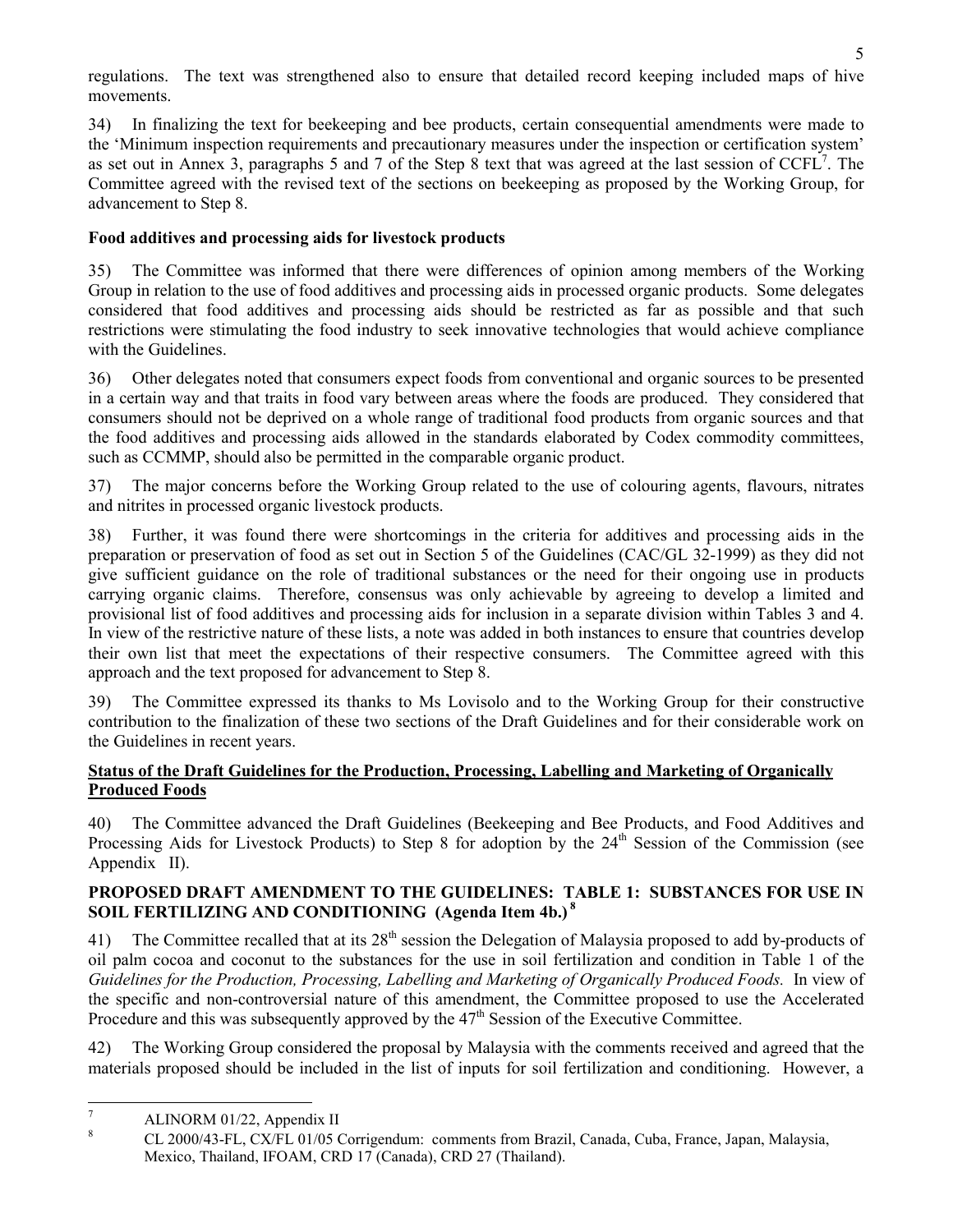regulations. The text was strengthened also to ensure that detailed record keeping included maps of hive movements.

34) In finalizing the text for beekeeping and bee products, certain consequential amendments were made to the 'Minimum inspection requirements and precautionary measures under the inspection or certification system' as set out in Annex 3, paragraphs 5 and 7 of the Step 8 text that was agreed at the last session of CCFL[7]. The Committee agreed with the revised text of the sections on beekeeping as proposed by the Working Group, for advancement to Step 8.

**Food additives and processing aids for livestock products**

35) The Committee was informed that there were differences of opinion among members of the Working Group in relation to the use of food additives and processing aids in processed organic products. Some delegates considered that food additives and processing aids should be restricted as far as possible and that such restrictions were stimulating the food industry to seek innovative technologies that would achieve compliance with the Guidelines.

36) Other delegates noted that consumers expect foods from conventional and organic sources to be presented in a certain way and that traits in food vary between areas where the foods are produced. They considered that consumers should not be deprived on a whole range of traditional food products from organic sources and that the food additives and processing aids allowed in the standards elaborated by Codex commodity committees, such as CCMMP, should also be permitted in the comparable organic product.

37) The major concerns before the Working Group related to the use of colouring agents, flavours, nitrates and nitrites in processed organic livestock products.

38) Further, it was found there were shortcomings in the criteria for additives and processing aids in the preparation or preservation of food as set out in Section 5 of the Guidelines (CAC/GL 32-1999) as they did not give sufficient guidance on the role of traditional substances or the need for their ongoing use in products carrying organic claims. Therefore, consensus was only achievable by agreeing to develop a limited and provisional list of food additives and processing aids for inclusion in a separate division within Tables 3 and 4. In view of the restrictive nature of these lists, a note was added in both instances to ensure that countries develop their own list that meet the expectations of their respective consumers. The Committee agreed with this approach and the text proposed for advancement to Step 8.

39) The Committee expressed its thanks to Ms Lovisolo and to the Working Group for their constructive contribution to the finalization of these two sections of the Draft Guidelines and for their considerable work on the Guidelines in recent years.

**Status of the Draft Guidelines for the Production, Processing, Labelling and Marketing of Organically Produced Foods**

40) The Committee advanced the Draft Guidelines (Beekeeping and Bee Products, and Food Additives and Processing Aids for Livestock Products) to Step 8 for adoption by the 24[th] Session of the Commission (see Appendix II).

**PROPOSED DRAFT AMENDMENT TO THE GUIDELINES: TABLE 1: SUBSTANCES FOR USE IN SOIL FERTILIZING AND CONDITIONING (Agenda Item 4b.)[8]**

41) The Committee recalled that at its 28[th] session the Delegation of Malaysia proposed to add by-products of oil palm cocoa and coconut to the substances for the use in soil fertilization and condition in Table 1 of the *Guidelines for the Production, Processing, Labelling and Marketing of Organically Produced Foods.* In view of the specific and non-controversial nature of this amendment, the Committee proposed to use the Accelerated Procedure and this was subsequently approved by the 47[th] Session of the Executive Committee.

42) The Working Group considered the proposal by Malaysia with the comments received and agreed that the materials proposed should be included in the list of inputs for soil fertilization and conditioning. However, a

---

[7] ALINORM 01/22, Appendix II

[8] CL 2000/43-FL, CX/FL 01/05 Corrigendum: comments from Brazil, Canada, Cuba, France, Japan, Malaysia, Mexico, Thailand, IFOAM, CRD 17 (Canada), CRD 27 (Thailand).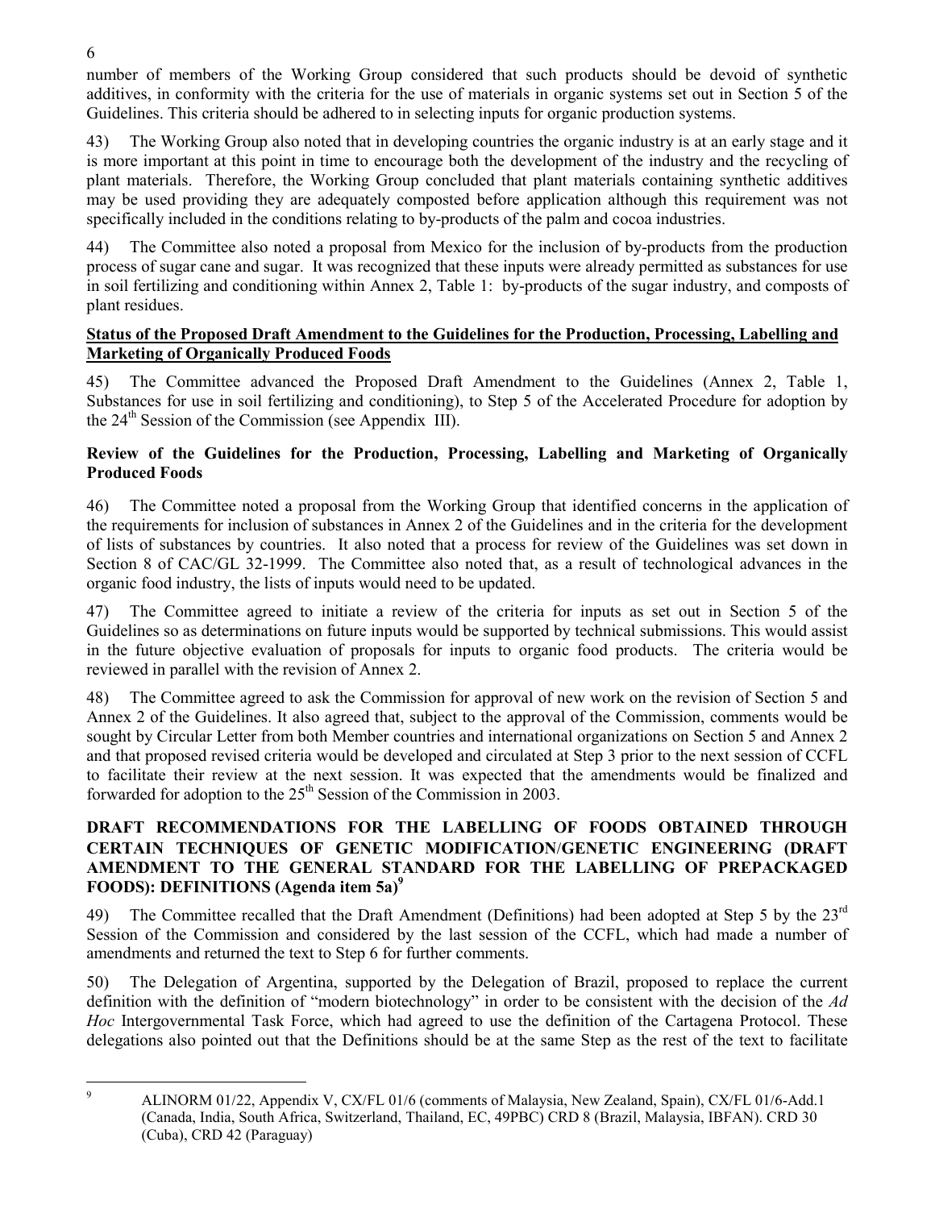number of members of the Working Group considered that such products should be devoid of synthetic additives, in conformity with the criteria for the use of materials in organic systems set out in Section 5 of the Guidelines. This criteria should be adhered to in selecting inputs for organic production systems.

43) The Working Group also noted that in developing countries the organic industry is at an early stage and it is more important at this point in time to encourage both the development of the industry and the recycling of plant materials. Therefore, the Working Group concluded that plant materials containing synthetic additives may be used providing they are adequately composted before application although this requirement was not specifically included in the conditions relating to by-products of the palm and cocoa industries.

44) The Committee also noted a proposal from Mexico for the inclusion of by-products from the production process of sugar cane and sugar. It was recognized that these inputs were already permitted as substances for use in soil fertilizing and conditioning within Annex 2, Table 1: by-products of the sugar industry, and composts of plant residues.

**Status of the Proposed Draft Amendment to the Guidelines for the Production, Processing, Labelling and Marketing of Organically Produced Foods**

45) The Committee advanced the Proposed Draft Amendment to the Guidelines (Annex 2, Table 1, Substances for use in soil fertilizing and conditioning), to Step 5 of the Accelerated Procedure for adoption by the 24th Session of the Commission (see Appendix III).

**Review of the Guidelines for the Production, Processing, Labelling and Marketing of Organically Produced Foods**

46) The Committee noted a proposal from the Working Group that identified concerns in the application of the requirements for inclusion of substances in Annex 2 of the Guidelines and in the criteria for the development of lists of substances by countries. It also noted that a process for review of the Guidelines was set down in Section 8 of CAC/GL 32-1999. The Committee also noted that, as a result of technological advances in the organic food industry, the lists of inputs would need to be updated.

47) The Committee agreed to initiate a review of the criteria for inputs as set out in Section 5 of the Guidelines so as determinations on future inputs would be supported by technical submissions. This would assist in the future objective evaluation of proposals for inputs to organic food products. The criteria would be reviewed in parallel with the revision of Annex 2.

48) The Committee agreed to ask the Commission for approval of new work on the revision of Section 5 and Annex 2 of the Guidelines. It also agreed that, subject to the approval of the Commission, comments would be sought by Circular Letter from both Member countries and international organizations on Section 5 and Annex 2 and that proposed revised criteria would be developed and circulated at Step 3 prior to the next session of CCFL to facilitate their review at the next session. It was expected that the amendments would be finalized and forwarded for adoption to the 25th Session of the Commission in 2003.

## DRAFT RECOMMENDATIONS FOR THE LABELLING OF FOODS OBTAINED THROUGH CERTAIN TECHNIQUES OF GENETIC MODIFICATION/GENETIC ENGINEERING (DRAFT AMENDMENT TO THE GENERAL STANDARD FOR THE LABELLING OF PREPACKAGED FOODS): DEFINITIONS (Agenda item 5a)[9]

49) The Committee recalled that the Draft Amendment (Definitions) had been adopted at Step 5 by the 23rd Session of the Commission and considered by the last session of the CCFL, which had made a number of amendments and returned the text to Step 6 for further comments.

50) The Delegation of Argentina, supported by the Delegation of Brazil, proposed to replace the current definition with the definition of "modern biotechnology" in order to be consistent with the decision of the *Ad Hoc* Intergovernmental Task Force, which had agreed to use the definition of the Cartagena Protocol. These delegations also pointed out that the Definitions should be at the same Step as the rest of the text to facilitate

---

[9] ALINORM 01/22, Appendix V, CX/FL 01/6 (comments of Malaysia, New Zealand, Spain), CX/FL 01/6-Add.1 (Canada, India, South Africa, Switzerland, Thailand, EC, 49PBC) CRD 8 (Brazil, Malaysia, IBFAN). CRD 30 (Cuba), CRD 42 (Paraguay)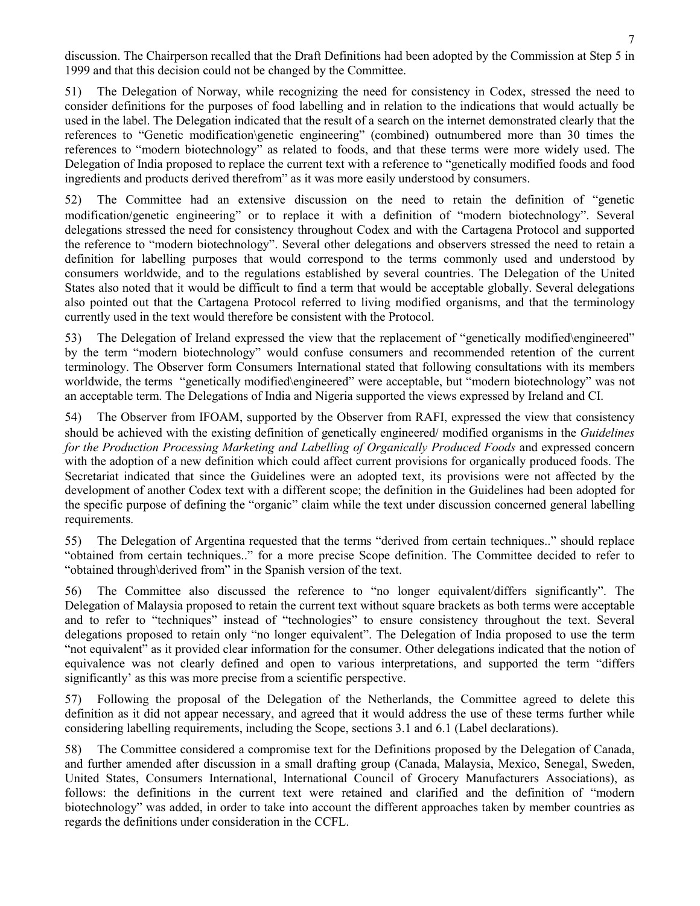discussion. The Chairperson recalled that the Draft Definitions had been adopted by the Commission at Step 5 in 1999 and that this decision could not be changed by the Committee.

51) The Delegation of Norway, while recognizing the need for consistency in Codex, stressed the need to consider definitions for the purposes of food labelling and in relation to the indications that would actually be used in the label. The Delegation indicated that the result of a search on the internet demonstrated clearly that the references to "Genetic modification\genetic engineering" (combined) outnumbered more than 30 times the references to "modern biotechnology" as related to foods, and that these terms were more widely used. The Delegation of India proposed to replace the current text with a reference to "genetically modified foods and food ingredients and products derived therefrom" as it was more easily understood by consumers.

52) The Committee had an extensive discussion on the need to retain the definition of "genetic modification/genetic engineering" or to replace it with a definition of "modern biotechnology". Several delegations stressed the need for consistency throughout Codex and with the Cartagena Protocol and supported the reference to "modern biotechnology". Several other delegations and observers stressed the need to retain a definition for labelling purposes that would correspond to the terms commonly used and understood by consumers worldwide, and to the regulations established by several countries. The Delegation of the United States also noted that it would be difficult to find a term that would be acceptable globally. Several delegations also pointed out that the Cartagena Protocol referred to living modified organisms, and that the terminology currently used in the text would therefore be consistent with the Protocol.

53) The Delegation of Ireland expressed the view that the replacement of "genetically modified\engineered" by the term "modern biotechnology" would confuse consumers and recommended retention of the current terminology. The Observer form Consumers International stated that following consultations with its members worldwide, the terms "genetically modified\engineered" were acceptable, but "modern biotechnology" was not an acceptable term. The Delegations of India and Nigeria supported the views expressed by Ireland and CI.

54) The Observer from IFOAM, supported by the Observer from RAFI, expressed the view that consistency should be achieved with the existing definition of genetically engineered/ modified organisms in the *Guidelines for the Production Processing Marketing and Labelling of Organically Produced Foods* and expressed concern with the adoption of a new definition which could affect current provisions for organically produced foods. The Secretariat indicated that since the Guidelines were an adopted text, its provisions were not affected by the development of another Codex text with a different scope; the definition in the Guidelines had been adopted for the specific purpose of defining the "organic" claim while the text under discussion concerned general labelling requirements.

55) The Delegation of Argentina requested that the terms "derived from certain techniques.." should replace "obtained from certain techniques.." for a more precise Scope definition. The Committee decided to refer to "obtained through\derived from" in the Spanish version of the text.

56) The Committee also discussed the reference to "no longer equivalent/differs significantly". The Delegation of Malaysia proposed to retain the current text without square brackets as both terms were acceptable and to refer to "techniques" instead of "technologies" to ensure consistency throughout the text. Several delegations proposed to retain only "no longer equivalent". The Delegation of India proposed to use the term "not equivalent" as it provided clear information for the consumer. Other delegations indicated that the notion of equivalence was not clearly defined and open to various interpretations, and supported the term "differs significantly' as this was more precise from a scientific perspective.

57) Following the proposal of the Delegation of the Netherlands, the Committee agreed to delete this definition as it did not appear necessary, and agreed that it would address the use of these terms further while considering labelling requirements, including the Scope, sections 3.1 and 6.1 (Label declarations).

58) The Committee considered a compromise text for the Definitions proposed by the Delegation of Canada, and further amended after discussion in a small drafting group (Canada, Malaysia, Mexico, Senegal, Sweden, United States, Consumers International, International Council of Grocery Manufacturers Associations), as follows: the definitions in the current text were retained and clarified and the definition of "modern biotechnology" was added, in order to take into account the different approaches taken by member countries as regards the definitions under consideration in the CCFL.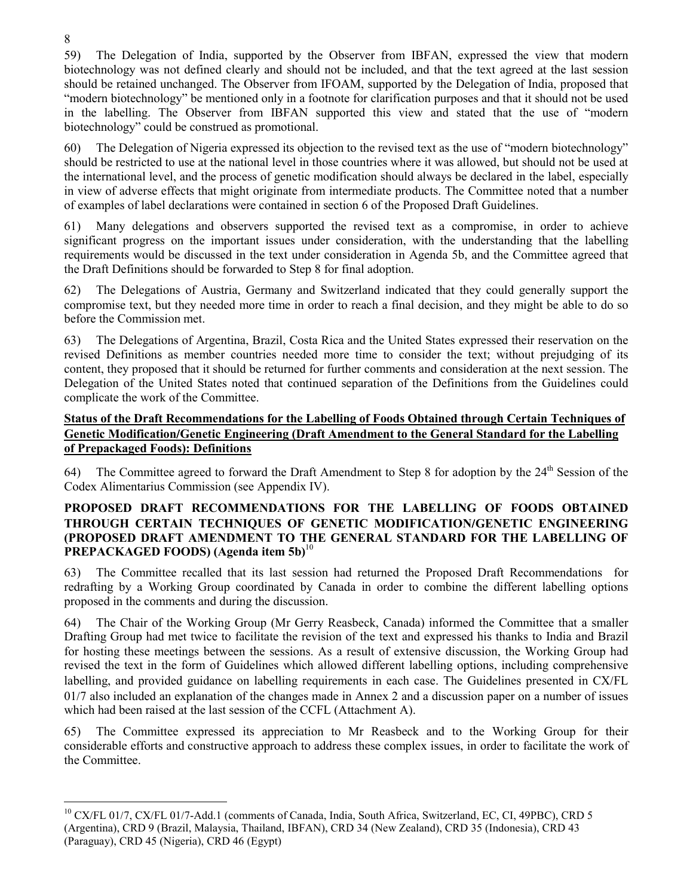59) The Delegation of India, supported by the Observer from IBFAN, expressed the view that modern biotechnology was not defined clearly and should not be included, and that the text agreed at the last session should be retained unchanged. The Observer from IFOAM, supported by the Delegation of India, proposed that "modern biotechnology" be mentioned only in a footnote for clarification purposes and that it should not be used in the labelling. The Observer from IBFAN supported this view and stated that the use of "modern biotechnology" could be construed as promotional.

60) The Delegation of Nigeria expressed its objection to the revised text as the use of "modern biotechnology" should be restricted to use at the national level in those countries where it was allowed, but should not be used at the international level, and the process of genetic modification should always be declared in the label, especially in view of adverse effects that might originate from intermediate products. The Committee noted that a number of examples of label declarations were contained in section 6 of the Proposed Draft Guidelines.

61) Many delegations and observers supported the revised text as a compromise, in order to achieve significant progress on the important issues under consideration, with the understanding that the labelling requirements would be discussed in the text under consideration in Agenda 5b, and the Committee agreed that the Draft Definitions should be forwarded to Step 8 for final adoption.

62) The Delegations of Austria, Germany and Switzerland indicated that they could generally support the compromise text, but they needed more time in order to reach a final decision, and they might be able to do so before the Commission met.

63) The Delegations of Argentina, Brazil, Costa Rica and the United States expressed their reservation on the revised Definitions as member countries needed more time to consider the text; without prejudging of its content, they proposed that it should be returned for further comments and consideration at the next session. The Delegation of the United States noted that continued separation of the Definitions from the Guidelines could complicate the work of the Committee.

**Status of the Draft Recommendations for the Labelling of Foods Obtained through Certain Techniques of Genetic Modification/Genetic Engineering (Draft Amendment to the General Standard for the Labelling of Prepackaged Foods): Definitions**

64) The Committee agreed to forward the Draft Amendment to Step 8 for adoption by the 24th Session of the Codex Alimentarius Commission (see Appendix IV).

## PROPOSED DRAFT RECOMMENDATIONS FOR THE LABELLING OF FOODS OBTAINED THROUGH CERTAIN TECHNIQUES OF GENETIC MODIFICATION/GENETIC ENGINEERING (PROPOSED DRAFT AMENDMENT TO THE GENERAL STANDARD FOR THE LABELLING OF PREPACKAGED FOODS) (Agenda item 5b)[10]

63) The Committee recalled that its last session had returned the Proposed Draft Recommendations for redrafting by a Working Group coordinated by Canada in order to combine the different labelling options proposed in the comments and during the discussion.

64) The Chair of the Working Group (Mr Gerry Reasbeck, Canada) informed the Committee that a smaller Drafting Group had met twice to facilitate the revision of the text and expressed his thanks to India and Brazil for hosting these meetings between the sessions. As a result of extensive discussion, the Working Group had revised the text in the form of Guidelines which allowed different labelling options, including comprehensive labelling, and provided guidance on labelling requirements in each case. The Guidelines presented in CX/FL 01/7 also included an explanation of the changes made in Annex 2 and a discussion paper on a number of issues which had been raised at the last session of the CCFL (Attachment A).

65) The Committee expressed its appreciation to Mr Reasbeck and to the Working Group for their considerable efforts and constructive approach to address these complex issues, in order to facilitate the work of the Committee.

[10] CX/FL 01/7, CX/FL 01/7-Add.1 (comments of Canada, India, South Africa, Switzerland, EC, CI, 49PBC), CRD 5 (Argentina), CRD 9 (Brazil, Malaysia, Thailand, IBFAN), CRD 34 (New Zealand), CRD 35 (Indonesia), CRD 43 (Paraguay), CRD 45 (Nigeria), CRD 46 (Egypt)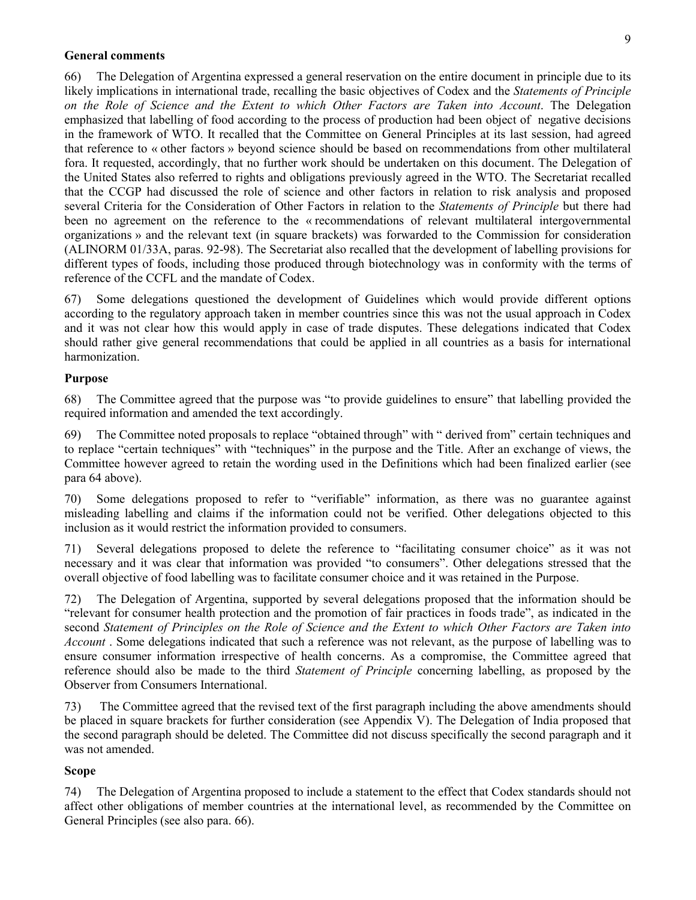### General comments

66) The Delegation of Argentina expressed a general reservation on the entire document in principle due to its likely implications in international trade, recalling the basic objectives of Codex and the *Statements of Principle on the Role of Science and the Extent to which Other Factors are Taken into Account*. The Delegation emphasized that labelling of food according to the process of production had been object of negative decisions in the framework of WTO. It recalled that the Committee on General Principles at its last session, had agreed that reference to « other factors » beyond science should be based on recommendations from other multilateral fora. It requested, accordingly, that no further work should be undertaken on this document. The Delegation of the United States also referred to rights and obligations previously agreed in the WTO. The Secretariat recalled that the CCGP had discussed the role of science and other factors in relation to risk analysis and proposed several Criteria for the Consideration of Other Factors in relation to the *Statements of Principle* but there had been no agreement on the reference to the « recommendations of relevant multilateral intergovernmental organizations » and the relevant text (in square brackets) was forwarded to the Commission for consideration (ALINORM 01/33A, paras. 92-98). The Secretariat also recalled that the development of labelling provisions for different types of foods, including those produced through biotechnology was in conformity with the terms of reference of the CCFL and the mandate of Codex.

67) Some delegations questioned the development of Guidelines which would provide different options according to the regulatory approach taken in member countries since this was not the usual approach in Codex and it was not clear how this would apply in case of trade disputes. These delegations indicated that Codex should rather give general recommendations that could be applied in all countries as a basis for international harmonization.

### Purpose

68) The Committee agreed that the purpose was "to provide guidelines to ensure" that labelling provided the required information and amended the text accordingly.

69) The Committee noted proposals to replace "obtained through" with " derived from" certain techniques and to replace "certain techniques" with "techniques" in the purpose and the Title. After an exchange of views, the Committee however agreed to retain the wording used in the Definitions which had been finalized earlier (see para 64 above).

70) Some delegations proposed to refer to "verifiable" information, as there was no guarantee against misleading labelling and claims if the information could not be verified. Other delegations objected to this inclusion as it would restrict the information provided to consumers.

71) Several delegations proposed to delete the reference to "facilitating consumer choice" as it was not necessary and it was clear that information was provided "to consumers". Other delegations stressed that the overall objective of food labelling was to facilitate consumer choice and it was retained in the Purpose.

72) The Delegation of Argentina, supported by several delegations proposed that the information should be "relevant for consumer health protection and the promotion of fair practices in foods trade", as indicated in the second *Statement of Principles on the Role of Science and the Extent to which Other Factors are Taken into Account* . Some delegations indicated that such a reference was not relevant, as the purpose of labelling was to ensure consumer information irrespective of health concerns. As a compromise, the Committee agreed that reference should also be made to the third *Statement of Principle* concerning labelling, as proposed by the Observer from Consumers International.

73) The Committee agreed that the revised text of the first paragraph including the above amendments should be placed in square brackets for further consideration (see Appendix V). The Delegation of India proposed that the second paragraph should be deleted. The Committee did not discuss specifically the second paragraph and it was not amended.

### Scope

74) The Delegation of Argentina proposed to include a statement to the effect that Codex standards should not affect other obligations of member countries at the international level, as recommended by the Committee on General Principles (see also para. 66).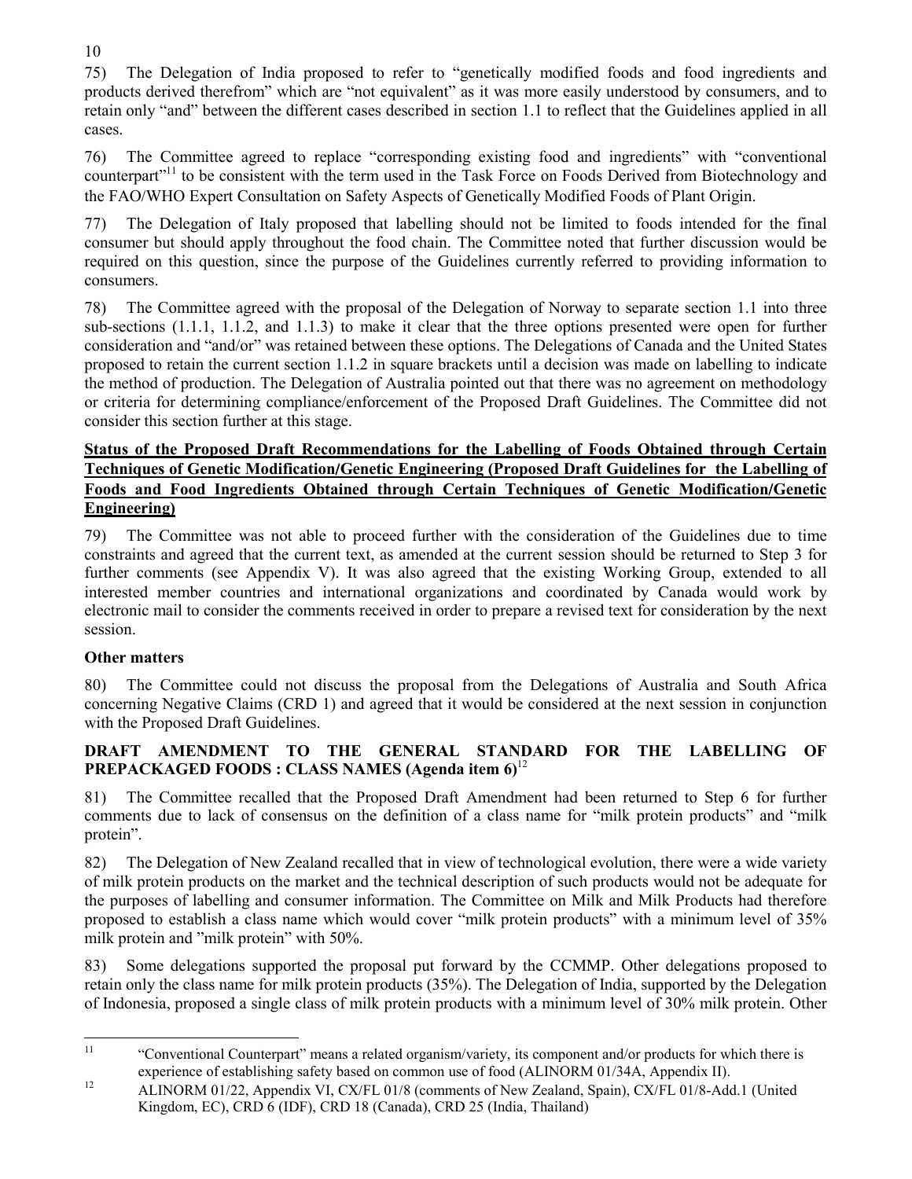75) The Delegation of India proposed to refer to "genetically modified foods and food ingredients and products derived therefrom" which are "not equivalent" as it was more easily understood by consumers, and to retain only "and" between the different cases described in section 1.1 to reflect that the Guidelines applied in all cases.

76) The Committee agreed to replace "corresponding existing food and ingredients" with "conventional counterpart"[11] to be consistent with the term used in the Task Force on Foods Derived from Biotechnology and the FAO/WHO Expert Consultation on Safety Aspects of Genetically Modified Foods of Plant Origin.

77) The Delegation of Italy proposed that labelling should not be limited to foods intended for the final consumer but should apply throughout the food chain. The Committee noted that further discussion would be required on this question, since the purpose of the Guidelines currently referred to providing information to consumers.

78) The Committee agreed with the proposal of the Delegation of Norway to separate section 1.1 into three sub-sections (1.1.1, 1.1.2, and 1.1.3) to make it clear that the three options presented were open for further consideration and "and/or" was retained between these options. The Delegations of Canada and the United States proposed to retain the current section 1.1.2 in square brackets until a decision was made on labelling to indicate the method of production. The Delegation of Australia pointed out that there was no agreement on methodology or criteria for determining compliance/enforcement of the Proposed Draft Guidelines. The Committee did not consider this section further at this stage.

**Status of the Proposed Draft Recommendations for the Labelling of Foods Obtained through Certain Techniques of Genetic Modification/Genetic Engineering (Proposed Draft Guidelines for the Labelling of Foods and Food Ingredients Obtained through Certain Techniques of Genetic Modification/Genetic Engineering)**

79) The Committee was not able to proceed further with the consideration of the Guidelines due to time constraints and agreed that the current text, as amended at the current session should be returned to Step 3 for further comments (see Appendix V). It was also agreed that the existing Working Group, extended to all interested member countries and international organizations and coordinated by Canada would work by electronic mail to consider the comments received in order to prepare a revised text for consideration by the next session.

**Other matters**

80) The Committee could not discuss the proposal from the Delegations of Australia and South Africa concerning Negative Claims (CRD 1) and agreed that it would be considered at the next session in conjunction with the Proposed Draft Guidelines.

## DRAFT AMENDMENT TO THE GENERAL STANDARD FOR THE LABELLING OF PREPACKAGED FOODS : CLASS NAMES (Agenda item 6)[12]

81) The Committee recalled that the Proposed Draft Amendment had been returned to Step 6 for further comments due to lack of consensus on the definition of a class name for "milk protein products" and "milk protein".

82) The Delegation of New Zealand recalled that in view of technological evolution, there were a wide variety of milk protein products on the market and the technical description of such products would not be adequate for the purposes of labelling and consumer information. The Committee on Milk and Milk Products had therefore proposed to establish a class name which would cover "milk protein products" with a minimum level of 35% milk protein and "milk protein" with 50%.

83) Some delegations supported the proposal put forward by the CCMMP. Other delegations proposed to retain only the class name for milk protein products (35%). The Delegation of India, supported by the Delegation of Indonesia, proposed a single class of milk protein products with a minimum level of 30% milk protein. Other

---

[11] "Conventional Counterpart" means a related organism/variety, its component and/or products for which there is experience of establishing safety based on common use of food (ALINORM 01/34A, Appendix II).

[12] ALINORM 01/22, Appendix VI, CX/FL 01/8 (comments of New Zealand, Spain), CX/FL 01/8-Add.1 (United Kingdom, EC), CRD 6 (IDF), CRD 18 (Canada), CRD 25 (India, Thailand)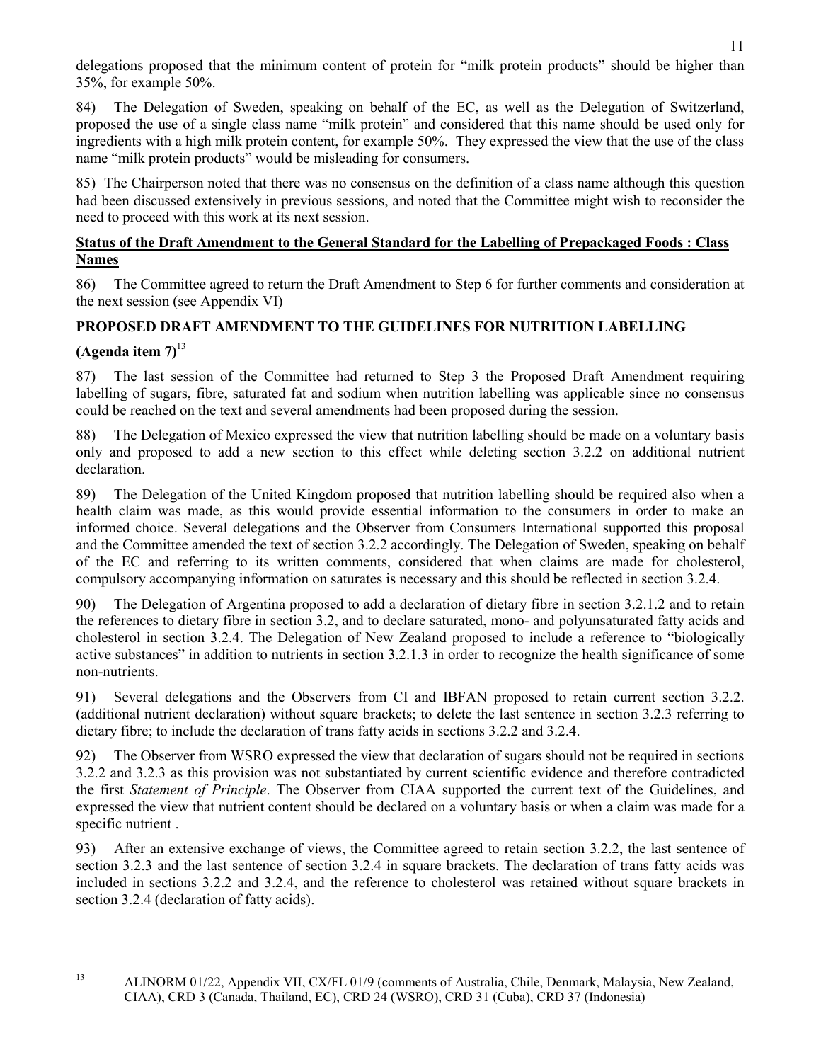delegations proposed that the minimum content of protein for "milk protein products" should be higher than 35%, for example 50%.

84) The Delegation of Sweden, speaking on behalf of the EC, as well as the Delegation of Switzerland, proposed the use of a single class name "milk protein" and considered that this name should be used only for ingredients with a high milk protein content, for example 50%. They expressed the view that the use of the class name "milk protein products" would be misleading for consumers.

85) The Chairperson noted that there was no consensus on the definition of a class name although this question had been discussed extensively in previous sessions, and noted that the Committee might wish to reconsider the need to proceed with this work at its next session.

**Status of the Draft Amendment to the General Standard for the Labelling of Prepackaged Foods : Class Names**

86) The Committee agreed to return the Draft Amendment to Step 6 for further comments and consideration at the next session (see Appendix VI)

## PROPOSED DRAFT AMENDMENT TO THE GUIDELINES FOR NUTRITION LABELLING (Agenda item 7)[13]

87) The last session of the Committee had returned to Step 3 the Proposed Draft Amendment requiring labelling of sugars, fibre, saturated fat and sodium when nutrition labelling was applicable since no consensus could be reached on the text and several amendments had been proposed during the session.

88) The Delegation of Mexico expressed the view that nutrition labelling should be made on a voluntary basis only and proposed to add a new section to this effect while deleting section 3.2.2 on additional nutrient declaration.

89) The Delegation of the United Kingdom proposed that nutrition labelling should be required also when a health claim was made, as this would provide essential information to the consumers in order to make an informed choice. Several delegations and the Observer from Consumers International supported this proposal and the Committee amended the text of section 3.2.2 accordingly. The Delegation of Sweden, speaking on behalf of the EC and referring to its written comments, considered that when claims are made for cholesterol, compulsory accompanying information on saturates is necessary and this should be reflected in section 3.2.4.

90) The Delegation of Argentina proposed to add a declaration of dietary fibre in section 3.2.1.2 and to retain the references to dietary fibre in section 3.2, and to declare saturated, mono- and polyunsaturated fatty acids and cholesterol in section 3.2.4. The Delegation of New Zealand proposed to include a reference to "biologically active substances" in addition to nutrients in section 3.2.1.3 in order to recognize the health significance of some non-nutrients.

91) Several delegations and the Observers from CI and IBFAN proposed to retain current section 3.2.2. (additional nutrient declaration) without square brackets; to delete the last sentence in section 3.2.3 referring to dietary fibre; to include the declaration of trans fatty acids in sections 3.2.2 and 3.2.4.

92) The Observer from WSRO expressed the view that declaration of sugars should not be required in sections 3.2.2 and 3.2.3 as this provision was not substantiated by current scientific evidence and therefore contradicted the first *Statement of Principle*. The Observer from CIAA supported the current text of the Guidelines, and expressed the view that nutrient content should be declared on a voluntary basis or when a claim was made for a specific nutrient .

93) After an extensive exchange of views, the Committee agreed to retain section 3.2.2, the last sentence of section 3.2.3 and the last sentence of section 3.2.4 in square brackets. The declaration of trans fatty acids was included in sections 3.2.2 and 3.2.4, and the reference to cholesterol was retained without square brackets in section 3.2.4 (declaration of fatty acids).

---

[13] ALINORM 01/22, Appendix VII, CX/FL 01/9 (comments of Australia, Chile, Denmark, Malaysia, New Zealand, CIAA), CRD 3 (Canada, Thailand, EC), CRD 24 (WSRO), CRD 31 (Cuba), CRD 37 (Indonesia)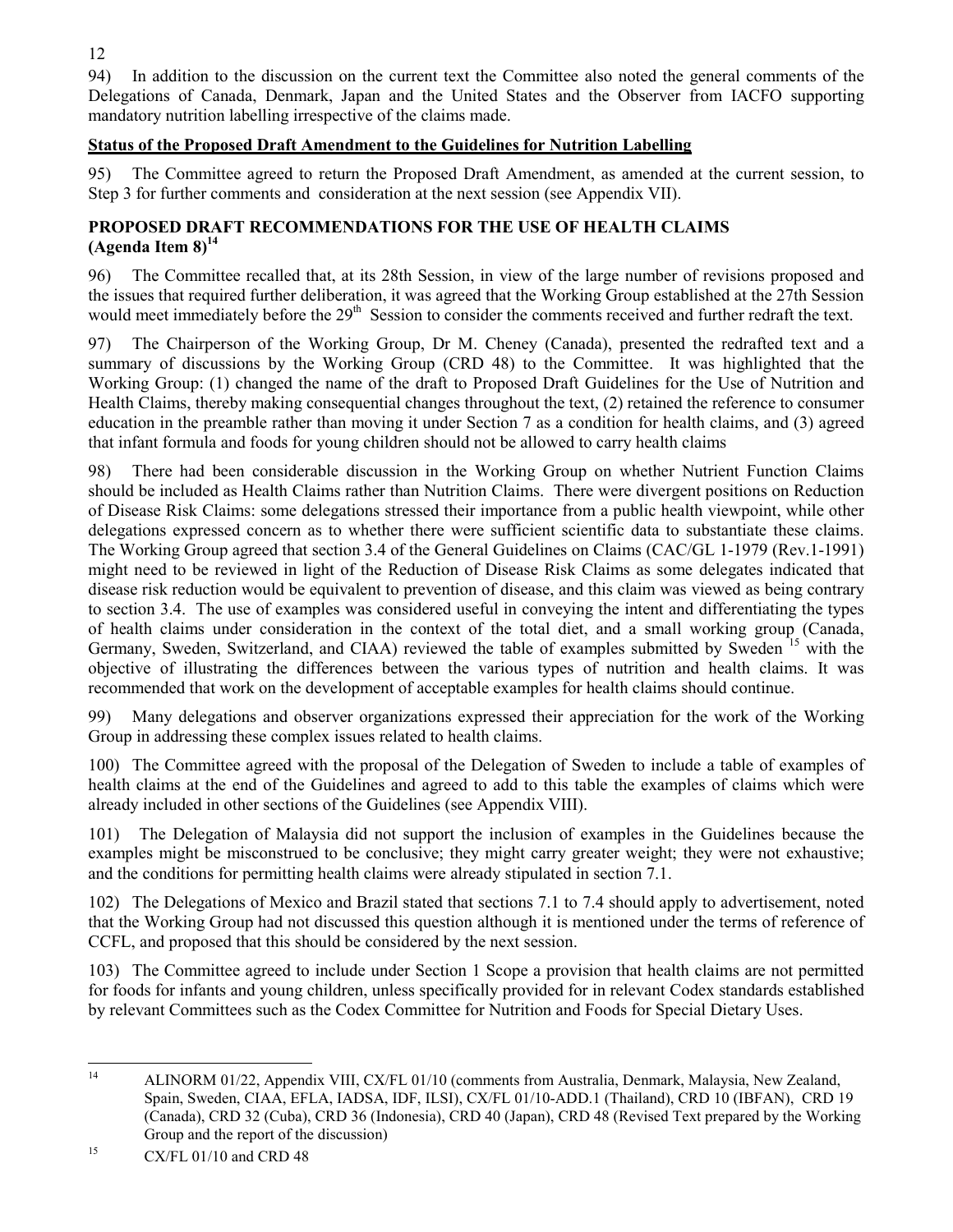94) In addition to the discussion on the current text the Committee also noted the general comments of the Delegations of Canada, Denmark, Japan and the United States and the Observer from IACFO supporting mandatory nutrition labelling irrespective of the claims made.

**Status of the Proposed Draft Amendment to the Guidelines for Nutrition Labelling**

95) The Committee agreed to return the Proposed Draft Amendment, as amended at the current session, to Step 3 for further comments and consideration at the next session (see Appendix VII).

## PROPOSED DRAFT RECOMMENDATIONS FOR THE USE OF HEALTH CLAIMS (Agenda Item 8)[14]

96) The Committee recalled that, at its 28th Session, in view of the large number of revisions proposed and the issues that required further deliberation, it was agreed that the Working Group established at the 27th Session would meet immediately before the 29th Session to consider the comments received and further redraft the text.

97) The Chairperson of the Working Group, Dr M. Cheney (Canada), presented the redrafted text and a summary of discussions by the Working Group (CRD 48) to the Committee. It was highlighted that the Working Group: (1) changed the name of the draft to Proposed Draft Guidelines for the Use of Nutrition and Health Claims, thereby making consequential changes throughout the text, (2) retained the reference to consumer education in the preamble rather than moving it under Section 7 as a condition for health claims, and (3) agreed that infant formula and foods for young children should not be allowed to carry health claims

98) There had been considerable discussion in the Working Group on whether Nutrient Function Claims should be included as Health Claims rather than Nutrition Claims. There were divergent positions on Reduction of Disease Risk Claims: some delegations stressed their importance from a public health viewpoint, while other delegations expressed concern as to whether there were sufficient scientific data to substantiate these claims. The Working Group agreed that section 3.4 of the General Guidelines on Claims (CAC/GL 1-1979 (Rev.1-1991) might need to be reviewed in light of the Reduction of Disease Risk Claims as some delegates indicated that disease risk reduction would be equivalent to prevention of disease, and this claim was viewed as being contrary to section 3.4. The use of examples was considered useful in conveying the intent and differentiating the types of health claims under consideration in the context of the total diet, and a small working group (Canada, Germany, Sweden, Switzerland, and CIAA) reviewed the table of examples submitted by Sweden [15] with the objective of illustrating the differences between the various types of nutrition and health claims. It was recommended that work on the development of acceptable examples for health claims should continue.

99) Many delegations and observer organizations expressed their appreciation for the work of the Working Group in addressing these complex issues related to health claims.

100) The Committee agreed with the proposal of the Delegation of Sweden to include a table of examples of health claims at the end of the Guidelines and agreed to add to this table the examples of claims which were already included in other sections of the Guidelines (see Appendix VIII).

101) The Delegation of Malaysia did not support the inclusion of examples in the Guidelines because the examples might be misconstrued to be conclusive; they might carry greater weight; they were not exhaustive; and the conditions for permitting health claims were already stipulated in section 7.1.

102) The Delegations of Mexico and Brazil stated that sections 7.1 to 7.4 should apply to advertisement, noted that the Working Group had not discussed this question although it is mentioned under the terms of reference of CCFL, and proposed that this should be considered by the next session.

103) The Committee agreed to include under Section 1 Scope a provision that health claims are not permitted for foods for infants and young children, unless specifically provided for in relevant Codex standards established by relevant Committees such as the Codex Committee for Nutrition and Foods for Special Dietary Uses.

---

[14] ALINORM 01/22, Appendix VIII, CX/FL 01/10 (comments from Australia, Denmark, Malaysia, New Zealand, Spain, Sweden, CIAA, EFLA, IADSA, IDF, ILSI), CX/FL 01/10-ADD.1 (Thailand), CRD 10 (IBFAN), CRD 19 (Canada), CRD 32 (Cuba), CRD 36 (Indonesia), CRD 40 (Japan), CRD 48 (Revised Text prepared by the Working Group and the report of the discussion)

[15] CX/FL 01/10 and CRD 48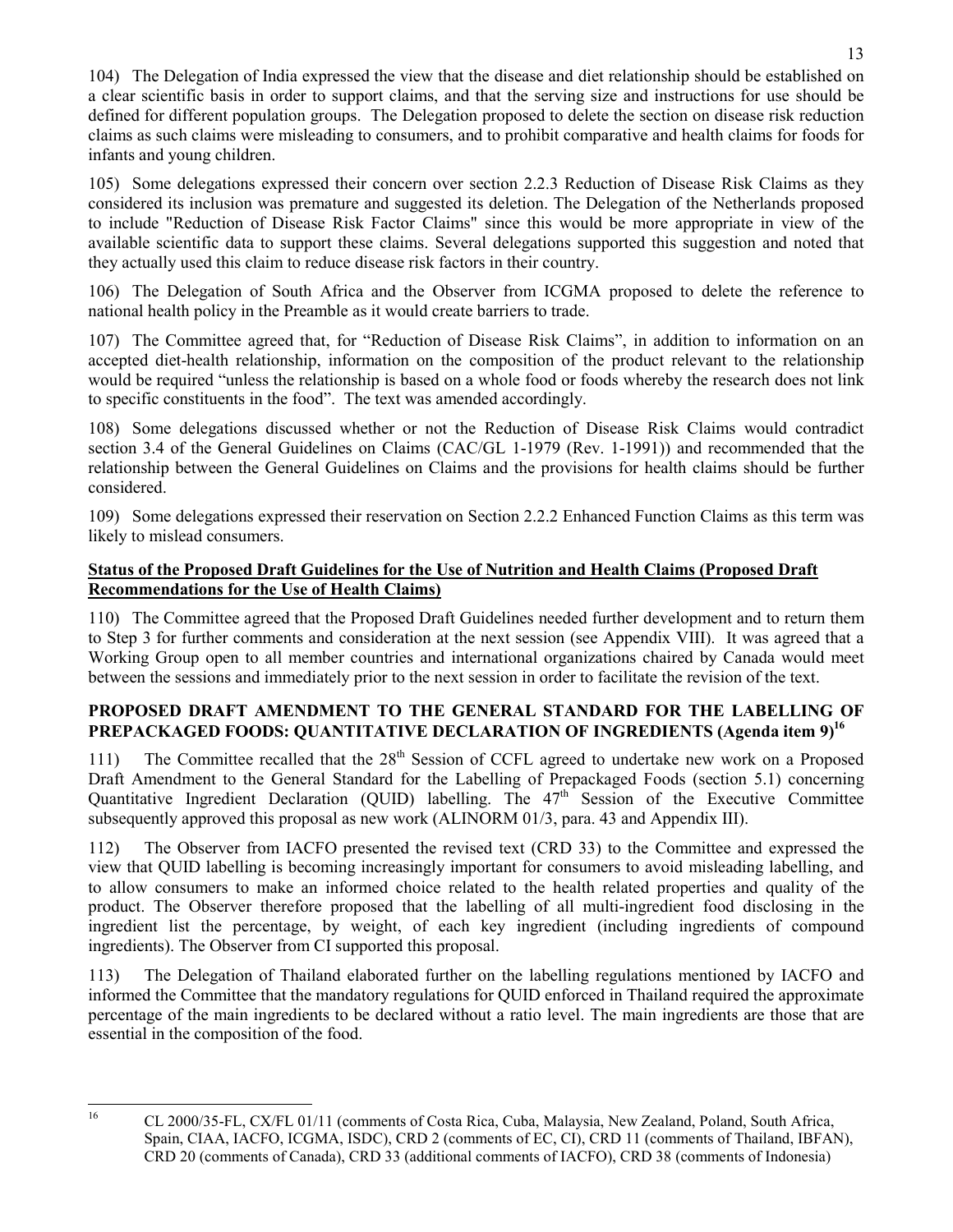104) The Delegation of India expressed the view that the disease and diet relationship should be established on a clear scientific basis in order to support claims, and that the serving size and instructions for use should be defined for different population groups. The Delegation proposed to delete the section on disease risk reduction claims as such claims were misleading to consumers, and to prohibit comparative and health claims for foods for infants and young children.

105) Some delegations expressed their concern over section 2.2.3 Reduction of Disease Risk Claims as they considered its inclusion was premature and suggested its deletion. The Delegation of the Netherlands proposed to include "Reduction of Disease Risk Factor Claims" since this would be more appropriate in view of the available scientific data to support these claims. Several delegations supported this suggestion and noted that they actually used this claim to reduce disease risk factors in their country.

106) The Delegation of South Africa and the Observer from ICGMA proposed to delete the reference to national health policy in the Preamble as it would create barriers to trade.

107) The Committee agreed that, for "Reduction of Disease Risk Claims", in addition to information on an accepted diet-health relationship, information on the composition of the product relevant to the relationship would be required "unless the relationship is based on a whole food or foods whereby the research does not link to specific constituents in the food". The text was amended accordingly.

108) Some delegations discussed whether or not the Reduction of Disease Risk Claims would contradict section 3.4 of the General Guidelines on Claims (CAC/GL 1-1979 (Rev. 1-1991)) and recommended that the relationship between the General Guidelines on Claims and the provisions for health claims should be further considered.

109) Some delegations expressed their reservation on Section 2.2.2 Enhanced Function Claims as this term was likely to mislead consumers.

**Status of the Proposed Draft Guidelines for the Use of Nutrition and Health Claims (Proposed Draft Recommendations for the Use of Health Claims)**

110) The Committee agreed that the Proposed Draft Guidelines needed further development and to return them to Step 3 for further comments and consideration at the next session (see Appendix VIII). It was agreed that a Working Group open to all member countries and international organizations chaired by Canada would meet between the sessions and immediately prior to the next session in order to facilitate the revision of the text.

## PROPOSED DRAFT AMENDMENT TO THE GENERAL STANDARD FOR THE LABELLING OF PREPACKAGED FOODS: QUANTITATIVE DECLARATION OF INGREDIENTS (Agenda item 9)[16]

111) The Committee recalled that the 28th Session of CCFL agreed to undertake new work on a Proposed Draft Amendment to the General Standard for the Labelling of Prepackaged Foods (section 5.1) concerning Quantitative Ingredient Declaration (QUID) labelling. The 47th Session of the Executive Committee subsequently approved this proposal as new work (ALINORM 01/3, para. 43 and Appendix III).

112) The Observer from IACFO presented the revised text (CRD 33) to the Committee and expressed the view that QUID labelling is becoming increasingly important for consumers to avoid misleading labelling, and to allow consumers to make an informed choice related to the health related properties and quality of the product. The Observer therefore proposed that the labelling of all multi-ingredient food disclosing in the ingredient list the percentage, by weight, of each key ingredient (including ingredients of compound ingredients). The Observer from CI supported this proposal.

113) The Delegation of Thailand elaborated further on the labelling regulations mentioned by IACFO and informed the Committee that the mandatory regulations for QUID enforced in Thailand required the approximate percentage of the main ingredients to be declared without a ratio level. The main ingredients are those that are essential in the composition of the food.

---

[16] CL 2000/35-FL, CX/FL 01/11 (comments of Costa Rica, Cuba, Malaysia, New Zealand, Poland, South Africa, Spain, CIAA, IACFO, ICGMA, ISDC), CRD 2 (comments of EC, CI), CRD 11 (comments of Thailand, IBFAN), CRD 20 (comments of Canada), CRD 33 (additional comments of IACFO), CRD 38 (comments of Indonesia)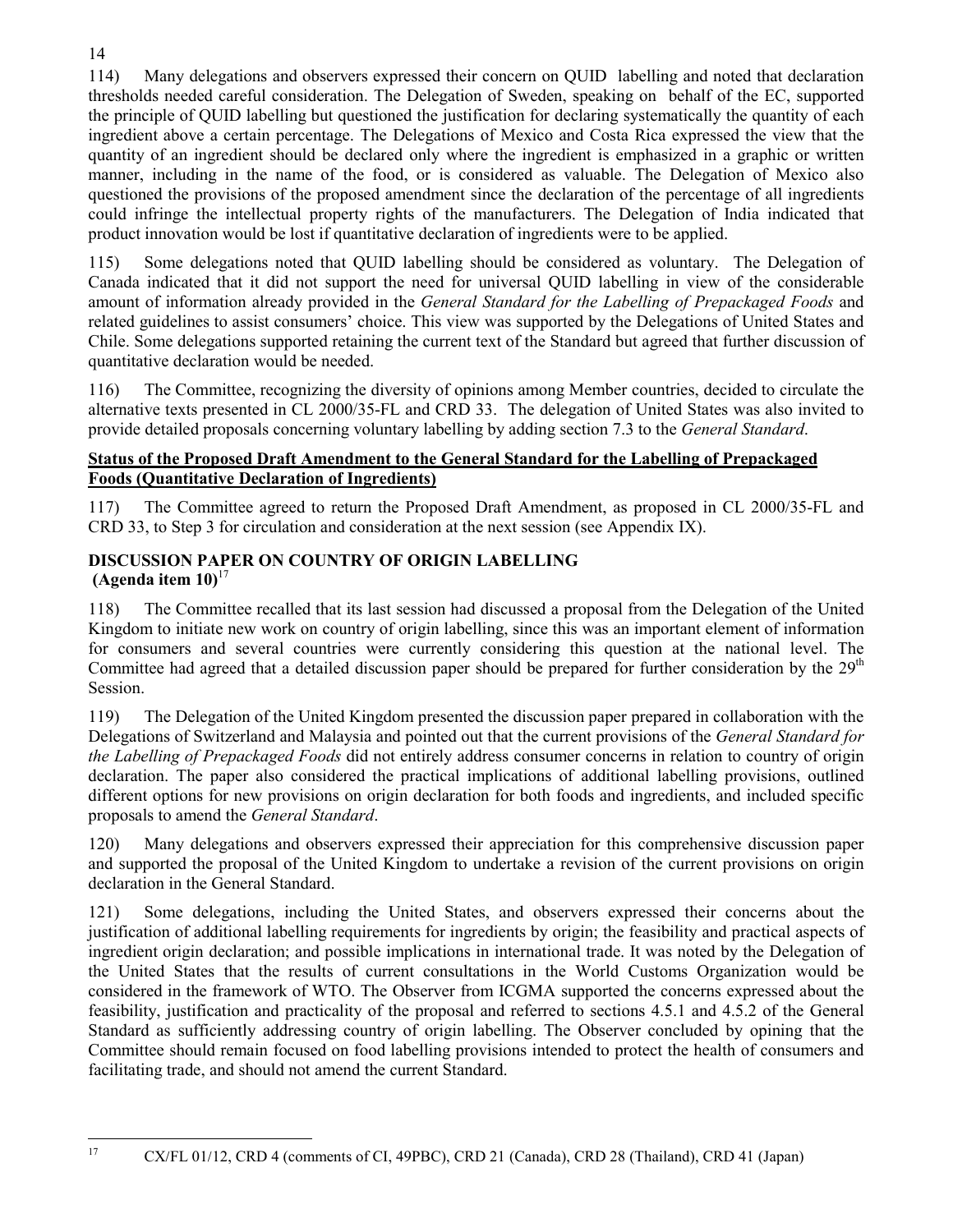114) Many delegations and observers expressed their concern on QUID labelling and noted that declaration thresholds needed careful consideration. The Delegation of Sweden, speaking on behalf of the EC, supported the principle of QUID labelling but questioned the justification for declaring systematically the quantity of each ingredient above a certain percentage. The Delegations of Mexico and Costa Rica expressed the view that the quantity of an ingredient should be declared only where the ingredient is emphasized in a graphic or written manner, including in the name of the food, or is considered as valuable. The Delegation of Mexico also questioned the provisions of the proposed amendment since the declaration of the percentage of all ingredients could infringe the intellectual property rights of the manufacturers. The Delegation of India indicated that product innovation would be lost if quantitative declaration of ingredients were to be applied.

115) Some delegations noted that QUID labelling should be considered as voluntary. The Delegation of Canada indicated that it did not support the need for universal QUID labelling in view of the considerable amount of information already provided in the *General Standard for the Labelling of Prepackaged Foods* and related guidelines to assist consumers' choice. This view was supported by the Delegations of United States and Chile. Some delegations supported retaining the current text of the Standard but agreed that further discussion of quantitative declaration would be needed.

116) The Committee, recognizing the diversity of opinions among Member countries, decided to circulate the alternative texts presented in CL 2000/35-FL and CRD 33. The delegation of United States was also invited to provide detailed proposals concerning voluntary labelling by adding section 7.3 to the *General Standard*.

**Status of the Proposed Draft Amendment to the General Standard for the Labelling of Prepackaged Foods (Quantitative Declaration of Ingredients)**

117) The Committee agreed to return the Proposed Draft Amendment, as proposed in CL 2000/35-FL and CRD 33, to Step 3 for circulation and consideration at the next session (see Appendix IX).

## DISCUSSION PAPER ON COUNTRY OF ORIGIN LABELLING (Agenda item 10)[17]

118) The Committee recalled that its last session had discussed a proposal from the Delegation of the United Kingdom to initiate new work on country of origin labelling, since this was an important element of information for consumers and several countries were currently considering this question at the national level. The Committee had agreed that a detailed discussion paper should be prepared for further consideration by the 29th Session.

119) The Delegation of the United Kingdom presented the discussion paper prepared in collaboration with the Delegations of Switzerland and Malaysia and pointed out that the current provisions of the *General Standard for the Labelling of Prepackaged Foods* did not entirely address consumer concerns in relation to country of origin declaration. The paper also considered the practical implications of additional labelling provisions, outlined different options for new provisions on origin declaration for both foods and ingredients, and included specific proposals to amend the *General Standard*.

120) Many delegations and observers expressed their appreciation for this comprehensive discussion paper and supported the proposal of the United Kingdom to undertake a revision of the current provisions on origin declaration in the General Standard.

121) Some delegations, including the United States, and observers expressed their concerns about the justification of additional labelling requirements for ingredients by origin; the feasibility and practical aspects of ingredient origin declaration; and possible implications in international trade. It was noted by the Delegation of the United States that the results of current consultations in the World Customs Organization would be considered in the framework of WTO. The Observer from ICGMA supported the concerns expressed about the feasibility, justification and practicality of the proposal and referred to sections 4.5.1 and 4.5.2 of the General Standard as sufficiently addressing country of origin labelling. The Observer concluded by opining that the Committee should remain focused on food labelling provisions intended to protect the health of consumers and facilitating trade, and should not amend the current Standard.

---

[17] CX/FL 01/12, CRD 4 (comments of CI, 49PBC), CRD 21 (Canada), CRD 28 (Thailand), CRD 41 (Japan)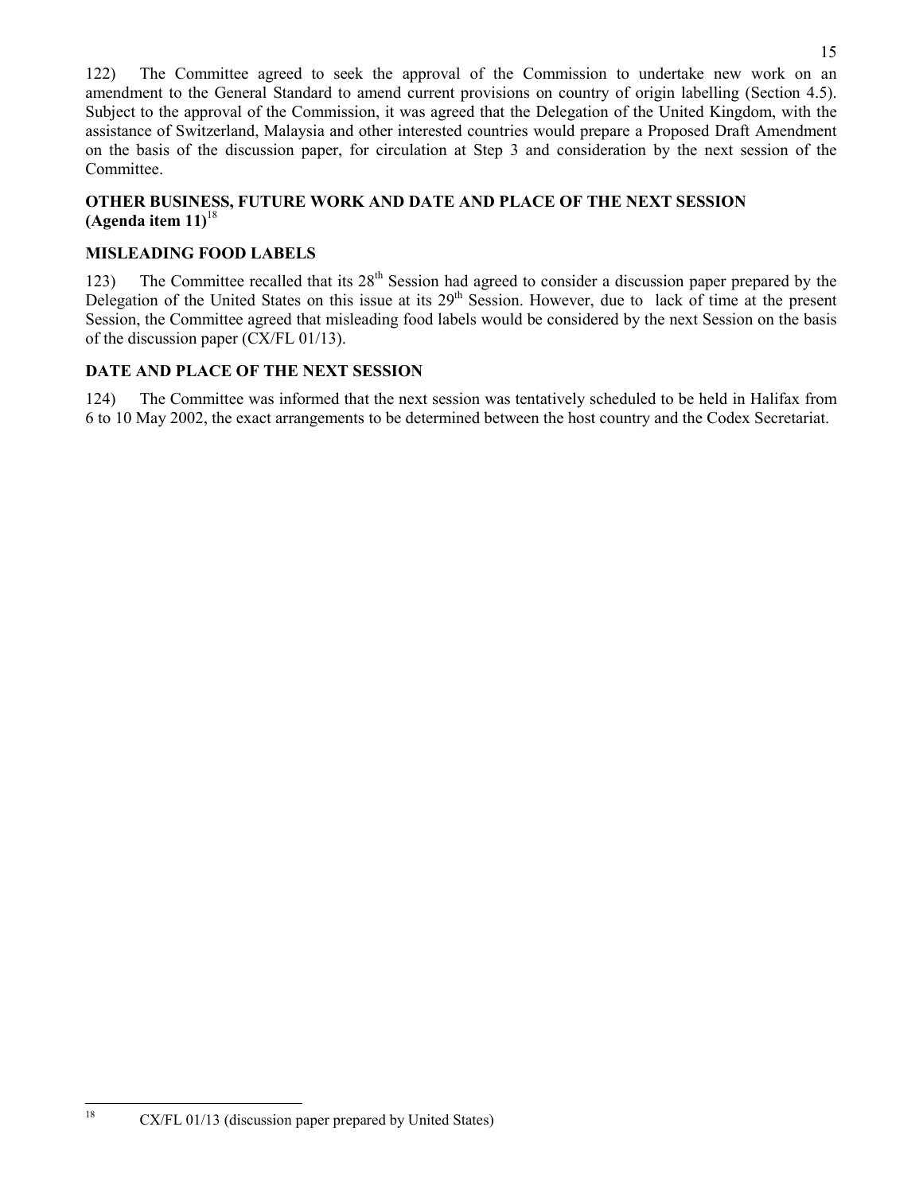122) The Committee agreed to seek the approval of the Commission to undertake new work on an amendment to the General Standard to amend current provisions on country of origin labelling (Section 4.5). Subject to the approval of the Commission, it was agreed that the Delegation of the United Kingdom, with the assistance of Switzerland, Malaysia and other interested countries would prepare a Proposed Draft Amendment on the basis of the discussion paper, for circulation at Step 3 and consideration by the next session of the Committee.

## OTHER BUSINESS, FUTURE WORK AND DATE AND PLACE OF THE NEXT SESSION (Agenda item 11)[18]

## MISLEADING FOOD LABELS

123) The Committee recalled that its 28th Session had agreed to consider a discussion paper prepared by the Delegation of the United States on this issue at its 29th Session. However, due to lack of time at the present Session, the Committee agreed that misleading food labels would be considered by the next Session on the basis of the discussion paper (CX/FL 01/13).

## DATE AND PLACE OF THE NEXT SESSION

124) The Committee was informed that the next session was tentatively scheduled to be held in Halifax from 6 to 10 May 2002, the exact arrangements to be determined between the host country and the Codex Secretariat.

---

[18] CX/FL 01/13 (discussion paper prepared by United States)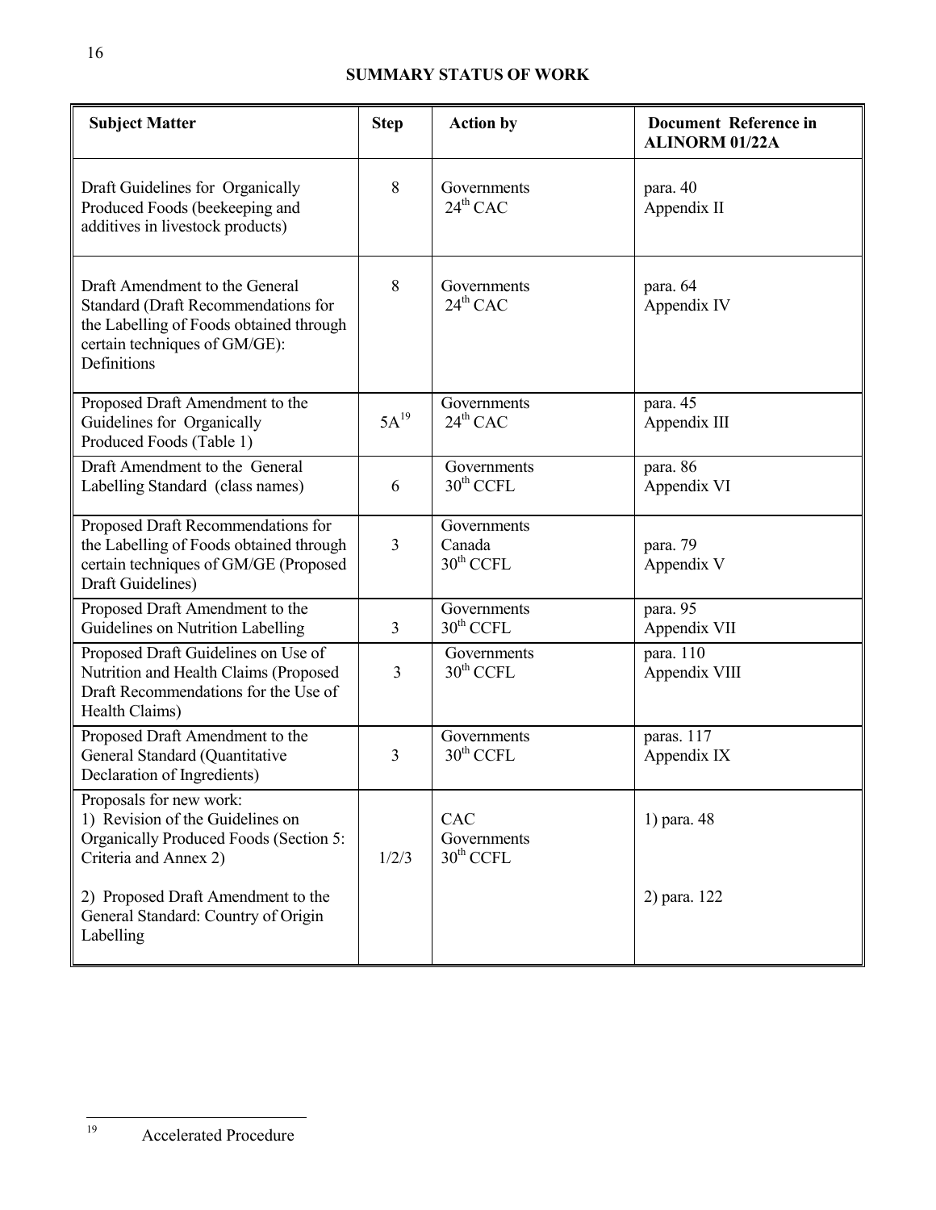## SUMMARY STATUS OF WORK

| Subject Matter | Step | Action by | Document Reference in ALINORM 01/22A |
|---|---|---|---|
| Draft Guidelines for Organically Produced Foods (beekeeping and additives in livestock products) | 8 | Governments 24th CAC | para. 40 Appendix II |
| Draft Amendment to the General Standard (Draft Recommendations for the Labelling of Foods obtained through certain techniques of GM/GE): Definitions | 8 | Governments 24th CAC | para. 64 Appendix IV |
| Proposed Draft Amendment to the Guidelines for Organically Produced Foods (Table 1) | 5A[19] | Governments 24th CAC | para. 45 Appendix III |
| Draft Amendment to the General Labelling Standard (class names) | 6 | Governments 30th CCFL | para. 86 Appendix VI |
| Proposed Draft Recommendations for the Labelling of Foods obtained through certain techniques of GM/GE (Proposed Draft Guidelines) | 3 | Governments Canada 30th CCFL | para. 79 Appendix V |
| Proposed Draft Amendment to the Guidelines on Nutrition Labelling | 3 | Governments 30th CCFL | para. 95 Appendix VII |
| Proposed Draft Guidelines on Use of Nutrition and Health Claims (Proposed Draft Recommendations for the Use of Health Claims) | 3 | Governments 30th CCFL | para. 110 Appendix VIII |
| Proposed Draft Amendment to the General Standard (Quantitative Declaration of Ingredients) | 3 | Governments 30th CCFL | paras. 117 Appendix IX |
| Proposals for new work: 1) Revision of the Guidelines on Organically Produced Foods (Section 5: Criteria and Annex 2) 2) Proposed Draft Amendment to the General Standard: Country of Origin Labelling | 1/2/3 | CAC Governments 30th CCFL | 1) para. 48 2) para. 122 |

[19] Accelerated Procedure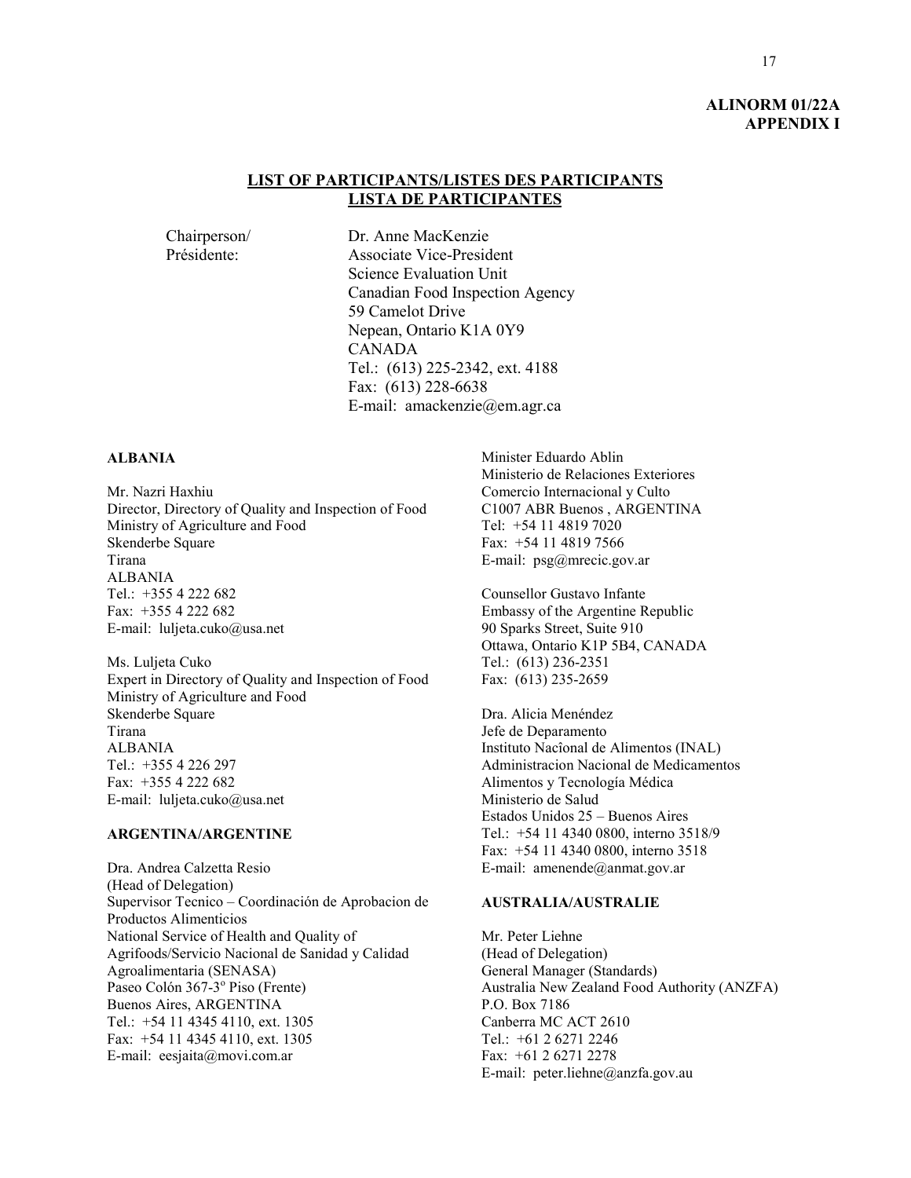**ALINORM 01/22A**
**APPENDIX I**

## LIST OF PARTICIPANTS/LISTES DES PARTICIPANTS
## LISTA DE PARTICIPANTES

Chairperson/
Présidente:

Dr. Anne MacKenzie
Associate Vice-President
Science Evaluation Unit
Canadian Food Inspection Agency
59 Camelot Drive
Nepean, Ontario K1A 0Y9
CANADA
Tel.: (613) 225-2342, ext. 4188
Fax: (613) 228-6638
E-mail: amackenzie@em.agr.ca

**ALBANIA**

Mr. Nazri Haxhiu
Director, Directory of Quality and Inspection of Food
Ministry of Agriculture and Food
Skenderbe Square
Tirana
ALBANIA
Tel.: +355 4 222 682
Fax: +355 4 222 682
E-mail: luljeta.cuko@usa.net

Ms. Luljeta Cuko
Expert in Directory of Quality and Inspection of Food
Ministry of Agriculture and Food
Skenderbe Square
Tirana
ALBANIA
Tel.: +355 4 226 297
Fax: +355 4 222 682
E-mail: luljeta.cuko@usa.net

**ARGENTINA/ARGENTINE**

Dra. Andrea Calzetta Resio
(Head of Delegation)
Supervisor Tecnico – Coordinación de Aprobacion de Productos Alimenticios
National Service of Health and Quality of Agrifoods/Servicio Nacional de Sanidad y Calidad Agroalimentaria (SENASA)
Paseo Colón 367-3º Piso (Frente)
Buenos Aires, ARGENTINA
Tel.: +54 11 4345 4110, ext. 1305
Fax: +54 11 4345 4110, ext. 1305
E-mail: eesjaita@movi.com.ar

Minister Eduardo Ablin
Ministerio de Relaciones Exteriores
Comercio Internacional y Culto
C1007 ABR Buenos , ARGENTINA
Tel: +54 11 4819 7020
Fax: +54 11 4819 7566
E-mail: psg@mrecic.gov.ar

Counsellor Gustavo Infante
Embassy of the Argentine Republic
90 Sparks Street, Suite 910
Ottawa, Ontario K1P 5B4, CANADA
Tel.: (613) 236-2351
Fax: (613) 235-2659

Dra. Alicia Menéndez
Jefe de Deparamento
Instituto Nacîonal de Alimentos (INAL)
Administracion Nacional de Medicamentos
Alimentos y Tecnología Médica
Ministerio de Salud
Estados Unidos 25 – Buenos Aires
Tel.: +54 11 4340 0800, interno 3518/9
Fax: +54 11 4340 0800, interno 3518
E-mail: amenende@anmat.gov.ar

**AUSTRALIA/AUSTRALIE**

Mr. Peter Liehne
(Head of Delegation)
General Manager (Standards)
Australia New Zealand Food Authority (ANZFA)
P.O. Box 7186
Canberra MC ACT 2610
Tel.: +61 2 6271 2246
Fax: +61 2 6271 2278
E-mail: peter.liehne@anzfa.gov.au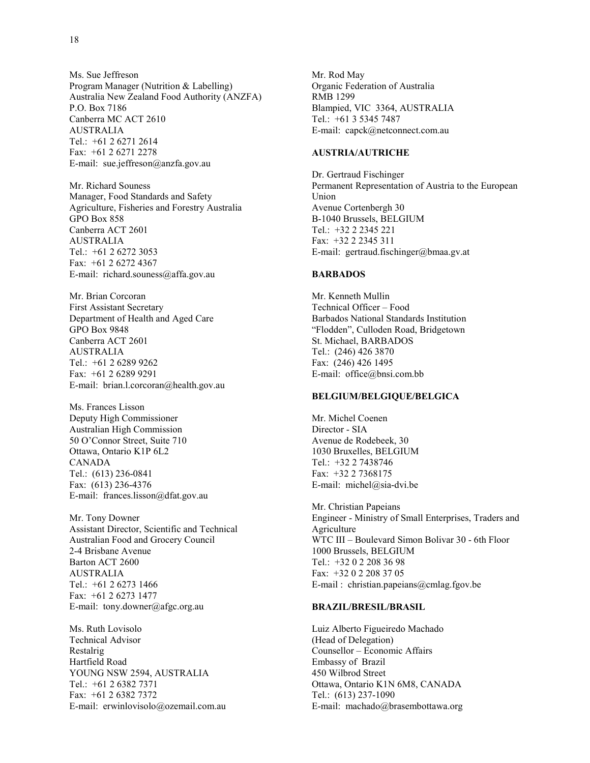Ms. Sue Jeffreson
Program Manager (Nutrition & Labelling)
Australia New Zealand Food Authority (ANZFA)
P.O. Box 7186
Canberra MC ACT 2610
AUSTRALIA
Tel.: +61 2 6271 2614
Fax: +61 2 6271 2278
E-mail: sue.jeffreson@anzfa.gov.au

Mr. Richard Souness
Manager, Food Standards and Safety
Agriculture, Fisheries and Forestry Australia
GPO Box 858
Canberra ACT 2601
AUSTRALIA
Tel.: +61 2 6272 3053
Fax: +61 2 6272 4367
E-mail: richard.souness@affa.gov.au

Mr. Brian Corcoran
First Assistant Secretary
Department of Health and Aged Care
GPO Box 9848
Canberra ACT 2601
AUSTRALIA
Tel.: +61 2 6289 9262
Fax: +61 2 6289 9291
E-mail: brian.l.corcoran@health.gov.au

Ms. Frances Lisson
Deputy High Commissioner
Australian High Commission
50 O'Connor Street, Suite 710
Ottawa, Ontario K1P 6L2
CANADA
Tel.: (613) 236-0841
Fax: (613) 236-4376
E-mail: frances.lisson@dfat.gov.au

Mr. Tony Downer
Assistant Director, Scientific and Technical
Australian Food and Grocery Council
2-4 Brisbane Avenue
Barton ACT 2600
AUSTRALIA
Tel.: +61 2 6273 1466
Fax: +61 2 6273 1477
E-mail: tony.downer@afgc.org.au

Ms. Ruth Lovisolo
Technical Advisor
Restalrig
Hartfield Road
YOUNG NSW 2594, AUSTRALIA
Tel.: +61 2 6382 7371
Fax: +61 2 6382 7372
E-mail: erwinlovisolo@ozemail.com.au

Mr. Rod May
Organic Federation of Australia
RMB 1299
Blampied, VIC 3364, AUSTRALIA
Tel.: +61 3 5345 7487
E-mail: capck@netconnect.com.au

**AUSTRIA/AUTRICHE**

Dr. Gertraud Fischinger
Permanent Representation of Austria to the European Union
Avenue Cortenbergh 30
B-1040 Brussels, BELGIUM
Tel.: +32 2 2345 221
Fax: +32 2 2345 311
E-mail: gertraud.fischinger@bmaa.gv.at

**BARBADOS**

Mr. Kenneth Mullin
Technical Officer – Food
Barbados National Standards Institution
"Flodden", Culloden Road, Bridgetown
St. Michael, BARBADOS
Tel.: (246) 426 3870
Fax: (246) 426 1495
E-mail: office@bnsi.com.bb

**BELGIUM/BELGIQUE/BELGICA**

Mr. Michel Coenen
Director - SIA
Avenue de Rodebeek, 30
1030 Bruxelles, BELGIUM
Tel.: +32 2 7438746
Fax: +32 2 7368175
E-mail: michel@sia-dvi.be

Mr. Christian Papeians
Engineer - Ministry of Small Enterprises, Traders and Agriculture
WTC III – Boulevard Simon Bolivar 30 - 6th Floor
1000 Brussels, BELGIUM
Tel.: +32 0 2 208 36 98
Fax: +32 0 2 208 37 05
E-mail : christian.papeians@cmlag.fgov.be

**BRAZIL/BRESIL/BRASIL**

Luiz Alberto Figueiredo Machado
(Head of Delegation)
Counsellor – Economic Affairs
Embassy of Brazil
450 Wilbrod Street
Ottawa, Ontario K1N 6M8, CANADA
Tel.: (613) 237-1090
E-mail: machado@brasembottawa.org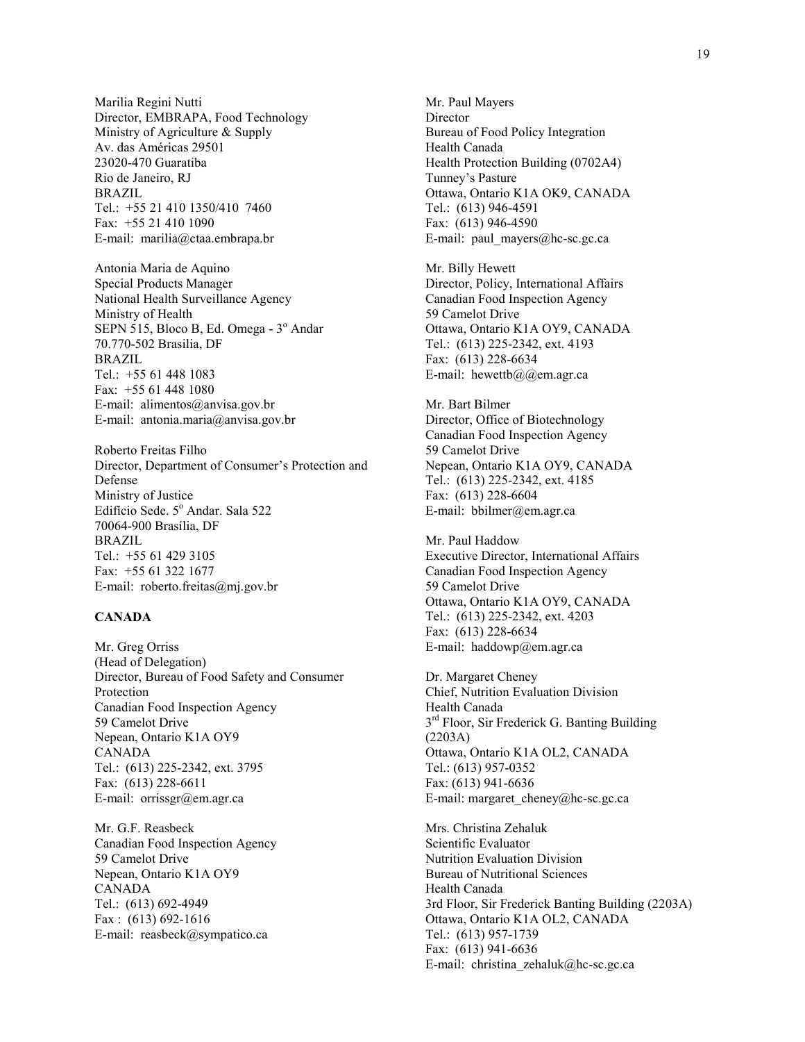Marilia Regini Nutti
Director, EMBRAPA, Food Technology
Ministry of Agriculture & Supply
Av. das Américas 29501
23020-470 Guaratiba
Rio de Janeiro, RJ
BRAZIL
Tel.: +55 21 410 1350/410 7460
Fax: +55 21 410 1090
E-mail: marilia@ctaa.embrapa.br

Antonia Maria de Aquino
Special Products Manager
National Health Surveillance Agency
Ministry of Health
SEPN 515, Bloco B, Ed. Omega - 3º Andar
70.770-502 Brasilia, DF
BRAZIL
Tel.: +55 61 448 1083
Fax: +55 61 448 1080
E-mail: alimentos@anvisa.gov.br
E-mail: antonia.maria@anvisa.gov.br

Roberto Freitas Filho
Director, Department of Consumer's Protection and Defense
Ministry of Justice
Edifício Sede. 5º Andar. Sala 522
70064-900 Brasília, DF
BRAZIL
Tel.: +55 61 429 3105
Fax: +55 61 322 1677
E-mail: roberto.freitas@mj.gov.br

**CANADA**

Mr. Greg Orriss
(Head of Delegation)
Director, Bureau of Food Safety and Consumer Protection
Canadian Food Inspection Agency
59 Camelot Drive
Nepean, Ontario K1A OY9
CANADA
Tel.: (613) 225-2342, ext. 3795
Fax: (613) 228-6611
E-mail: orrissgr@em.agr.ca

Mr. G.F. Reasbeck
Canadian Food Inspection Agency
59 Camelot Drive
Nepean, Ontario K1A OY9
CANADA
Tel.: (613) 692-4949
Fax : (613) 692-1616
E-mail: reasbeck@sympatico.ca

Mr. Paul Mayers
Director
Bureau of Food Policy Integration
Health Canada
Health Protection Building (0702A4)
Tunney's Pasture
Ottawa, Ontario K1A OK9, CANADA
Tel.: (613) 946-4591
Fax: (613) 946-4590
E-mail: paul_mayers@hc-sc.gc.ca

Mr. Billy Hewett
Director, Policy, International Affairs
Canadian Food Inspection Agency
59 Camelot Drive
Ottawa, Ontario K1A OY9, CANADA
Tel.: (613) 225-2342, ext. 4193
Fax: (613) 228-6634
E-mail: hewettb@@em.agr.ca

Mr. Bart Bilmer
Director, Office of Biotechnology
Canadian Food Inspection Agency
59 Camelot Drive
Nepean, Ontario K1A OY9, CANADA
Tel.: (613) 225-2342, ext. 4185
Fax: (613) 228-6604
E-mail: bbilmer@em.agr.ca

Mr. Paul Haddow
Executive Director, International Affairs
Canadian Food Inspection Agency
59 Camelot Drive
Ottawa, Ontario K1A OY9, CANADA
Tel.: (613) 225-2342, ext. 4203
Fax: (613) 228-6634
E-mail: haddowp@em.agr.ca

Dr. Margaret Cheney
Chief, Nutrition Evaluation Division
Health Canada
3rd Floor, Sir Frederick G. Banting Building (2203A)
Ottawa, Ontario K1A OL2, CANADA
Tel.: (613) 957-0352
Fax: (613) 941-6636
E-mail: margaret_cheney@hc-sc.gc.ca

Mrs. Christina Zehaluk
Scientific Evaluator
Nutrition Evaluation Division
Bureau of Nutritional Sciences
Health Canada
3rd Floor, Sir Frederick Banting Building (2203A)
Ottawa, Ontario K1A OL2, CANADA
Tel.: (613) 957-1739
Fax: (613) 941-6636
E-mail: christina_zehaluk@hc-sc.gc.ca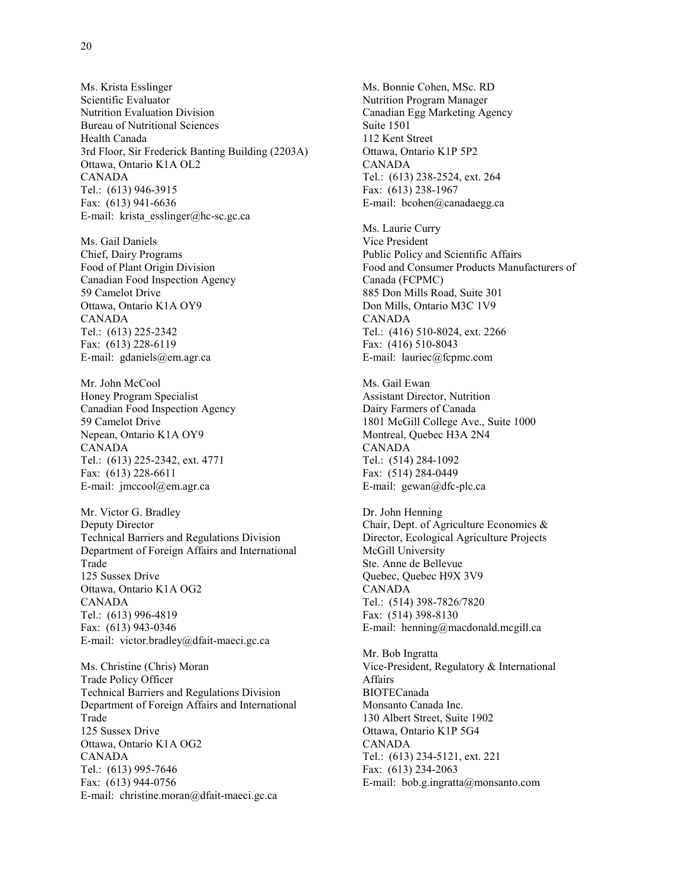Ms. Krista Esslinger
Scientific Evaluator
Nutrition Evaluation Division
Bureau of Nutritional Sciences
Health Canada
3rd Floor, Sir Frederick Banting Building (2203A)
Ottawa, Ontario K1A OL2
CANADA
Tel.: (613) 946-3915
Fax: (613) 941-6636
E-mail: krista_esslinger@hc-sc.gc.ca

Ms. Gail Daniels
Chief, Dairy Programs
Food of Plant Origin Division
Canadian Food Inspection Agency
59 Camelot Drive
Ottawa, Ontario K1A OY9
CANADA
Tel.: (613) 225-2342
Fax: (613) 228-6119
E-mail: gdaniels@em.agr.ca

Mr. John McCool
Honey Program Specialist
Canadian Food Inspection Agency
59 Camelot Drive
Nepean, Ontario K1A OY9
CANADA
Tel.: (613) 225-2342, ext. 4771
Fax: (613) 228-6611
E-mail: jmccool@em.agr.ca

Mr. Victor G. Bradley
Deputy Director
Technical Barriers and Regulations Division
Department of Foreign Affairs and International Trade
125 Sussex Drive
Ottawa, Ontario K1A OG2
CANADA
Tel.: (613) 996-4819
Fax: (613) 943-0346
E-mail: victor.bradley@dfait-maeci.gc.ca

Ms. Christine (Chris) Moran
Trade Policy Officer
Technical Barriers and Regulations Division
Department of Foreign Affairs and International Trade
125 Sussex Drive
Ottawa, Ontario K1A OG2
CANADA
Tel.: (613) 995-7646
Fax: (613) 944-0756
E-mail: christine.moran@dfait-maeci.gc.ca

Ms. Bonnie Cohen, MSc. RD
Nutrition Program Manager
Canadian Egg Marketing Agency
Suite 1501
112 Kent Street
Ottawa, Ontario K1P 5P2
CANADA
Tel.: (613) 238-2524, ext. 264
Fax: (613) 238-1967
E-mail: bcohen@canadaegg.ca

Ms. Laurie Curry
Vice President
Public Policy and Scientific Affairs
Food and Consumer Products Manufacturers of Canada (FCPMC)
885 Don Mills Road, Suite 301
Don Mills, Ontario M3C 1V9
CANADA
Tel.: (416) 510-8024, ext. 2266
Fax: (416) 510-8043
E-mail: lauriec@fcpmc.com

Ms. Gail Ewan
Assistant Director, Nutrition
Dairy Farmers of Canada
1801 McGill College Ave., Suite 1000
Montreal, Quebec H3A 2N4
CANADA
Tel.: (514) 284-1092
Fax: (514) 284-0449
E-mail: gewan@dfc-plc.ca

Dr. John Henning
Chair, Dept. of Agriculture Economics &
Director, Ecological Agriculture Projects
McGill University
Ste. Anne de Bellevue
Quebec, Quebec H9X 3V9
CANADA
Tel.: (514) 398-7826/7820
Fax: (514) 398-8130
E-mail: henning@macdonald.mcgill.ca

Mr. Bob Ingratta
Vice-President, Regulatory & International Affairs
BIOTECanada
Monsanto Canada Inc.
130 Albert Street, Suite 1902
Ottawa, Ontario K1P 5G4
CANADA
Tel.: (613) 234-5121, ext. 221
Fax: (613) 234-2063
E-mail: bob.g.ingratta@monsanto.com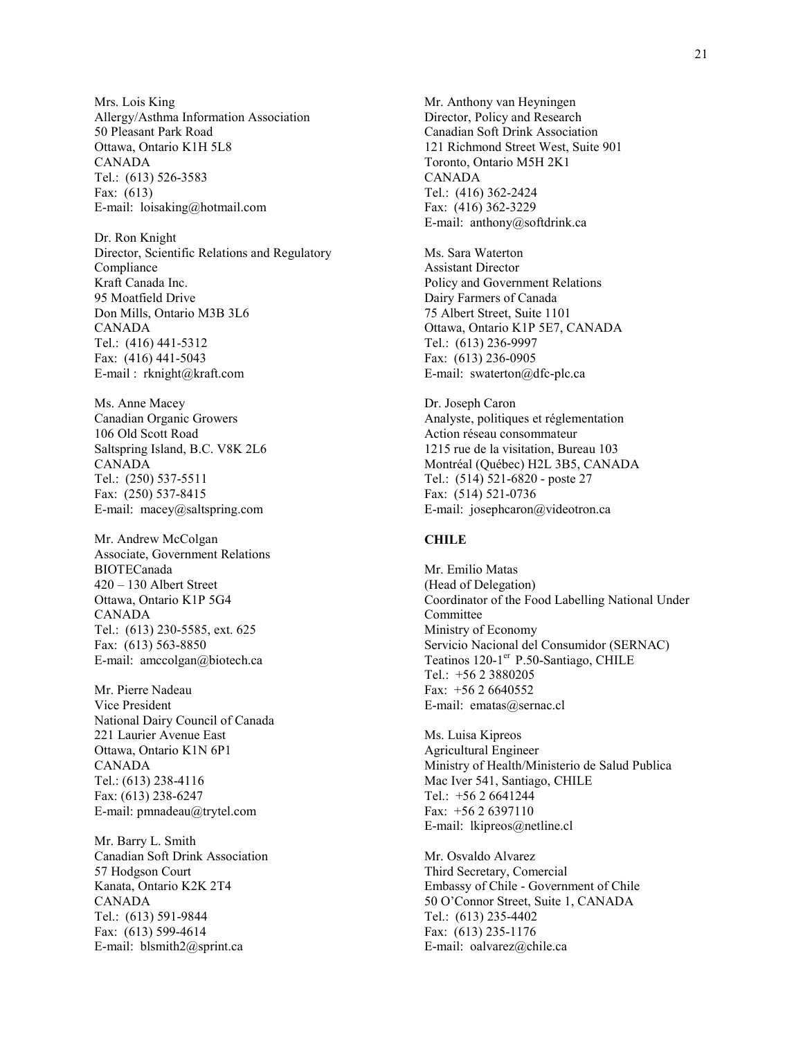Mrs. Lois King
Allergy/Asthma Information Association
50 Pleasant Park Road
Ottawa, Ontario K1H 5L8
CANADA
Tel.: (613) 526-3583
Fax: (613)
E-mail: loisaking@hotmail.com

Dr. Ron Knight
Director, Scientific Relations and Regulatory Compliance
Kraft Canada Inc.
95 Moatfield Drive
Don Mills, Ontario M3B 3L6
CANADA
Tel.: (416) 441-5312
Fax: (416) 441-5043
E-mail : rknight@kraft.com

Ms. Anne Macey
Canadian Organic Growers
106 Old Scott Road
Saltspring Island, B.C. V8K 2L6
CANADA
Tel.: (250) 537-5511
Fax: (250) 537-8415
E-mail: macey@saltspring.com

Mr. Andrew McColgan
Associate, Government Relations
BIOTECanada
420 – 130 Albert Street
Ottawa, Ontario K1P 5G4
CANADA
Tel.: (613) 230-5585, ext. 625
Fax: (613) 563-8850
E-mail: amccolgan@biotech.ca

Mr. Pierre Nadeau
Vice President
National Dairy Council of Canada
221 Laurier Avenue East
Ottawa, Ontario K1N 6P1
CANADA
Tel.: (613) 238-4116
Fax: (613) 238-6247
E-mail: pmnadeau@trytel.com

Mr. Barry L. Smith
Canadian Soft Drink Association
57 Hodgson Court
Kanata, Ontario K2K 2T4
CANADA
Tel.: (613) 591-9844
Fax: (613) 599-4614
E-mail: blsmith2@sprint.ca

Mr. Anthony van Heyningen
Director, Policy and Research
Canadian Soft Drink Association
121 Richmond Street West, Suite 901
Toronto, Ontario M5H 2K1
CANADA
Tel.: (416) 362-2424
Fax: (416) 362-3229
E-mail: anthony@softdrink.ca

Ms. Sara Waterton
Assistant Director
Policy and Government Relations
Dairy Farmers of Canada
75 Albert Street, Suite 1101
Ottawa, Ontario K1P 5E7, CANADA
Tel.: (613) 236-9997
Fax: (613) 236-0905
E-mail: swaterton@dfc-plc.ca

Dr. Joseph Caron
Analyste, politiques et réglementation
Action réseau consommateur
1215 rue de la visitation, Bureau 103
Montréal (Québec) H2L 3B5, CANADA
Tel.: (514) 521-6820 - poste 27
Fax: (514) 521-0736
E-mail: josephcaron@videotron.ca

**CHILE**

Mr. Emilio Matas
(Head of Delegation)
Coordinator of the Food Labelling National Under Committee
Ministry of Economy
Servicio Nacional del Consumidor (SERNAC)
Teatinos 120-1er P.50-Santiago, CHILE
Tel.: +56 2 3880205
Fax: +56 2 6640552
E-mail: ematas@sernac.cl

Ms. Luisa Kipreos
Agricultural Engineer
Ministry of Health/Ministerio de Salud Publica
Mac Iver 541, Santiago, CHILE
Tel.: +56 2 6641244
Fax: +56 2 6397110
E-mail: lkipreos@netline.cl

Mr. Osvaldo Alvarez
Third Secretary, Comercial
Embassy of Chile - Government of Chile
50 O'Connor Street, Suite 1, CANADA
Tel.: (613) 235-4402
Fax: (613) 235-1176
E-mail: oalvarez@chile.ca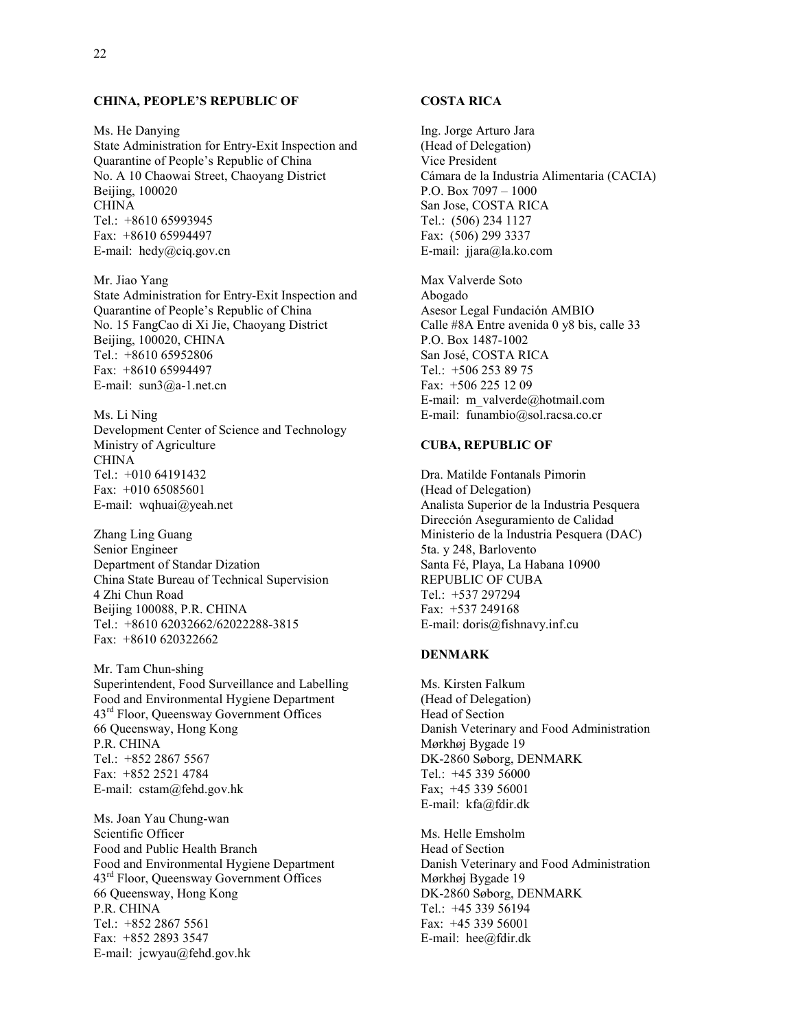**CHINA, PEOPLE'S REPUBLIC OF**

Ms. He Danying
State Administration for Entry-Exit Inspection and Quarantine of People's Republic of China
No. A 10 Chaowai Street, Chaoyang District
Beijing, 100020
CHINA
Tel.: +8610 65993945
Fax: +8610 65994497
E-mail: hedy@ciq.gov.cn

Mr. Jiao Yang
State Administration for Entry-Exit Inspection and Quarantine of People's Republic of China
No. 15 FangCao di Xi Jie, Chaoyang District
Beijing, 100020, CHINA
Tel.: +8610 65952806
Fax: +8610 65994497
E-mail: sun3@a-1.net.cn

Ms. Li Ning
Development Center of Science and Technology
Ministry of Agriculture
CHINA
Tel.: +010 64191432
Fax: +010 65085601
E-mail: wqhuai@yeah.net

Zhang Ling Guang
Senior Engineer
Department of Standar Dization
China State Bureau of Technical Supervision
4 Zhi Chun Road
Beijing 100088, P.R. CHINA
Tel.: +8610 62032662/62022288-3815
Fax: +8610 620322662

Mr. Tam Chun-shing
Superintendent, Food Surveillance and Labelling
Food and Environmental Hygiene Department
43rd Floor, Queensway Government Offices
66 Queensway, Hong Kong
P.R. CHINA
Tel.: +852 2867 5567
Fax: +852 2521 4784
E-mail: cstam@fehd.gov.hk

Ms. Joan Yau Chung-wan
Scientific Officer
Food and Public Health Branch
Food and Environmental Hygiene Department
43rd Floor, Queensway Government Offices
66 Queensway, Hong Kong
P.R. CHINA
Tel.: +852 2867 5561
Fax: +852 2893 3547
E-mail: jcwyau@fehd.gov.hk

**COSTA RICA**

Ing. Jorge Arturo Jara
(Head of Delegation)
Vice President
Cámara de la Industria Alimentaria (CACIA)
P.O. Box 7097 – 1000
San Jose, COSTA RICA
Tel.: (506) 234 1127
Fax: (506) 299 3337
E-mail: jjara@la.ko.com

Max Valverde Soto
Abogado
Asesor Legal Fundación AMBIO
Calle #8A Entre avenida 0 y8 bis, calle 33
P.O. Box 1487-1002
San José, COSTA RICA
Tel.: +506 253 89 75
Fax: +506 225 12 09
E-mail: m_valverde@hotmail.com
E-mail: funambio@sol.racsa.co.cr

**CUBA, REPUBLIC OF**

Dra. Matilde Fontanals Pimorin
(Head of Delegation)
Analista Superior de la Industria Pesquera
Dirección Aseguramiento de Calidad
Ministerio de la Industria Pesquera (DAC)
5ta. y 248, Barlovento
Santa Fé, Playa, La Habana 10900
REPUBLIC OF CUBA
Tel.: +537 297294
Fax: +537 249168
E-mail: doris@fishnavy.inf.cu

**DENMARK**

Ms. Kirsten Falkum
(Head of Delegation)
Head of Section
Danish Veterinary and Food Administration
Mørkhøj Bygade 19
DK-2860 Søborg, DENMARK
Tel.: +45 339 56000
Fax; +45 339 56001
E-mail: kfa@fdir.dk

Ms. Helle Emsholm
Head of Section
Danish Veterinary and Food Administration
Mørkhøj Bygade 19
DK-2860 Søborg, DENMARK
Tel.: +45 339 56194
Fax: +45 339 56001
E-mail: hee@fdir.dk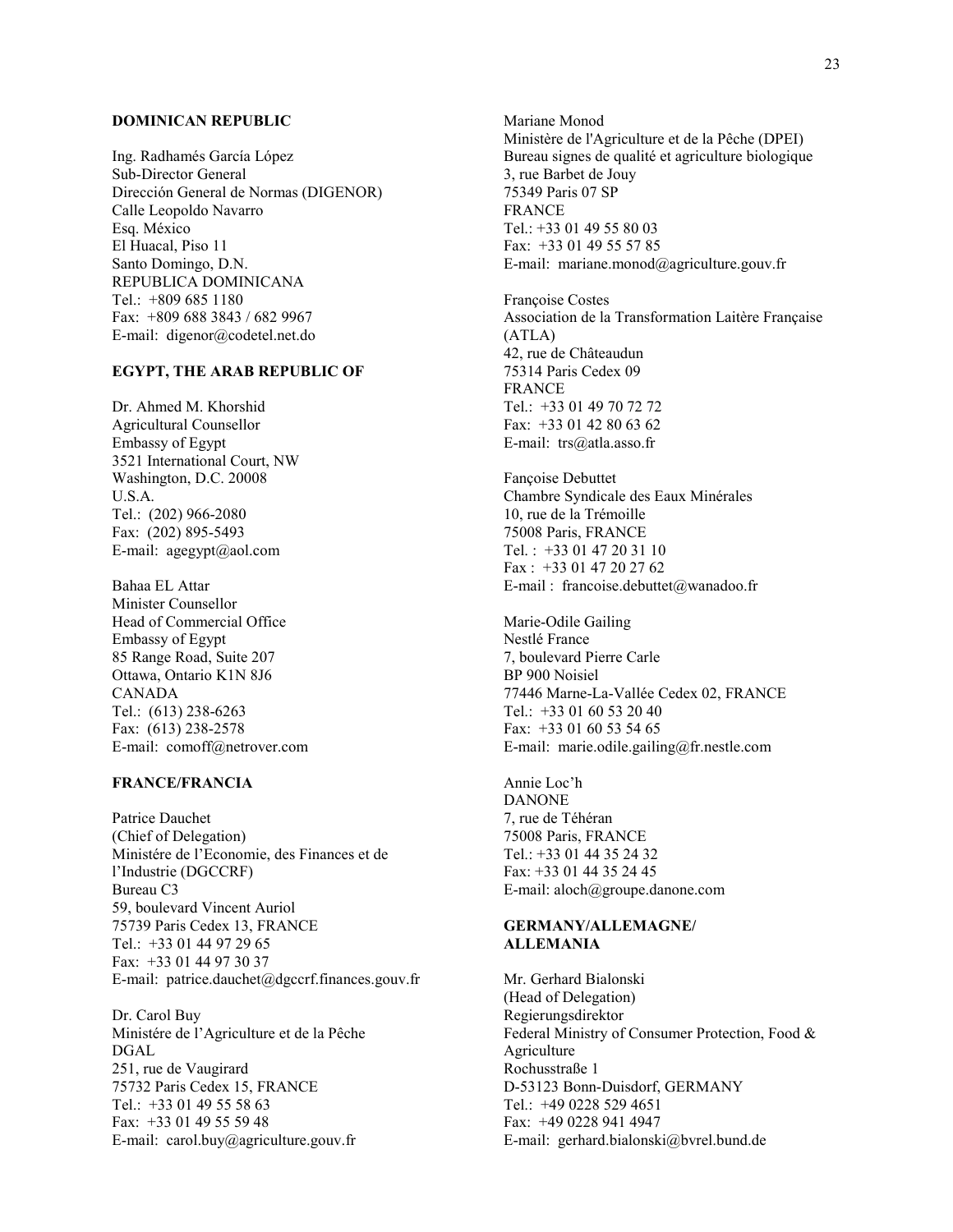**DOMINICAN REPUBLIC**

Ing. Radhamés García López
Sub-Director General
Dirección General de Normas (DIGENOR)
Calle Leopoldo Navarro
Esq. México
El Huacal, Piso 11
Santo Domingo, D.N.
REPUBLICA DOMINICANA
Tel.: +809 685 1180
Fax: +809 688 3843 / 682 9967
E-mail: digenor@codetel.net.do

**EGYPT, THE ARAB REPUBLIC OF**

Dr. Ahmed M. Khorshid
Agricultural Counsellor
Embassy of Egypt
3521 International Court, NW
Washington, D.C. 20008
U.S.A.
Tel.: (202) 966-2080
Fax: (202) 895-5493
E-mail: agegypt@aol.com

Bahaa EL Attar
Minister Counsellor
Head of Commercial Office
Embassy of Egypt
85 Range Road, Suite 207
Ottawa, Ontario K1N 8J6
CANADA
Tel.: (613) 238-6263
Fax: (613) 238-2578
E-mail: comoff@netrover.com

**FRANCE/FRANCIA**

Patrice Dauchet
(Chief of Delegation)
Ministére de l'Economie, des Finances et de l'Industrie (DGCCRF)
Bureau C3
59, boulevard Vincent Auriol
75739 Paris Cedex 13, FRANCE
Tel.: +33 01 44 97 29 65
Fax: +33 01 44 97 30 37
E-mail: patrice.dauchet@dgccrf.finances.gouv.fr

Dr. Carol Buy
Ministére de l'Agriculture et de la Pêche
DGAL
251, rue de Vaugirard
75732 Paris Cedex 15, FRANCE
Tel.: +33 01 49 55 58 63
Fax: +33 01 49 55 59 48
E-mail: carol.buy@agriculture.gouv.fr

Mariane Monod
Ministère de l'Agriculture et de la Pêche (DPEI)
Bureau signes de qualité et agriculture biologique
3, rue Barbet de Jouy
75349 Paris 07 SP
FRANCE
Tel.: +33 01 49 55 80 03
Fax: +33 01 49 55 57 85
E-mail: mariane.monod@agriculture.gouv.fr

Françoise Costes
Association de la Transformation Laitère Française (ATLA)
42, rue de Châteaudun
75314 Paris Cedex 09
FRANCE
Tel.: +33 01 49 70 72 72
Fax: +33 01 42 80 63 62
E-mail: trs@atla.asso.fr

Fançoise Debuttet
Chambre Syndicale des Eaux Minérales
10, rue de la Trémoille
75008 Paris, FRANCE
Tel. : +33 01 47 20 31 10
Fax : +33 01 47 20 27 62
E-mail : francoise.debuttet@wanadoo.fr

Marie-Odile Gailing
Nestlé France
7, boulevard Pierre Carle
BP 900 Noisiel
77446 Marne-La-Vallée Cedex 02, FRANCE
Tel.: +33 01 60 53 20 40
Fax: +33 01 60 53 54 65
E-mail: marie.odile.gailing@fr.nestle.com

Annie Loc'h
DANONE
7, rue de Téhéran
75008 Paris, FRANCE
Tel.: +33 01 44 35 24 32
Fax: +33 01 44 35 24 45
E-mail: aloch@groupe.danone.com

**GERMANY/ALLEMAGNE/ ALLEMANIA**

Mr. Gerhard Bialonski
(Head of Delegation)
Regierungsdirektor
Federal Ministry of Consumer Protection, Food & Agriculture
Rochusstraße 1
D-53123 Bonn-Duisdorf, GERMANY
Tel.: +49 0228 529 4651
Fax: +49 0228 941 4947
E-mail: gerhard.bialonski@bvrel.bund.de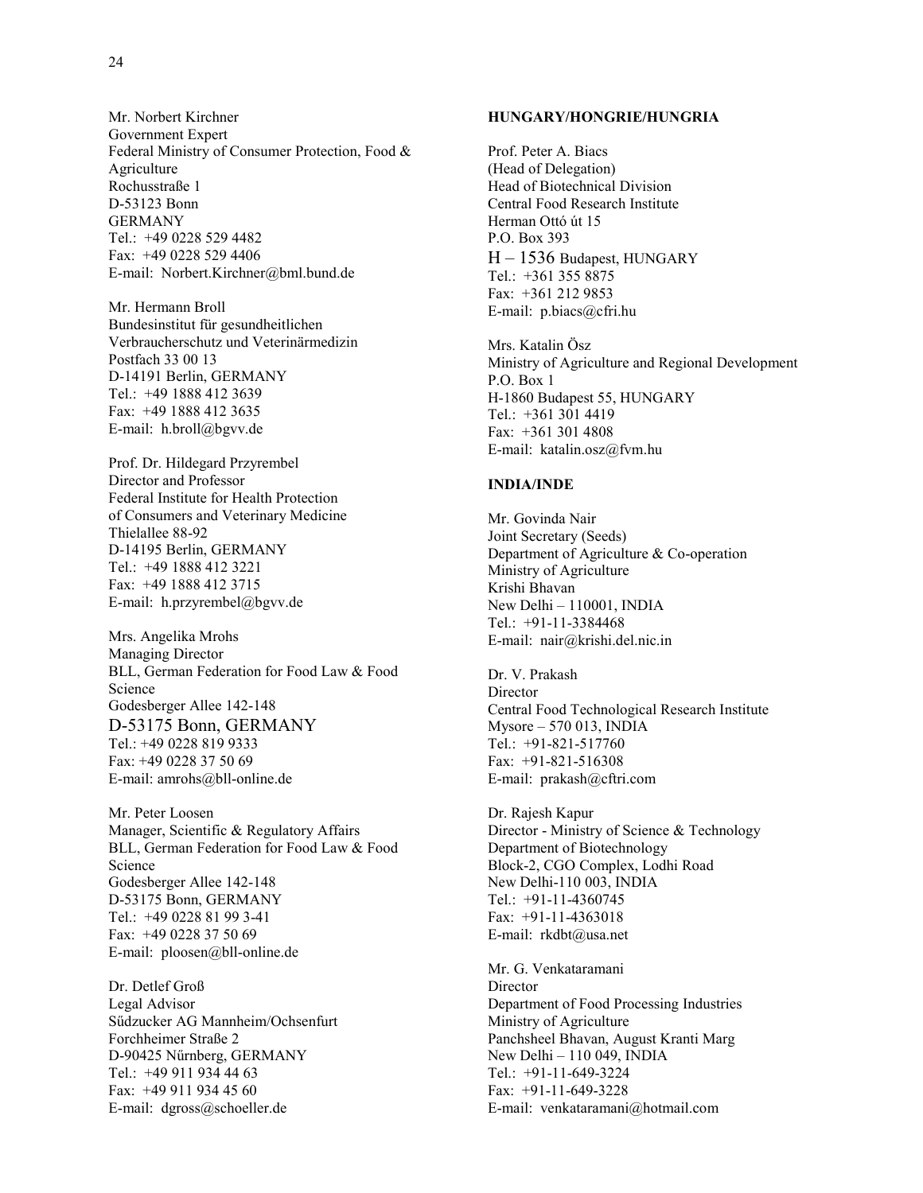Mr. Norbert Kirchner
Government Expert
Federal Ministry of Consumer Protection, Food & Agriculture
Rochusstraße 1
D-53123 Bonn
GERMANY
Tel.: +49 0228 529 4482
Fax: +49 0228 529 4406
E-mail: Norbert.Kirchner@bml.bund.de

Mr. Hermann Broll
Bundesinstitut für gesundheitlichen Verbraucherschutz und Veterinärmedizin
Postfach 33 00 13
D-14191 Berlin, GERMANY
Tel.: +49 1888 412 3639
Fax: +49 1888 412 3635
E-mail: h.broll@bgvv.de

Prof. Dr. Hildegard Przyrembel
Director and Professor
Federal Institute for Health Protection of Consumers and Veterinary Medicine
Thielallee 88-92
D-14195 Berlin, GERMANY
Tel.: +49 1888 412 3221
Fax: +49 1888 412 3715
E-mail: h.przyrembel@bgvv.de

Mrs. Angelika Mrohs
Managing Director
BLL, German Federation for Food Law & Food Science
Godesberger Allee 142-148
D-53175 Bonn, GERMANY
Tel.: +49 0228 819 9333
Fax: +49 0228 37 50 69
E-mail: amrohs@bll-online.de

Mr. Peter Loosen
Manager, Scientific & Regulatory Affairs
BLL, German Federation for Food Law & Food Science
Godesberger Allee 142-148
D-53175 Bonn, GERMANY
Tel.: +49 0228 81 99 3-41
Fax: +49 0228 37 50 69
E-mail: ploosen@bll-online.de

Dr. Detlef Groß
Legal Advisor
Sűdzucker AG Mannheim/Ochsenfurt
Forchheimer Straße 2
D-90425 Nűrnberg, GERMANY
Tel.: +49 911 934 44 63
Fax: +49 911 934 45 60
E-mail: dgross@schoeller.de

**HUNGARY/HONGRIE/HUNGRIA**

Prof. Peter A. Biacs
(Head of Delegation)
Head of Biotechnical Division
Central Food Research Institute
Herman Ottó út 15
P.O. Box 393
H – 1536 Budapest, HUNGARY
Tel.: +361 355 8875
Fax: +361 212 9853
E-mail: p.biacs@cfri.hu

Mrs. Katalin Ösz
Ministry of Agriculture and Regional Development
P.O. Box 1
H-1860 Budapest 55, HUNGARY
Tel.: +361 301 4419
Fax: +361 301 4808
E-mail: katalin.osz@fvm.hu

**INDIA/INDE**

Mr. Govinda Nair
Joint Secretary (Seeds)
Department of Agriculture & Co-operation
Ministry of Agriculture
Krishi Bhavan
New Delhi – 110001, INDIA
Tel.: +91-11-3384468
E-mail: nair@krishi.del.nic.in

Dr. V. Prakash
Director
Central Food Technological Research Institute
Mysore – 570 013, INDIA
Tel.: +91-821-517760
Fax: +91-821-516308
E-mail: prakash@cftri.com

Dr. Rajesh Kapur
Director - Ministry of Science & Technology
Department of Biotechnology
Block-2, CGO Complex, Lodhi Road
New Delhi-110 003, INDIA
Tel.: +91-11-4360745
Fax: +91-11-4363018
E-mail: rkdbt@usa.net

Mr. G. Venkataramani
Director
Department of Food Processing Industries
Ministry of Agriculture
Panchsheel Bhavan, August Kranti Marg
New Delhi – 110 049, INDIA
Tel.: +91-11-649-3224
Fax: +91-11-649-3228
E-mail: venkataramani@hotmail.com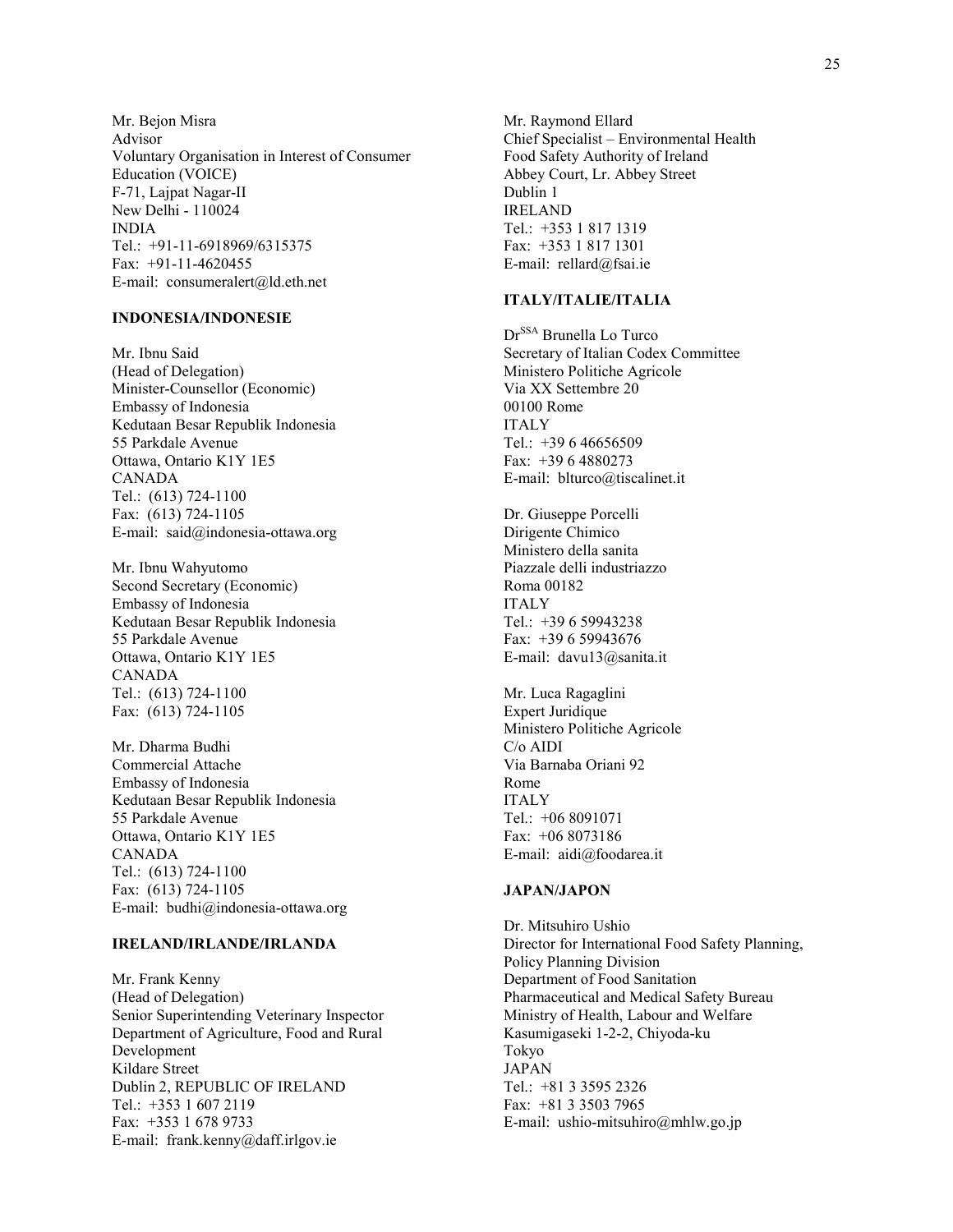Mr. Bejon Misra
Advisor
Voluntary Organisation in Interest of Consumer Education (VOICE)
F-71, Lajpat Nagar-II
New Delhi - 110024
INDIA
Tel.: +91-11-6918969/6315375
Fax: +91-11-4620455
E-mail: consumeralert@ld.eth.net

**INDONESIA/INDONESIE**

Mr. Ibnu Said
(Head of Delegation)
Minister-Counsellor (Economic)
Embassy of Indonesia
Kedutaan Besar Republik Indonesia
55 Parkdale Avenue
Ottawa, Ontario K1Y 1E5
CANADA
Tel.: (613) 724-1100
Fax: (613) 724-1105
E-mail: said@indonesia-ottawa.org

Mr. Ibnu Wahyutomo
Second Secretary (Economic)
Embassy of Indonesia
Kedutaan Besar Republik Indonesia
55 Parkdale Avenue
Ottawa, Ontario K1Y 1E5
CANADA
Tel.: (613) 724-1100
Fax: (613) 724-1105

Mr. Dharma Budhi
Commercial Attache
Embassy of Indonesia
Kedutaan Besar Republik Indonesia
55 Parkdale Avenue
Ottawa, Ontario K1Y 1E5
CANADA
Tel.: (613) 724-1100
Fax: (613) 724-1105
E-mail: budhi@indonesia-ottawa.org

**IRELAND/IRLANDE/IRLANDA**

Mr. Frank Kenny
(Head of Delegation)
Senior Superintending Veterinary Inspector
Department of Agriculture, Food and Rural Development
Kildare Street
Dublin 2, REPUBLIC OF IRELAND
Tel.: +353 1 607 2119
Fax: +353 1 678 9733
E-mail: frank.kenny@daff.irlgov.ie

Mr. Raymond Ellard
Chief Specialist – Environmental Health
Food Safety Authority of Ireland
Abbey Court, Lr. Abbey Street
Dublin 1
IRELAND
Tel.: +353 1 817 1319
Fax: +353 1 817 1301
E-mail: rellard@fsai.ie

**ITALY/ITALIE/ITALIA**

Dr[SSA] Brunella Lo Turco
Secretary of Italian Codex Committee
Ministero Politiche Agricole
Via XX Settembre 20
00100 Rome
ITALY
Tel.: +39 6 46656509
Fax: +39 6 4880273
E-mail: blturco@tiscalinet.it

Dr. Giuseppe Porcelli
Dirigente Chimico
Ministero della sanita
Piazzale delli industriazzo
Roma 00182
ITALY
Tel.: +39 6 59943238
Fax: +39 6 59943676
E-mail: davu13@sanita.it

Mr. Luca Ragaglini
Expert Juridique
Ministero Politiche Agricole
C/o AIDI
Via Barnaba Oriani 92
Rome
ITALY
Tel.: +06 8091071
Fax: +06 8073186
E-mail: aidi@foodarea.it

**JAPAN/JAPON**

Dr. Mitsuhiro Ushio
Director for International Food Safety Planning, Policy Planning Division
Department of Food Sanitation
Pharmaceutical and Medical Safety Bureau
Ministry of Health, Labour and Welfare
Kasumigaseki 1-2-2, Chiyoda-ku
Tokyo
JAPAN
Tel.: +81 3 3595 2326
Fax: +81 3 3503 7965
E-mail: ushio-mitsuhiro@mhlw.go.jp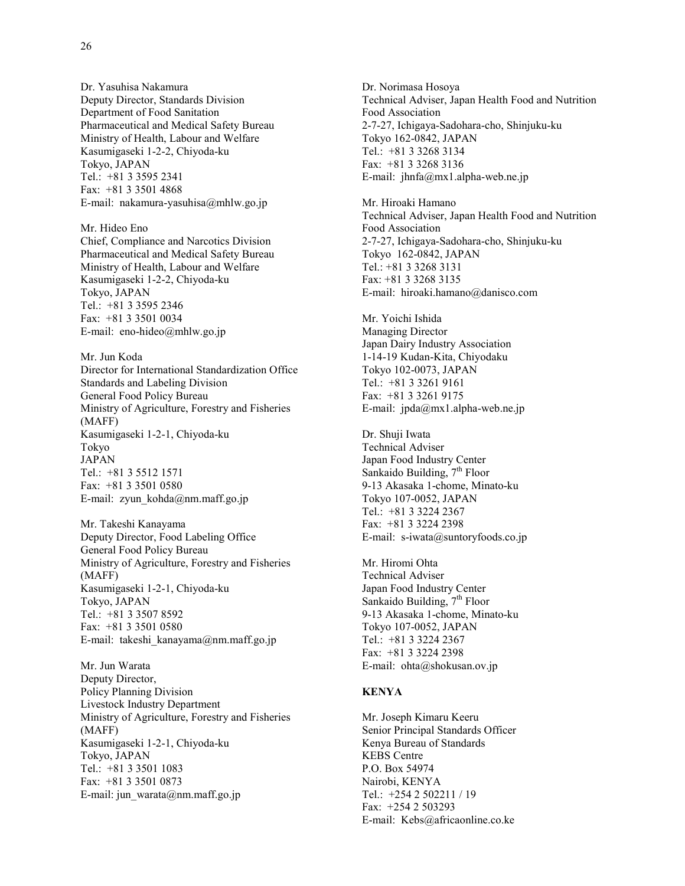Dr. Yasuhisa Nakamura
Deputy Director, Standards Division
Department of Food Sanitation
Pharmaceutical and Medical Safety Bureau
Ministry of Health, Labour and Welfare
Kasumigaseki 1-2-2, Chiyoda-ku
Tokyo, JAPAN
Tel.: +81 3 3595 2341
Fax: +81 3 3501 4868
E-mail: nakamura-yasuhisa@mhlw.go.jp

Mr. Hideo Eno
Chief, Compliance and Narcotics Division
Pharmaceutical and Medical Safety Bureau
Ministry of Health, Labour and Welfare
Kasumigaseki 1-2-2, Chiyoda-ku
Tokyo, JAPAN
Tel.: +81 3 3595 2346
Fax: +81 3 3501 0034
E-mail: eno-hideo@mhlw.go.jp

Mr. Jun Koda
Director for International Standardization Office
Standards and Labeling Division
General Food Policy Bureau
Ministry of Agriculture, Forestry and Fisheries (MAFF)
Kasumigaseki 1-2-1, Chiyoda-ku
Tokyo
JAPAN
Tel.: +81 3 5512 1571
Fax: +81 3 3501 0580
E-mail: zyun_kohda@nm.maff.go.jp

Mr. Takeshi Kanayama
Deputy Director, Food Labeling Office
General Food Policy Bureau
Ministry of Agriculture, Forestry and Fisheries (MAFF)
Kasumigaseki 1-2-1, Chiyoda-ku
Tokyo, JAPAN
Tel.: +81 3 3507 8592
Fax: +81 3 3501 0580
E-mail: takeshi_kanayama@nm.maff.go.jp

Mr. Jun Warata
Deputy Director,
Policy Planning Division
Livestock Industry Department
Ministry of Agriculture, Forestry and Fisheries (MAFF)
Kasumigaseki 1-2-1, Chiyoda-ku
Tokyo, JAPAN
Tel.: +81 3 3501 1083
Fax: +81 3 3501 0873
E-mail: jun_warata@nm.maff.go.jp

Dr. Norimasa Hosoya
Technical Adviser, Japan Health Food and Nutrition Food Association
2-7-27, Ichigaya-Sadohara-cho, Shinjuku-ku
Tokyo 162-0842, JAPAN
Tel.: +81 3 3268 3134
Fax: +81 3 3268 3136
E-mail: jhnfa@mx1.alpha-web.ne.jp

Mr. Hiroaki Hamano
Technical Adviser, Japan Health Food and Nutrition Food Association
2-7-27, Ichigaya-Sadohara-cho, Shinjuku-ku
Tokyo 162-0842, JAPAN
Tel.: +81 3 3268 3131
Fax: +81 3 3268 3135
E-mail: hiroaki.hamano@danisco.com

Mr. Yoichi Ishida
Managing Director
Japan Dairy Industry Association
1-14-19 Kudan-Kita, Chiyodaku
Tokyo 102-0073, JAPAN
Tel.: +81 3 3261 9161
Fax: +81 3 3261 9175
E-mail: jpda@mx1.alpha-web.ne.jp

Dr. Shuji Iwata
Technical Adviser
Japan Food Industry Center
Sankaido Building, 7th Floor
9-13 Akasaka 1-chome, Minato-ku
Tokyo 107-0052, JAPAN
Tel.: +81 3 3224 2367
Fax: +81 3 3224 2398
E-mail: s-iwata@suntoryfoods.co.jp

Mr. Hiromi Ohta
Technical Adviser
Japan Food Industry Center
Sankaido Building, 7th Floor
9-13 Akasaka 1-chome, Minato-ku
Tokyo 107-0052, JAPAN
Tel.: +81 3 3224 2367
Fax: +81 3 3224 2398
E-mail: ohta@shokusan.ov.jp

**KENYA**

Mr. Joseph Kimaru Keeru
Senior Principal Standards Officer
Kenya Bureau of Standards
KEBS Centre
P.O. Box 54974
Nairobi, KENYA
Tel.: +254 2 502211 / 19
Fax: +254 2 503293
E-mail: Kebs@africaonline.co.ke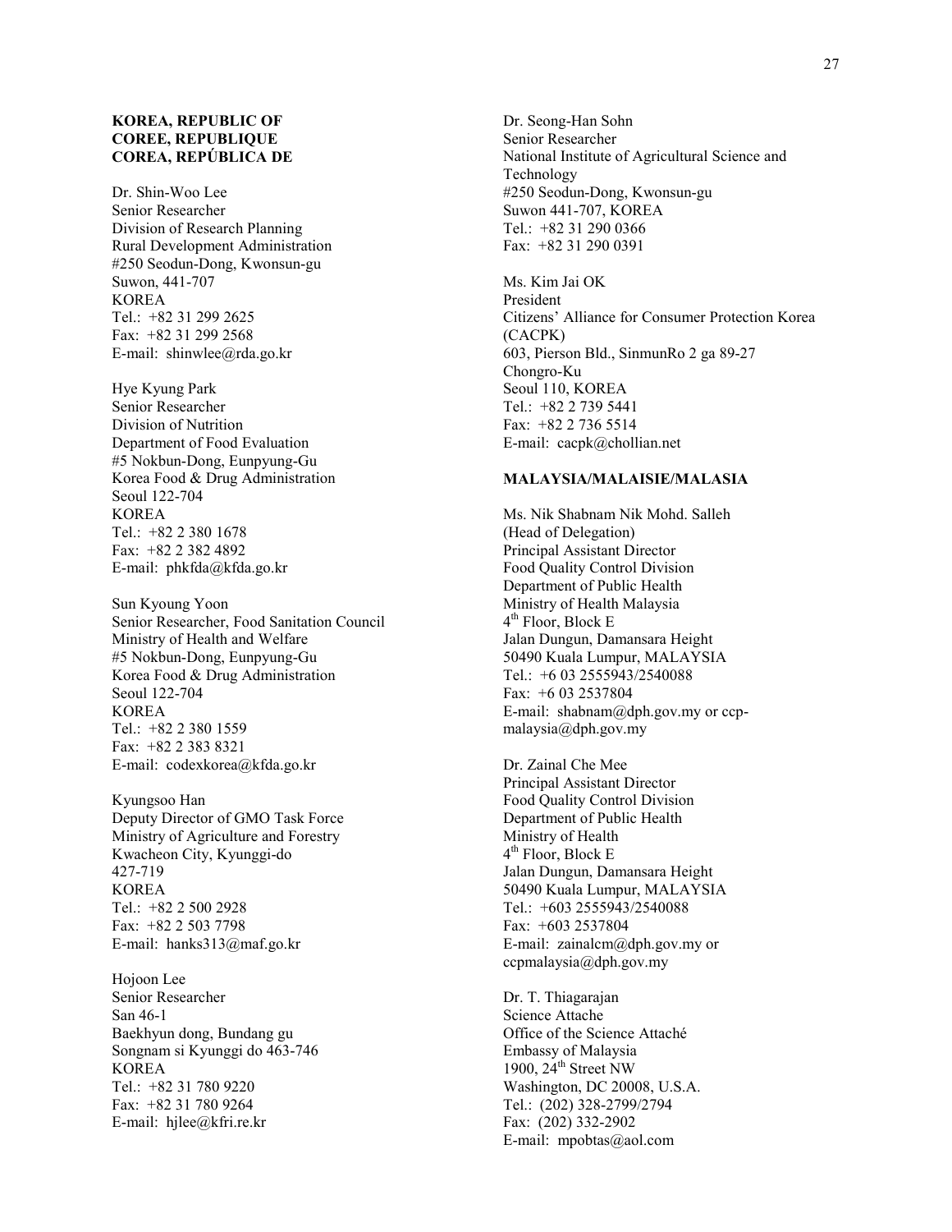**KOREA, REPUBLIC OF**
**COREE, REPUBLIQUE**
**COREA, REPÚBLICA DE**

Dr. Shin-Woo Lee
Senior Researcher
Division of Research Planning
Rural Development Administration
#250 Seodun-Dong, Kwonsun-gu
Suwon, 441-707
KOREA
Tel.: +82 31 299 2625
Fax: +82 31 299 2568
E-mail: shinwlee@rda.go.kr

Hye Kyung Park
Senior Researcher
Division of Nutrition
Department of Food Evaluation
#5 Nokbun-Dong, Eunpyung-Gu
Korea Food & Drug Administration
Seoul 122-704
KOREA
Tel.: +82 2 380 1678
Fax: +82 2 382 4892
E-mail: phkfda@kfda.go.kr

Sun Kyoung Yoon
Senior Researcher, Food Sanitation Council
Ministry of Health and Welfare
#5 Nokbun-Dong, Eunpyung-Gu
Korea Food & Drug Administration
Seoul 122-704
KOREA
Tel.: +82 2 380 1559
Fax: +82 2 383 8321
E-mail: codexkorea@kfda.go.kr

Kyungsoo Han
Deputy Director of GMO Task Force
Ministry of Agriculture and Forestry
Kwacheon City, Kyunggi-do
427-719
KOREA
Tel.: +82 2 500 2928
Fax: +82 2 503 7798
E-mail: hanks313@maf.go.kr

Hojoon Lee
Senior Researcher
San 46-1
Baekhyun dong, Bundang gu
Songnam si Kyunggi do 463-746
KOREA
Tel.: +82 31 780 9220
Fax: +82 31 780 9264
E-mail: hjlee@kfri.re.kr

Dr. Seong-Han Sohn
Senior Researcher
National Institute of Agricultural Science and Technology
#250 Seodun-Dong, Kwonsun-gu
Suwon 441-707, KOREA
Tel.: +82 31 290 0366
Fax: +82 31 290 0391

Ms. Kim Jai OK
President
Citizens' Alliance for Consumer Protection Korea (CACPK)
603, Pierson Bld., SinmunRo 2 ga 89-27
Chongro-Ku
Seoul 110, KOREA
Tel.: +82 2 739 5441
Fax: +82 2 736 5514
E-mail: cacpk@chollian.net

**MALAYSIA/MALAISIE/MALASIA**

Ms. Nik Shabnam Nik Mohd. Salleh
(Head of Delegation)
Principal Assistant Director
Food Quality Control Division
Department of Public Health
Ministry of Health Malaysia
4th Floor, Block E
Jalan Dungun, Damansara Height
50490 Kuala Lumpur, MALAYSIA
Tel.: +6 03 2555943/2540088
Fax: +6 03 2537804
E-mail: shabnam@dph.gov.my or ccp-malaysia@dph.gov.my

Dr. Zainal Che Mee
Principal Assistant Director
Food Quality Control Division
Department of Public Health
Ministry of Health
4th Floor, Block E
Jalan Dungun, Damansara Height
50490 Kuala Lumpur, MALAYSIA
Tel.: +603 2555943/2540088
Fax: +603 2537804
E-mail: zainalcm@dph.gov.my or ccpmalaysia@dph.gov.my

Dr. T. Thiagarajan
Science Attache
Office of the Science Attaché
Embassy of Malaysia
1900, 24th Street NW
Washington, DC 20008, U.S.A.
Tel.: (202) 328-2799/2794
Fax: (202) 332-2902
E-mail: mpobtas@aol.com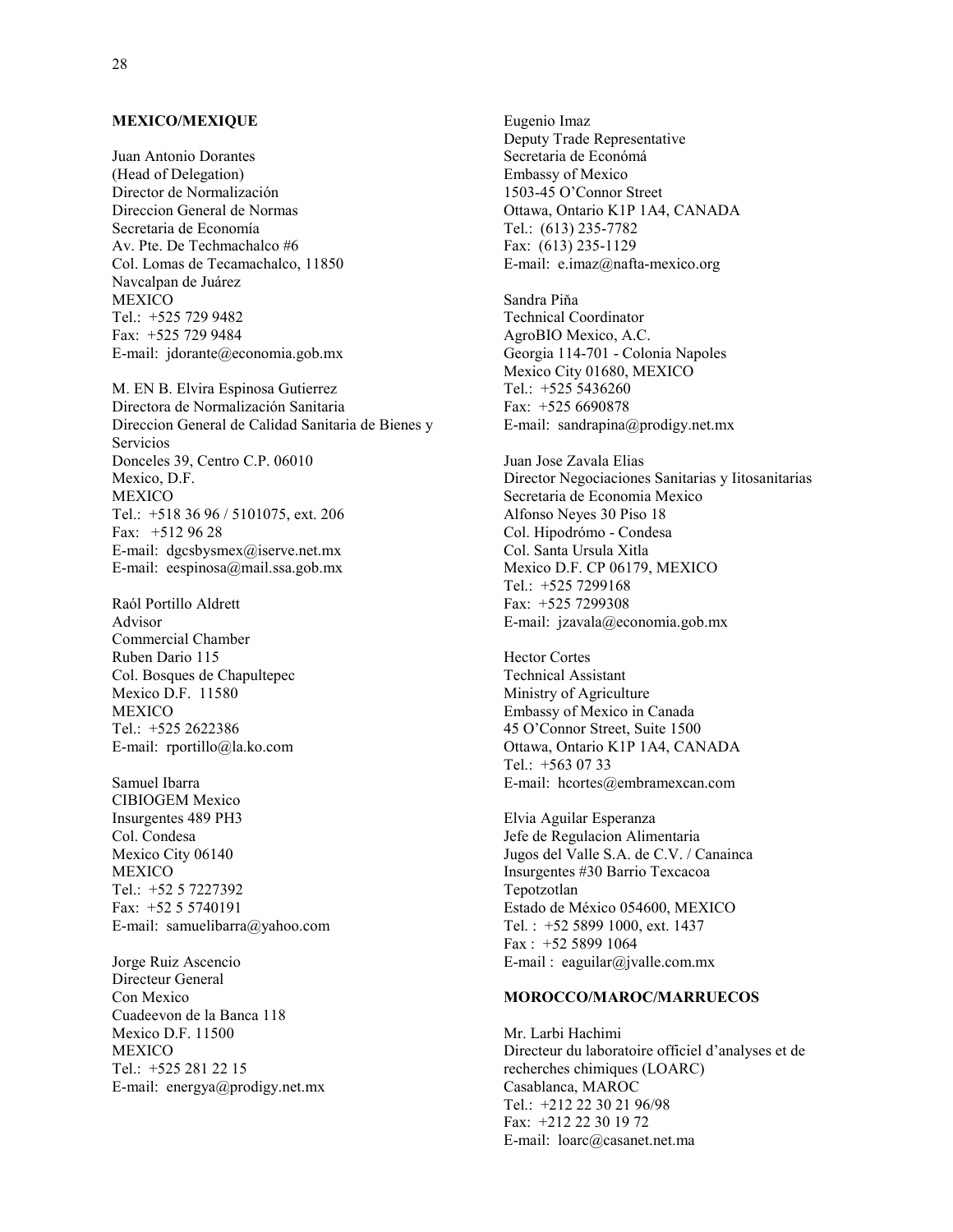**MEXICO/MEXIQUE**

Juan Antonio Dorantes  
(Head of Delegation)  
Director de Normalización  
Direccion General de Normas  
Secretaria de Economía  
Av. Pte. De Techmachalco #6  
Col. Lomas de Tecamachalco, 11850  
Navcalpan de Juárez  
MEXICO  
Tel.: +525 729 9482  
Fax: +525 729 9484  
E-mail: jdorante@economia.gob.mx

M. EN B. Elvira Espinosa Gutierrez  
Directora de Normalización Sanitaria  
Direccion General de Calidad Sanitaria de Bienes y Servicios  
Donceles 39, Centro C.P. 06010  
Mexico, D.F.  
MEXICO  
Tel.: +518 36 96 / 5101075, ext. 206  
Fax: +512 96 28  
E-mail: dgcsbysmex@iserve.net.mx  
E-mail: eespinosa@mail.ssa.gob.mx

Raól Portillo Aldrett  
Advisor  
Commercial Chamber  
Ruben Dario 115  
Col. Bosques de Chapultepec  
Mexico D.F. 11580  
MEXICO  
Tel.: +525 2622386  
E-mail: rportillo@la.ko.com

Samuel Ibarra  
CIBIOGEM Mexico  
Insurgentes 489 PH3  
Col. Condesa  
Mexico City 06140  
MEXICO  
Tel.: +52 5 7227392  
Fax: +52 5 5740191  
E-mail: samuelibarra@yahoo.com

Jorge Ruiz Ascencio  
Directeur General  
Con Mexico  
Cuadeevon de la Banca 118  
Mexico D.F. 11500  
MEXICO  
Tel.: +525 281 22 15  
E-mail: energya@prodigy.net.mx

Eugenio Imaz  
Deputy Trade Representative  
Secretaria de Económá  
Embassy of Mexico  
1503-45 O'Connor Street  
Ottawa, Ontario K1P 1A4, CANADA  
Tel.: (613) 235-7782  
Fax: (613) 235-1129  
E-mail: e.imaz@nafta-mexico.org

Sandra Piňa  
Technical Coordinator  
AgroBIO Mexico, A.C.  
Georgia 114-701 - Colonia Napoles  
Mexico City 01680, MEXICO  
Tel.: +525 5436260  
Fax: +525 6690878  
E-mail: sandrapina@prodigy.net.mx

Juan Jose Zavala Elias  
Director Negociaciones Sanitarias y Iitosanitarias  
Secretaria de Economia Mexico  
Alfonso Neyes 30 Piso 18  
Col. Hipodrómo - Condesa  
Col. Santa Ursula Xitla  
Mexico D.F. CP 06179, MEXICO  
Tel.: +525 7299168  
Fax: +525 7299308  
E-mail: jzavala@economia.gob.mx

Hector Cortes  
Technical Assistant  
Ministry of Agriculture  
Embassy of Mexico in Canada  
45 O'Connor Street, Suite 1500  
Ottawa, Ontario K1P 1A4, CANADA  
Tel.: +563 07 33  
E-mail: hcortes@embramexcan.com

Elvia Aguilar Esperanza  
Jefe de Regulacion Alimentaria  
Jugos del Valle S.A. de C.V. / Canainca  
Insurgentes #30 Barrio Texcacoa  
Tepotzotlan  
Estado de México 054600, MEXICO  
Tel. : +52 5899 1000, ext. 1437  
Fax : +52 5899 1064  
E-mail : eaguilar@jvalle.com.mx

**MOROCCO/MAROC/MARRUECOS**

Mr. Larbi Hachimi  
Directeur du laboratoire officiel d'analyses et de recherches chimiques (LOARC)  
Casablanca, MAROC  
Tel.: +212 22 30 21 96/98  
Fax: +212 22 30 19 72  
E-mail: loarc@casanet.net.ma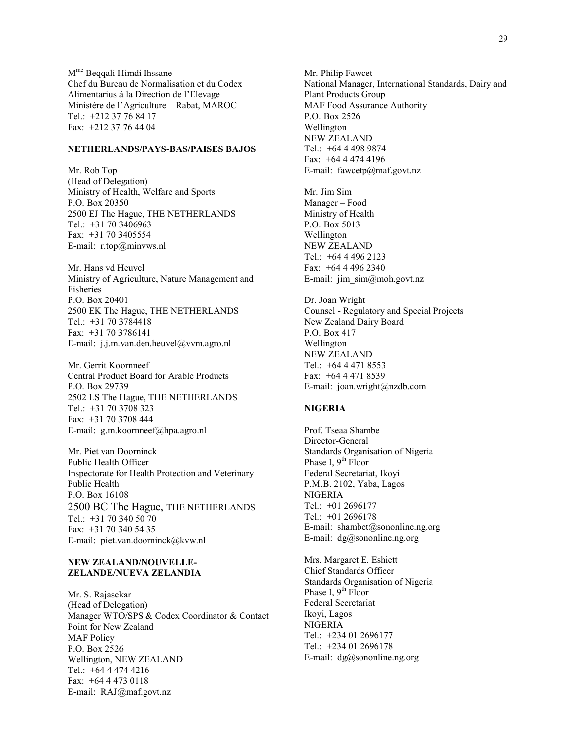M[me] Beqqali Himdi Ihssane
Chef du Bureau de Normalisation et du Codex Alimentarius á la Direction de l'Elevage
Ministère de l'Agriculture – Rabat, MAROC
Tel.: +212 37 76 84 17
Fax: +212 37 76 44 04

**NETHERLANDS/PAYS-BAS/PAISES BAJOS**

Mr. Rob Top
(Head of Delegation)
Ministry of Health, Welfare and Sports
P.O. Box 20350
2500 EJ The Hague, THE NETHERLANDS
Tel.: +31 70 3406963
Fax: +31 70 3405554
E-mail: r.top@minvws.nl

Mr. Hans vd Heuvel
Ministry of Agriculture, Nature Management and Fisheries
P.O. Box 20401
2500 EK The Hague, THE NETHERLANDS
Tel.: +31 70 3784418
Fax: +31 70 3786141
E-mail: j.j.m.van.den.heuvel@vvm.agro.nl

Mr. Gerrit Koornneef
Central Product Board for Arable Products
P.O. Box 29739
2502 LS The Hague, THE NETHERLANDS
Tel.: +31 70 3708 323
Fax: +31 70 3708 444
E-mail: g.m.koornneef@hpa.agro.nl

Mr. Piet van Doorninck
Public Health Officer
Inspectorate for Health Protection and Veterinary Public Health
P.O. Box 16108
2500 BC The Hague, THE NETHERLANDS
Tel.: +31 70 340 50 70
Fax: +31 70 340 54 35
E-mail: piet.van.doorninck@kvw.nl

**NEW ZEALAND/NOUVELLE-ZELANDE/NUEVA ZELANDIA**

Mr. S. Rajasekar
(Head of Delegation)
Manager WTO/SPS & Codex Coordinator & Contact Point for New Zealand
MAF Policy
P.O. Box 2526
Wellington, NEW ZEALAND
Tel.: +64 4 474 4216
Fax: +64 4 473 0118
E-mail: RAJ@maf.govt.nz

Mr. Philip Fawcet
National Manager, International Standards, Dairy and Plant Products Group
MAF Food Assurance Authority
P.O. Box 2526
Wellington
NEW ZEALAND
Tel.: +64 4 498 9874
Fax: +64 4 474 4196
E-mail: fawcetp@maf.govt.nz

Mr. Jim Sim
Manager – Food
Ministry of Health
P.O. Box 5013
Wellington
NEW ZEALAND
Tel.: +64 4 496 2123
Fax: +64 4 496 2340
E-mail: jim_sim@moh.govt.nz

Dr. Joan Wright
Counsel - Regulatory and Special Projects
New Zealand Dairy Board
P.O. Box 417
Wellington
NEW ZEALAND
Tel.: +64 4 471 8553
Fax: +64 4 471 8539
E-mail: joan.wright@nzdb.com

**NIGERIA**

Prof. Tseaa Shambe
Director-General
Standards Organisation of Nigeria
Phase I, 9th Floor
Federal Secretariat, Ikoyi
P.M.B. 2102, Yaba, Lagos
NIGERIA
Tel.: +01 2696177
Tel.: +01 2696178
E-mail: shambet@sononline.ng.org
E-mail: dg@sononline.ng.org

Mrs. Margaret E. Eshiett
Chief Standards Officer
Standards Organisation of Nigeria
Phase I, 9th Floor
Federal Secretariat
Ikoyi, Lagos
NIGERIA
Tel.: +234 01 2696177
Tel.: +234 01 2696178
E-mail: dg@sononline.ng.org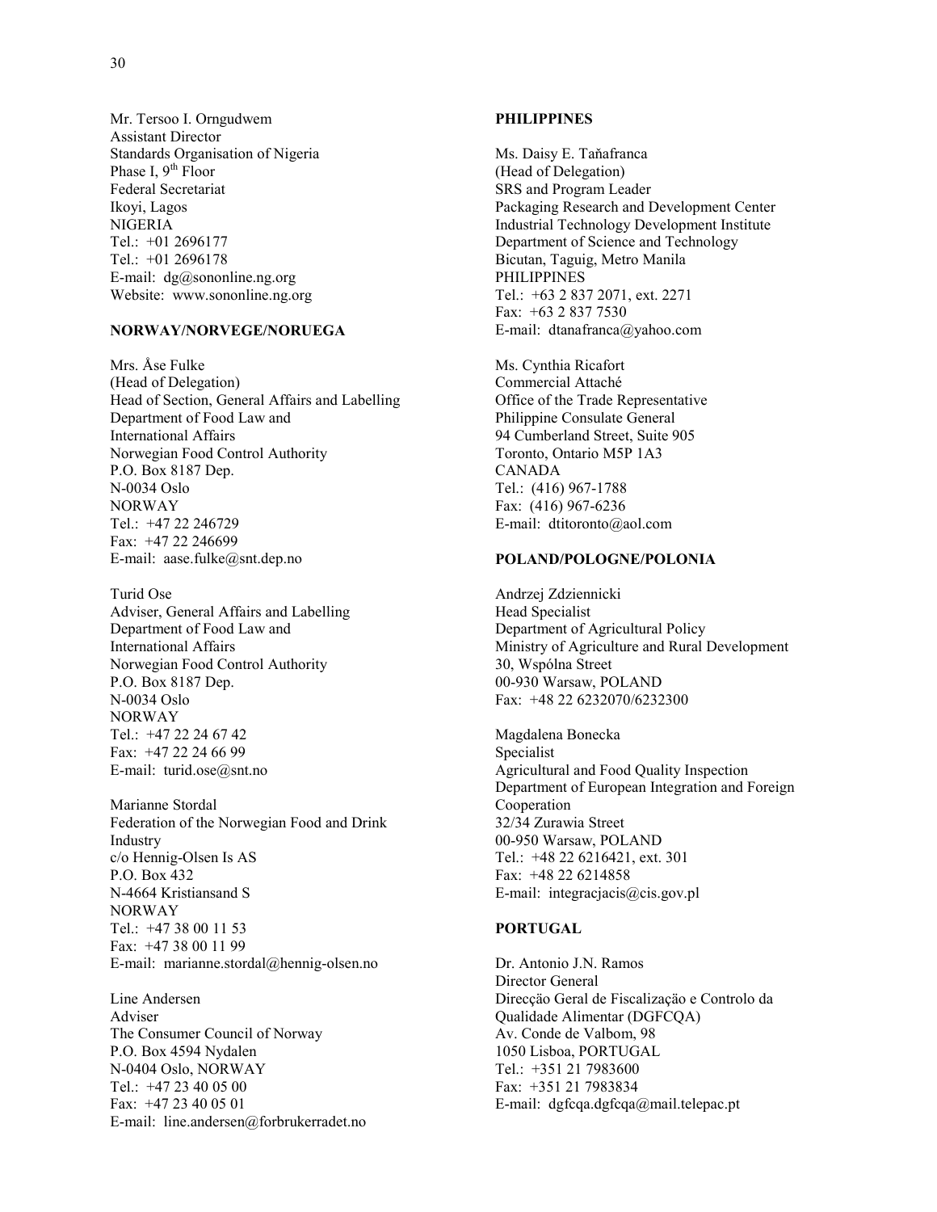Mr. Tersoo I. Orngudwem
Assistant Director
Standards Organisation of Nigeria
Phase I, 9th Floor
Federal Secretariat
Ikoyi, Lagos
NIGERIA
Tel.: +01 2696177
Tel.: +01 2696178
E-mail: dg@sononline.ng.org
Website: www.sononline.ng.org

**NORWAY/NORVEGE/NORUEGA**

Mrs. Åse Fulke
(Head of Delegation)
Head of Section, General Affairs and Labelling
Department of Food Law and
International Affairs
Norwegian Food Control Authority
P.O. Box 8187 Dep.
N-0034 Oslo
NORWAY
Tel.: +47 22 246729
Fax: +47 22 246699
E-mail: aase.fulke@snt.dep.no

Turid Ose
Adviser, General Affairs and Labelling
Department of Food Law and
International Affairs
Norwegian Food Control Authority
P.O. Box 8187 Dep.
N-0034 Oslo
NORWAY
Tel.: +47 22 24 67 42
Fax: +47 22 24 66 99
E-mail: turid.ose@snt.no

Marianne Stordal
Federation of the Norwegian Food and Drink Industry
c/o Hennig-Olsen Is AS
P.O. Box 432
N-4664 Kristiansand S
NORWAY
Tel.: +47 38 00 11 53
Fax: +47 38 00 11 99
E-mail: marianne.stordal@hennig-olsen.no

Line Andersen
Adviser
The Consumer Council of Norway
P.O. Box 4594 Nydalen
N-0404 Oslo, NORWAY
Tel.: +47 23 40 05 00
Fax: +47 23 40 05 01
E-mail: line.andersen@forbrukerradet.no

**PHILIPPINES**

Ms. Daisy E. Taňafranca
(Head of Delegation)
SRS and Program Leader
Packaging Research and Development Center
Industrial Technology Development Institute
Department of Science and Technology
Bicutan, Taguig, Metro Manila
PHILIPPINES
Tel.: +63 2 837 2071, ext. 2271
Fax: +63 2 837 7530
E-mail: dtanafranca@yahoo.com

Ms. Cynthia Ricafort
Commercial Attaché
Office of the Trade Representative
Philippine Consulate General
94 Cumberland Street, Suite 905
Toronto, Ontario M5P 1A3
CANADA
Tel.: (416) 967-1788
Fax: (416) 967-6236
E-mail: dtitoronto@aol.com

**POLAND/POLOGNE/POLONIA**

Andrzej Zdziennicki
Head Specialist
Department of Agricultural Policy
Ministry of Agriculture and Rural Development
30, Wspólna Street
00-930 Warsaw, POLAND
Fax: +48 22 6232070/6232300

Magdalena Bonecka
Specialist
Agricultural and Food Quality Inspection
Department of European Integration and Foreign Cooperation
32/34 Zurawia Street
00-950 Warsaw, POLAND
Tel.: +48 22 6216421, ext. 301
Fax: +48 22 6214858
E-mail: integracjacis@cis.gov.pl

**PORTUGAL**

Dr. Antonio J.N. Ramos
Director General
Direcção Geral de Fiscalização e Controlo da Qualidade Alimentar (DGFCQA)
Av. Conde de Valbom, 98
1050 Lisboa, PORTUGAL
Tel.: +351 21 7983600
Fax: +351 21 7983834
E-mail: dgfcqa.dgfcqa@mail.telepac.pt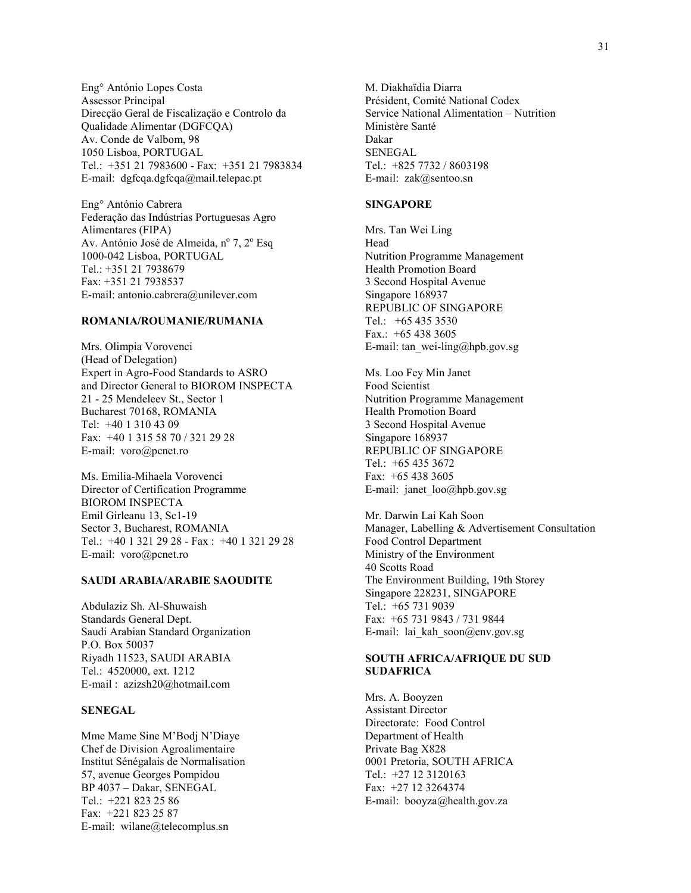Eng° António Lopes Costa
Assessor Principal
Direcção Geral de Fiscalização e Controlo da Qualidade Alimentar (DGFCQA)
Av. Conde de Valbom, 98
1050 Lisboa, PORTUGAL
Tel.: +351 21 7983600 - Fax: +351 21 7983834
E-mail: dgfcqa.dgfcqa@mail.telepac.pt

Eng° António Cabrera
Federação das Indústrias Portuguesas Agro Alimentares (FIPA)
Av. António José de Almeida, nº 7, 2º Esq
1000-042 Lisboa, PORTUGAL
Tel.: +351 21 7938679
Fax: +351 21 7938537
E-mail: antonio.cabrera@unilever.com

**ROMANIA/ROUMANIE/RUMANIA**

Mrs. Olimpia Vorovenci
(Head of Delegation)
Expert in Agro-Food Standards to ASRO and Director General to BIOROM INSPECTA
21 - 25 Mendeleev St., Sector 1
Bucharest 70168, ROMANIA
Tel: +40 1 310 43 09
Fax: +40 1 315 58 70 / 321 29 28
E-mail: voro@pcnet.ro

Ms. Emilia-Mihaela Vorovenci
Director of Certification Programme
BIOROM INSPECTA
Emil Girleanu 13, Sc1-19
Sector 3, Bucharest, ROMANIA
Tel.: +40 1 321 29 28 - Fax : +40 1 321 29 28
E-mail: voro@pcnet.ro

**SAUDI ARABIA/ARABIE SAOUDITE**

Abdulaziz Sh. Al-Shuwaish
Standards General Dept.
Saudi Arabian Standard Organization
P.O. Box 50037
Riyadh 11523, SAUDI ARABIA
Tel.: 4520000, ext. 1212
E-mail : azizsh20@hotmail.com

**SENEGAL**

Mme Mame Sine M'Bodj N'Diaye
Chef de Division Agroalimentaire
Institut Sénégalais de Normalisation
57, avenue Georges Pompidou
BP 4037 – Dakar, SENEGAL
Tel.: +221 823 25 86
Fax: +221 823 25 87
E-mail: wilane@telecomplus.sn

M. Diakhaïdia Diarra
Président, Comité National Codex
Service National Alimentation – Nutrition
Ministère Santé
Dakar
SENEGAL
Tel.: +825 7732 / 8603198
E-mail: zak@sentoo.sn

**SINGAPORE**

Mrs. Tan Wei Ling
Head
Nutrition Programme Management
Health Promotion Board
3 Second Hospital Avenue
Singapore 168937
REPUBLIC OF SINGAPORE
Tel.: +65 435 3530
Fax.: +65 438 3605
E-mail: tan_wei-ling@hpb.gov.sg

Ms. Loo Fey Min Janet
Food Scientist
Nutrition Programme Management
Health Promotion Board
3 Second Hospital Avenue
Singapore 168937
REPUBLIC OF SINGAPORE
Tel.: +65 435 3672
Fax: +65 438 3605
E-mail: janet_loo@hpb.gov.sg

Mr. Darwin Lai Kah Soon
Manager, Labelling & Advertisement Consultation
Food Control Department
Ministry of the Environment
40 Scotts Road
The Environment Building, 19th Storey
Singapore 228231, SINGAPORE
Tel.: +65 731 9039
Fax: +65 731 9843 / 731 9844
E-mail: lai_kah_soon@env.gov.sg

**SOUTH AFRICA/AFRIQUE DU SUD SUDAFRICA**

Mrs. A. Booyzen
Assistant Director
Directorate: Food Control
Department of Health
Private Bag X828
0001 Pretoria, SOUTH AFRICA
Tel.: +27 12 3120163
Fax: +27 12 3264374
E-mail: booyza@health.gov.za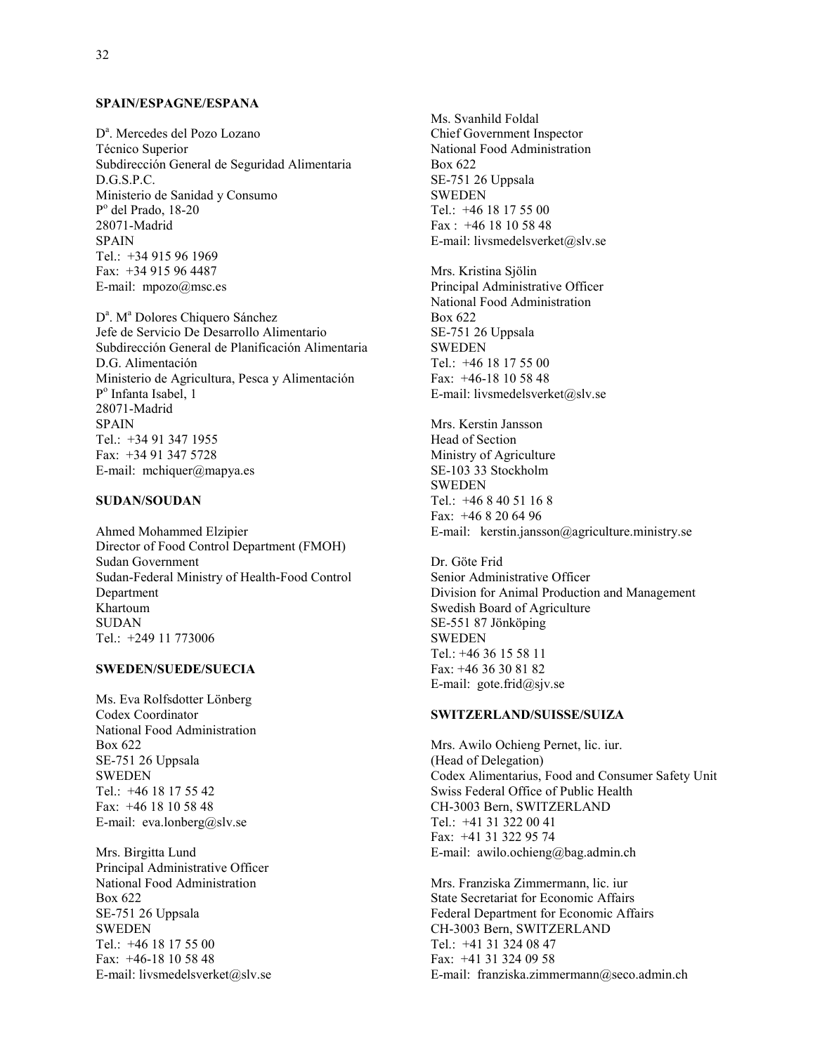**SPAIN/ESPAGNE/ESPANA**

D[a]. Mercedes del Pozo Lozano
Técnico Superior
Subdirección General de Seguridad Alimentaria
D.G.S.P.C.
Ministerio de Sanidad y Consumo
P[o] del Prado, 18-20
28071-Madrid
SPAIN
Tel.: +34 915 96 1969
Fax: +34 915 96 4487
E-mail: mpozo@msc.es

D[a]. M[a] Dolores Chiquero Sánchez
Jefe de Servicio De Desarrollo Alimentario
Subdirección General de Planificación Alimentaria
D.G. Alimentación
Ministerio de Agricultura, Pesca y Alimentación
P[o] Infanta Isabel, 1
28071-Madrid
SPAIN
Tel.: +34 91 347 1955
Fax: +34 91 347 5728
E-mail: mchiquer@mapya.es

**SUDAN/SOUDAN**

Ahmed Mohammed Elzipier
Director of Food Control Department (FMOH)
Sudan Government
Sudan-Federal Ministry of Health-Food Control Department
Khartoum
SUDAN
Tel.: +249 11 773006

**SWEDEN/SUEDE/SUECIA**

Ms. Eva Rolfsdotter Lönberg
Codex Coordinator
National Food Administration
Box 622
SE-751 26 Uppsala
SWEDEN
Tel.: +46 18 17 55 42
Fax: +46 18 10 58 48
E-mail: eva.lonberg@slv.se

Mrs. Birgitta Lund
Principal Administrative Officer
National Food Administration
Box 622
SE-751 26 Uppsala
SWEDEN
Tel.: +46 18 17 55 00
Fax: +46-18 10 58 48
E-mail: livsmedelsverket@slv.se

Ms. Svanhild Foldal
Chief Government Inspector
National Food Administration
Box 622
SE-751 26 Uppsala
SWEDEN
Tel.: +46 18 17 55 00
Fax : +46 18 10 58 48
E-mail: livsmedelsverket@slv.se

Mrs. Kristina Sjölin
Principal Administrative Officer
National Food Administration
Box 622
SE-751 26 Uppsala
SWEDEN
Tel.: +46 18 17 55 00
Fax: +46-18 10 58 48
E-mail: livsmedelsverket@slv.se

Mrs. Kerstin Jansson
Head of Section
Ministry of Agriculture
SE-103 33 Stockholm
SWEDEN
Tel.: +46 8 40 51 16 8
Fax: +46 8 20 64 96
E-mail: kerstin.jansson@agriculture.ministry.se

Dr. Göte Frid
Senior Administrative Officer
Division for Animal Production and Management
Swedish Board of Agriculture
SE-551 87 Jönköping
SWEDEN
Tel.: +46 36 15 58 11
Fax: +46 36 30 81 82
E-mail: gote.frid@sjv.se

**SWITZERLAND/SUISSE/SUIZA**

Mrs. Awilo Ochieng Pernet, lic. iur.
(Head of Delegation)
Codex Alimentarius, Food and Consumer Safety Unit
Swiss Federal Office of Public Health
CH-3003 Bern, SWITZERLAND
Tel.: +41 31 322 00 41
Fax: +41 31 322 95 74
E-mail: awilo.ochieng@bag.admin.ch

Mrs. Franziska Zimmermann, lic. iur
State Secretariat for Economic Affairs
Federal Department for Economic Affairs
CH-3003 Bern, SWITZERLAND
Tel.: +41 31 324 08 47
Fax: +41 31 324 09 58
E-mail: franziska.zimmermann@seco.admin.ch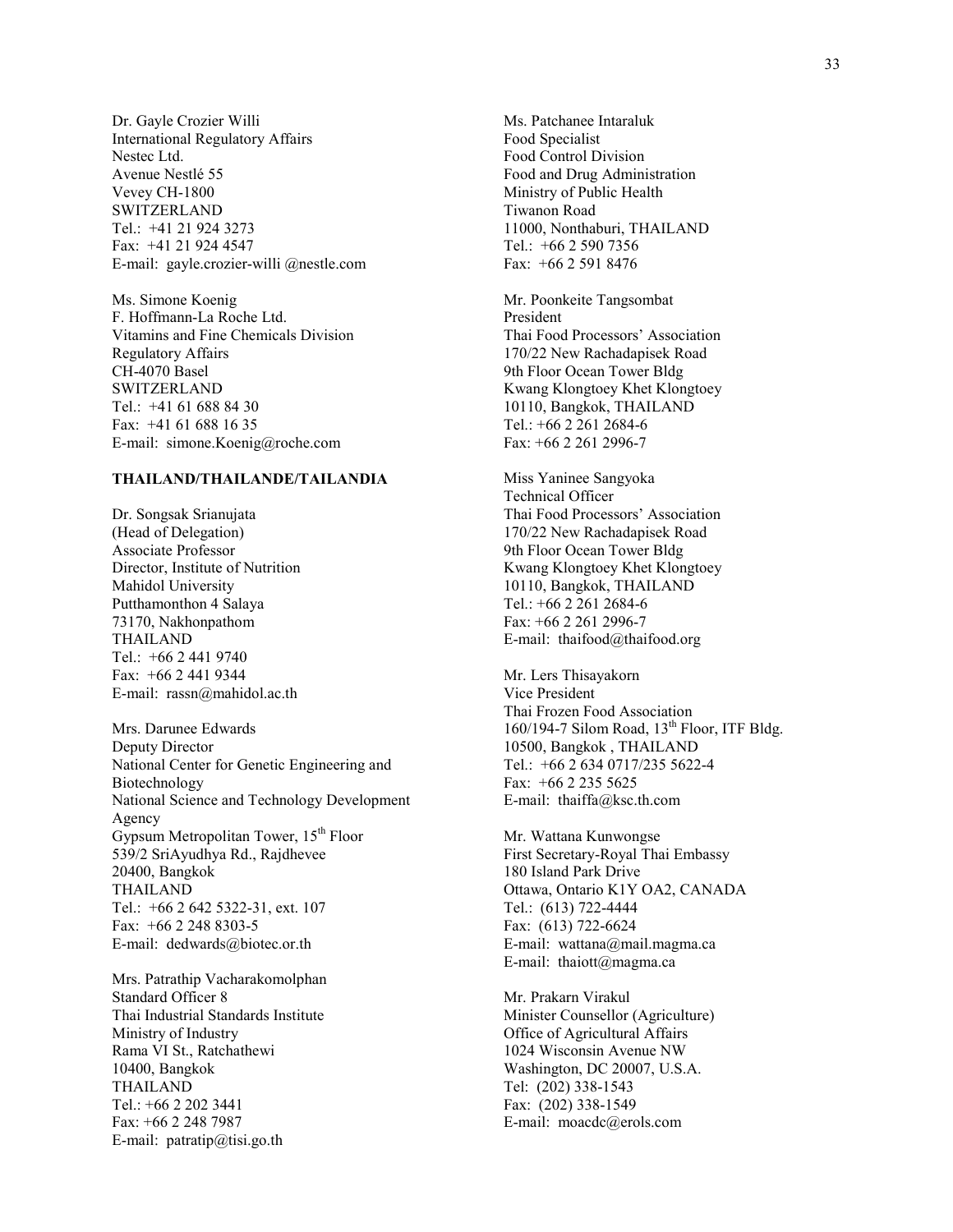Dr. Gayle Crozier Willi
International Regulatory Affairs
Nestec Ltd.
Avenue Nestlé 55
Vevey CH-1800
SWITZERLAND
Tel.: +41 21 924 3273
Fax: +41 21 924 4547
E-mail: gayle.crozier-willi @nestle.com

Ms. Simone Koenig
F. Hoffmann-La Roche Ltd.
Vitamins and Fine Chemicals Division
Regulatory Affairs
CH-4070 Basel
SWITZERLAND
Tel.: +41 61 688 84 30
Fax: +41 61 688 16 35
E-mail: simone.Koenig@roche.com

**THAILAND/THAILANDE/TAILANDIA**

Dr. Songsak Srianujata
(Head of Delegation)
Associate Professor
Director, Institute of Nutrition
Mahidol University
Putthamonthon 4 Salaya
73170, Nakhonpathom
THAILAND
Tel.: +66 2 441 9740
Fax: +66 2 441 9344
E-mail: rassn@mahidol.ac.th

Mrs. Darunee Edwards
Deputy Director
National Center for Genetic Engineering and Biotechnology
National Science and Technology Development Agency
Gypsum Metropolitan Tower, 15th Floor
539/2 SriAyudhya Rd., Rajdhevee
20400, Bangkok
THAILAND
Tel.: +66 2 642 5322-31, ext. 107
Fax: +66 2 248 8303-5
E-mail: dedwards@biotec.or.th

Mrs. Patrathip Vacharakomolphan
Standard Officer 8
Thai Industrial Standards Institute
Ministry of Industry
Rama VI St., Ratchathewi
10400, Bangkok
THAILAND
Tel.: +66 2 202 3441
Fax: +66 2 248 7987
E-mail: patratip@tisi.go.th

Ms. Patchanee Intaraluk
Food Specialist
Food Control Division
Food and Drug Administration
Ministry of Public Health
Tiwanon Road
11000, Nonthaburi, THAILAND
Tel.: +66 2 590 7356
Fax: +66 2 591 8476

Mr. Poonkeite Tangsombat
President
Thai Food Processors' Association
170/22 New Rachadapisek Road
9th Floor Ocean Tower Bldg
Kwang Klongtoey Khet Klongtoey
10110, Bangkok, THAILAND
Tel.: +66 2 261 2684-6
Fax: +66 2 261 2996-7

Miss Yaninee Sangyoka
Technical Officer
Thai Food Processors' Association
170/22 New Rachadapisek Road
9th Floor Ocean Tower Bldg
Kwang Klongtoey Khet Klongtoey
10110, Bangkok, THAILAND
Tel.: +66 2 261 2684-6
Fax: +66 2 261 2996-7
E-mail: thaifood@thaifood.org

Mr. Lers Thisayakorn
Vice President
Thai Frozen Food Association
160/194-7 Silom Road, 13th Floor, ITF Bldg.
10500, Bangkok , THAILAND
Tel.: +66 2 634 0717/235 5622-4
Fax: +66 2 235 5625
E-mail: thaiffa@ksc.th.com

Mr. Wattana Kunwongse
First Secretary-Royal Thai Embassy
180 Island Park Drive
Ottawa, Ontario K1Y OA2, CANADA
Tel.: (613) 722-4444
Fax: (613) 722-6624
E-mail: wattana@mail.magma.ca
E-mail: thaiott@magma.ca

Mr. Prakarn Virakul
Minister Counsellor (Agriculture)
Office of Agricultural Affairs
1024 Wisconsin Avenue NW
Washington, DC 20007, U.S.A.
Tel: (202) 338-1543
Fax: (202) 338-1549
E-mail: moacdc@erols.com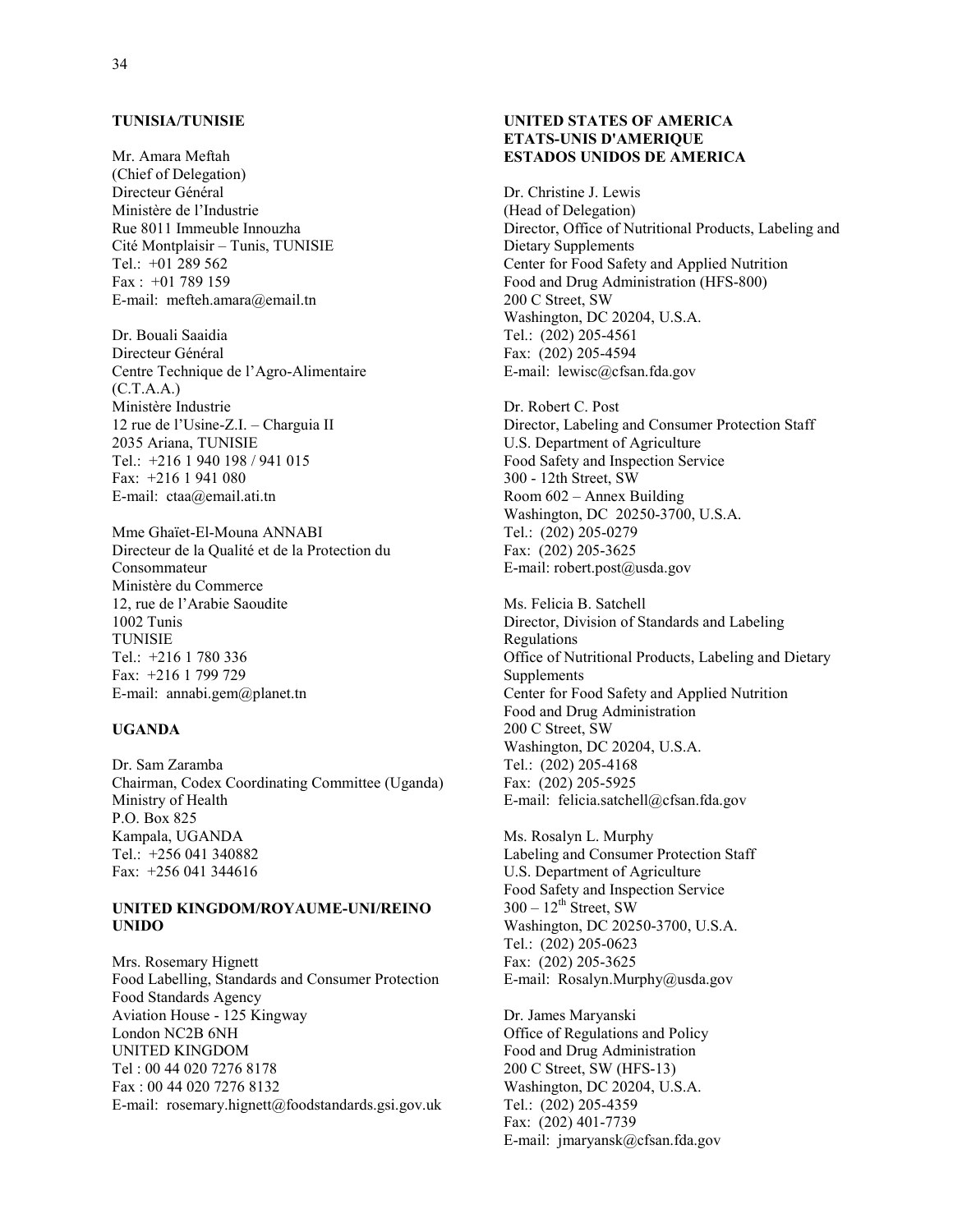**TUNISIA/TUNISIE**

Mr. Amara Meftah
(Chief of Delegation)
Directeur Général
Ministère de l'Industrie
Rue 8011 Immeuble Innouzha
Cité Montplaisir – Tunis, TUNISIE
Tel.: +01 289 562
Fax : +01 789 159
E-mail: mefteh.amara@email.tn

Dr. Bouali Saaidia
Directeur Général
Centre Technique de l'Agro-Alimentaire
(C.T.A.A.)
Ministère Industrie
12 rue de l'Usine-Z.I. – Charguia II
2035 Ariana, TUNISIE
Tel.: +216 1 940 198 / 941 015
Fax: +216 1 941 080
E-mail: ctaa@email.ati.tn

Mme Ghaïet-El-Mouna ANNABI
Directeur de la Qualité et de la Protection du Consommateur
Ministère du Commerce
12, rue de l'Arabie Saoudite
1002 Tunis
TUNISIE
Tel.: +216 1 780 336
Fax: +216 1 799 729
E-mail: annabi.gem@planet.tn

**UGANDA**

Dr. Sam Zaramba
Chairman, Codex Coordinating Committee (Uganda)
Ministry of Health
P.O. Box 825
Kampala, UGANDA
Tel.: +256 041 340882
Fax: +256 041 344616

**UNITED KINGDOM/ROYAUME-UNI/REINO UNIDO**

Mrs. Rosemary Hignett
Food Labelling, Standards and Consumer Protection
Food Standards Agency
Aviation House - 125 Kingway
London NC2B 6NH
UNITED KINGDOM
Tel : 00 44 020 7276 8178
Fax : 00 44 020 7276 8132
E-mail: rosemary.hignett@foodstandards.gsi.gov.uk

**UNITED STATES OF AMERICA**
**ETATS-UNIS D'AMERIQUE**
**ESTADOS UNIDOS DE AMERICA**

Dr. Christine J. Lewis
(Head of Delegation)
Director, Office of Nutritional Products, Labeling and Dietary Supplements
Center for Food Safety and Applied Nutrition
Food and Drug Administration (HFS-800)
200 C Street, SW
Washington, DC 20204, U.S.A.
Tel.: (202) 205-4561
Fax: (202) 205-4594
E-mail: lewisc@cfsan.fda.gov

Dr. Robert C. Post
Director, Labeling and Consumer Protection Staff
U.S. Department of Agriculture
Food Safety and Inspection Service
300 - 12th Street, SW
Room 602 – Annex Building
Washington, DC 20250-3700, U.S.A.
Tel.: (202) 205-0279
Fax: (202) 205-3625
E-mail: robert.post@usda.gov

Ms. Felicia B. Satchell
Director, Division of Standards and Labeling Regulations
Office of Nutritional Products, Labeling and Dietary Supplements
Center for Food Safety and Applied Nutrition
Food and Drug Administration
200 C Street, SW
Washington, DC 20204, U.S.A.
Tel.: (202) 205-4168
Fax: (202) 205-5925
E-mail: felicia.satchell@cfsan.fda.gov

Ms. Rosalyn L. Murphy
Labeling and Consumer Protection Staff
U.S. Department of Agriculture
Food Safety and Inspection Service
300 – 12th Street, SW
Washington, DC 20250-3700, U.S.A.
Tel.: (202) 205-0623
Fax: (202) 205-3625
E-mail: Rosalyn.Murphy@usda.gov

Dr. James Maryanski
Office of Regulations and Policy
Food and Drug Administration
200 C Street, SW (HFS-13)
Washington, DC 20204, U.S.A.
Tel.: (202) 205-4359
Fax: (202) 401-7739
E-mail: jmaryansk@cfsan.fda.gov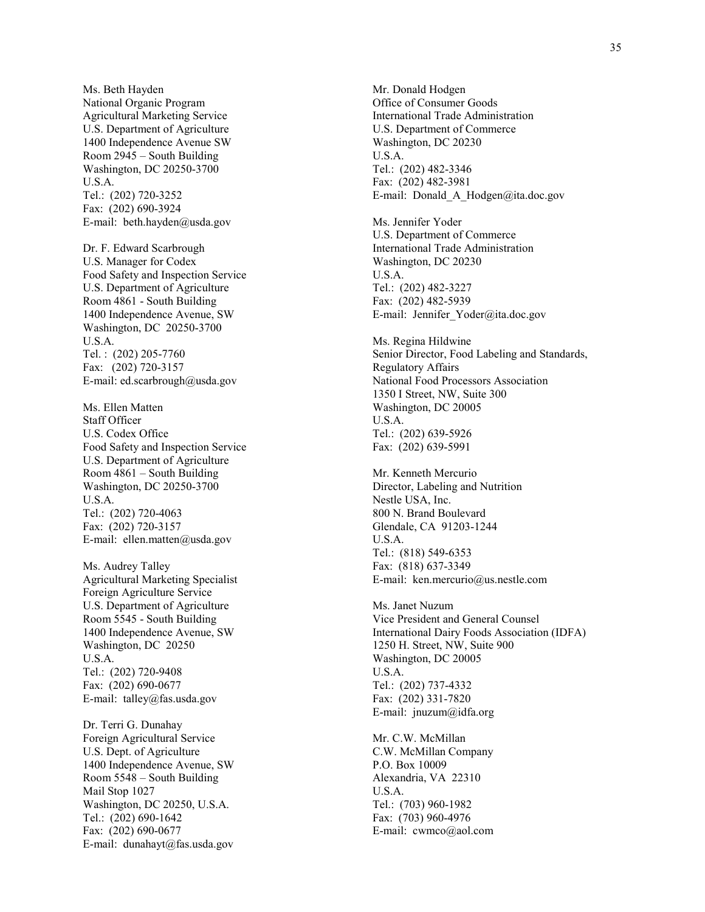Ms. Beth Hayden
National Organic Program
Agricultural Marketing Service
U.S. Department of Agriculture
1400 Independence Avenue SW
Room 2945 – South Building
Washington, DC 20250-3700
U.S.A.
Tel.: (202) 720-3252
Fax: (202) 690-3924
E-mail: beth.hayden@usda.gov

Dr. F. Edward Scarbrough
U.S. Manager for Codex
Food Safety and Inspection Service
U.S. Department of Agriculture
Room 4861 - South Building
1400 Independence Avenue, SW
Washington, DC 20250-3700
U.S.A.
Tel. : (202) 205-7760
Fax: (202) 720-3157
E-mail: ed.scarbrough@usda.gov

Ms. Ellen Matten
Staff Officer
U.S. Codex Office
Food Safety and Inspection Service
U.S. Department of Agriculture
Room 4861 – South Building
Washington, DC 20250-3700
U.S.A.
Tel.: (202) 720-4063
Fax: (202) 720-3157
E-mail: ellen.matten@usda.gov

Ms. Audrey Talley
Agricultural Marketing Specialist
Foreign Agriculture Service
U.S. Department of Agriculture
Room 5545 - South Building
1400 Independence Avenue, SW
Washington, DC 20250
U.S.A.
Tel.: (202) 720-9408
Fax: (202) 690-0677
E-mail: talley@fas.usda.gov

Dr. Terri G. Dunahay
Foreign Agricultural Service
U.S. Dept. of Agriculture
1400 Independence Avenue, SW
Room 5548 – South Building
Mail Stop 1027
Washington, DC 20250, U.S.A.
Tel.: (202) 690-1642
Fax: (202) 690-0677
E-mail: dunahayt@fas.usda.gov

Mr. Donald Hodgen
Office of Consumer Goods
International Trade Administration
U.S. Department of Commerce
Washington, DC 20230
U.S.A.
Tel.: (202) 482-3346
Fax: (202) 482-3981
E-mail: Donald_A_Hodgen@ita.doc.gov

Ms. Jennifer Yoder
U.S. Department of Commerce
International Trade Administration
Washington, DC 20230
U.S.A.
Tel.: (202) 482-3227
Fax: (202) 482-5939
E-mail: Jennifer_Yoder@ita.doc.gov

Ms. Regina Hildwine
Senior Director, Food Labeling and Standards, Regulatory Affairs
National Food Processors Association
1350 I Street, NW, Suite 300
Washington, DC 20005
U.S.A.
Tel.: (202) 639-5926
Fax: (202) 639-5991

Mr. Kenneth Mercurio
Director, Labeling and Nutrition
Nestle USA, Inc.
800 N. Brand Boulevard
Glendale, CA 91203-1244
U.S.A.
Tel.: (818) 549-6353
Fax: (818) 637-3349
E-mail: ken.mercurio@us.nestle.com

Ms. Janet Nuzum
Vice President and General Counsel
International Dairy Foods Association (IDFA)
1250 H. Street, NW, Suite 900
Washington, DC 20005
U.S.A.
Tel.: (202) 737-4332
Fax: (202) 331-7820
E-mail: jnuzum@idfa.org

Mr. C.W. McMillan
C.W. McMillan Company
P.O. Box 10009
Alexandria, VA 22310
U.S.A.
Tel.: (703) 960-1982
Fax: (703) 960-4976
E-mail: cwmco@aol.com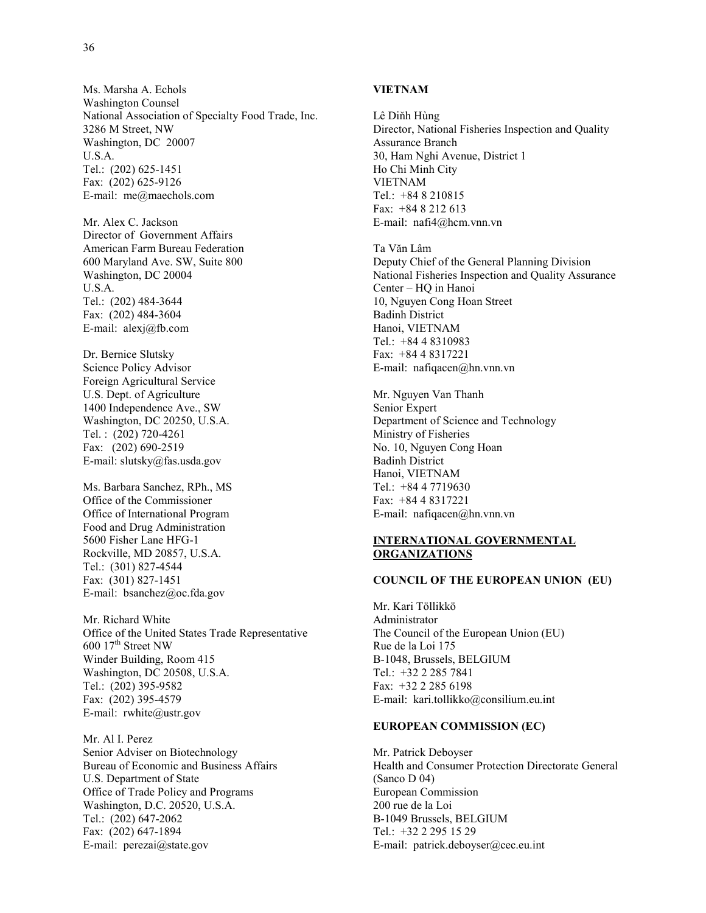Ms. Marsha A. Echols
Washington Counsel
National Association of Specialty Food Trade, Inc.
3286 M Street, NW
Washington, DC 20007
U.S.A.
Tel.: (202) 625-1451
Fax: (202) 625-9126
E-mail: me@maechols.com

Mr. Alex C. Jackson
Director of Government Affairs
American Farm Bureau Federation
600 Maryland Ave. SW, Suite 800
Washington, DC 20004
U.S.A.
Tel.: (202) 484-3644
Fax: (202) 484-3604
E-mail: alexj@fb.com

Dr. Bernice Slutsky
Science Policy Advisor
Foreign Agricultural Service
U.S. Dept. of Agriculture
1400 Independence Ave., SW
Washington, DC 20250, U.S.A.
Tel. : (202) 720-4261
Fax: (202) 690-2519
E-mail: slutsky@fas.usda.gov

Ms. Barbara Sanchez, RPh., MS
Office of the Commissioner
Office of International Program
Food and Drug Administration
5600 Fisher Lane HFG-1
Rockville, MD 20857, U.S.A.
Tel.: (301) 827-4544
Fax: (301) 827-1451
E-mail: bsanchez@oc.fda.gov

Mr. Richard White
Office of the United States Trade Representative
600 17th Street NW
Winder Building, Room 415
Washington, DC 20508, U.S.A.
Tel.: (202) 395-9582
Fax: (202) 395-4579
E-mail: rwhite@ustr.gov

Mr. Al I. Perez
Senior Adviser on Biotechnology
Bureau of Economic and Business Affairs
U.S. Department of State
Office of Trade Policy and Programs
Washington, D.C. 20520, U.S.A.
Tel.: (202) 647-2062
Fax: (202) 647-1894
E-mail: perezai@state.gov

**VIETNAM**

Lê Diňh Hùng
Director, National Fisheries Inspection and Quality Assurance Branch
30, Ham Nghi Avenue, District 1
Ho Chi Minh City
VIETNAM
Tel.: +84 8 210815
Fax: +84 8 212 613
E-mail: nafi4@hcm.vnn.vn

Ta Văn Lâm
Deputy Chief of the General Planning Division
National Fisheries Inspection and Quality Assurance Center – HQ in Hanoi
10, Nguyen Cong Hoan Street
Badinh District
Hanoi, VIETNAM
Tel.: +84 4 8310983
Fax: +84 4 8317221
E-mail: nafiqacen@hn.vnn.vn

Mr. Nguyen Van Thanh
Senior Expert
Department of Science and Technology
Ministry of Fisheries
No. 10, Nguyen Cong Hoan
Badinh District
Hanoi, VIETNAM
Tel.: +84 4 7719630
Fax: +84 4 8317221
E-mail: nafiqacen@hn.vnn.vn

## INTERNATIONAL GOVERNMENTAL ORGANIZATIONS

**COUNCIL OF THE EUROPEAN UNION (EU)**

Mr. Kari Töllikkö
Administrator
The Council of the European Union (EU)
Rue de la Loi 175
B-1048, Brussels, BELGIUM
Tel.: +32 2 285 7841
Fax: +32 2 285 6198
E-mail: kari.tollikko@consilium.eu.int

**EUROPEAN COMMISSION (EC)**

Mr. Patrick Deboyser
Health and Consumer Protection Directorate General
(Sanco D 04)
European Commission
200 rue de la Loi
B-1049 Brussels, BELGIUM
Tel.: +32 2 295 15 29
E-mail: patrick.deboyser@cec.eu.int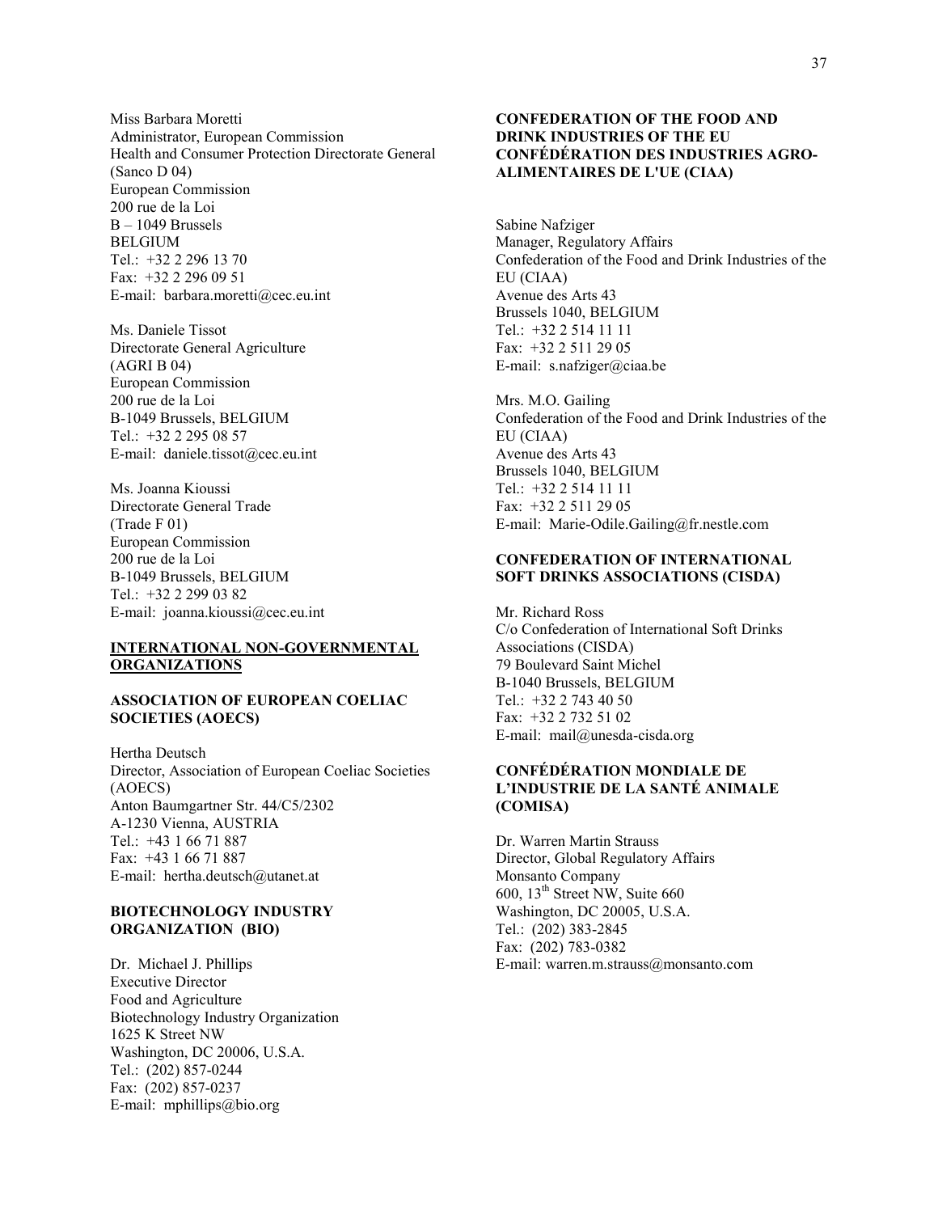Miss Barbara Moretti
Administrator, European Commission
Health and Consumer Protection Directorate General
(Sanco D 04)
European Commission
200 rue de la Loi
B – 1049 Brussels
BELGIUM
Tel.: +32 2 296 13 70
Fax: +32 2 296 09 51
E-mail: barbara.moretti@cec.eu.int

Ms. Daniele Tissot
Directorate General Agriculture
(AGRI B 04)
European Commission
200 rue de la Loi
B-1049 Brussels, BELGIUM
Tel.: +32 2 295 08 57
E-mail: daniele.tissot@cec.eu.int

Ms. Joanna Kioussi
Directorate General Trade
(Trade F 01)
European Commission
200 rue de la Loi
B-1049 Brussels, BELGIUM
Tel.: +32 2 299 03 82
E-mail: joanna.kioussi@cec.eu.int

## INTERNATIONAL NON-GOVERNMENTAL ORGANIZATIONS

### ASSOCIATION OF EUROPEAN COELIAC SOCIETIES (AOECS)

Hertha Deutsch
Director, Association of European Coeliac Societies (AOECS)
Anton Baumgartner Str. 44/C5/2302
A-1230 Vienna, AUSTRIA
Tel.: +43 1 66 71 887
Fax: +43 1 66 71 887
E-mail: hertha.deutsch@utanet.at

### BIOTECHNOLOGY INDUSTRY ORGANIZATION (BIO)

Dr. Michael J. Phillips
Executive Director
Food and Agriculture
Biotechnology Industry Organization
1625 K Street NW
Washington, DC 20006, U.S.A.
Tel.: (202) 857-0244
Fax: (202) 857-0237
E-mail: mphillips@bio.org

### CONFEDERATION OF THE FOOD AND DRINK INDUSTRIES OF THE EU CONFÉDÉRATION DES INDUSTRIES AGRO-ALIMENTAIRES DE L'UE (CIAA)

Sabine Nafziger
Manager, Regulatory Affairs
Confederation of the Food and Drink Industries of the EU (CIAA)
Avenue des Arts 43
Brussels 1040, BELGIUM
Tel.: +32 2 514 11 11
Fax: +32 2 511 29 05
E-mail: s.nafziger@ciaa.be

Mrs. M.O. Gailing
Confederation of the Food and Drink Industries of the EU (CIAA)
Avenue des Arts 43
Brussels 1040, BELGIUM
Tel.: +32 2 514 11 11
Fax: +32 2 511 29 05
E-mail: Marie-Odile.Gailing@fr.nestle.com

### CONFEDERATION OF INTERNATIONAL SOFT DRINKS ASSOCIATIONS (CISDA)

Mr. Richard Ross
C/o Confederation of International Soft Drinks Associations (CISDA)
79 Boulevard Saint Michel
B-1040 Brussels, BELGIUM
Tel.: +32 2 743 40 50
Fax: +32 2 732 51 02
E-mail: mail@unesda-cisda.org

### CONFÉDÉRATION MONDIALE DE L'INDUSTRIE DE LA SANTÉ ANIMALE (COMISA)

Dr. Warren Martin Strauss
Director, Global Regulatory Affairs
Monsanto Company
600, 13th Street NW, Suite 660
Washington, DC 20005, U.S.A.
Tel.: (202) 383-2845
Fax: (202) 783-0382
E-mail: warren.m.strauss@monsanto.com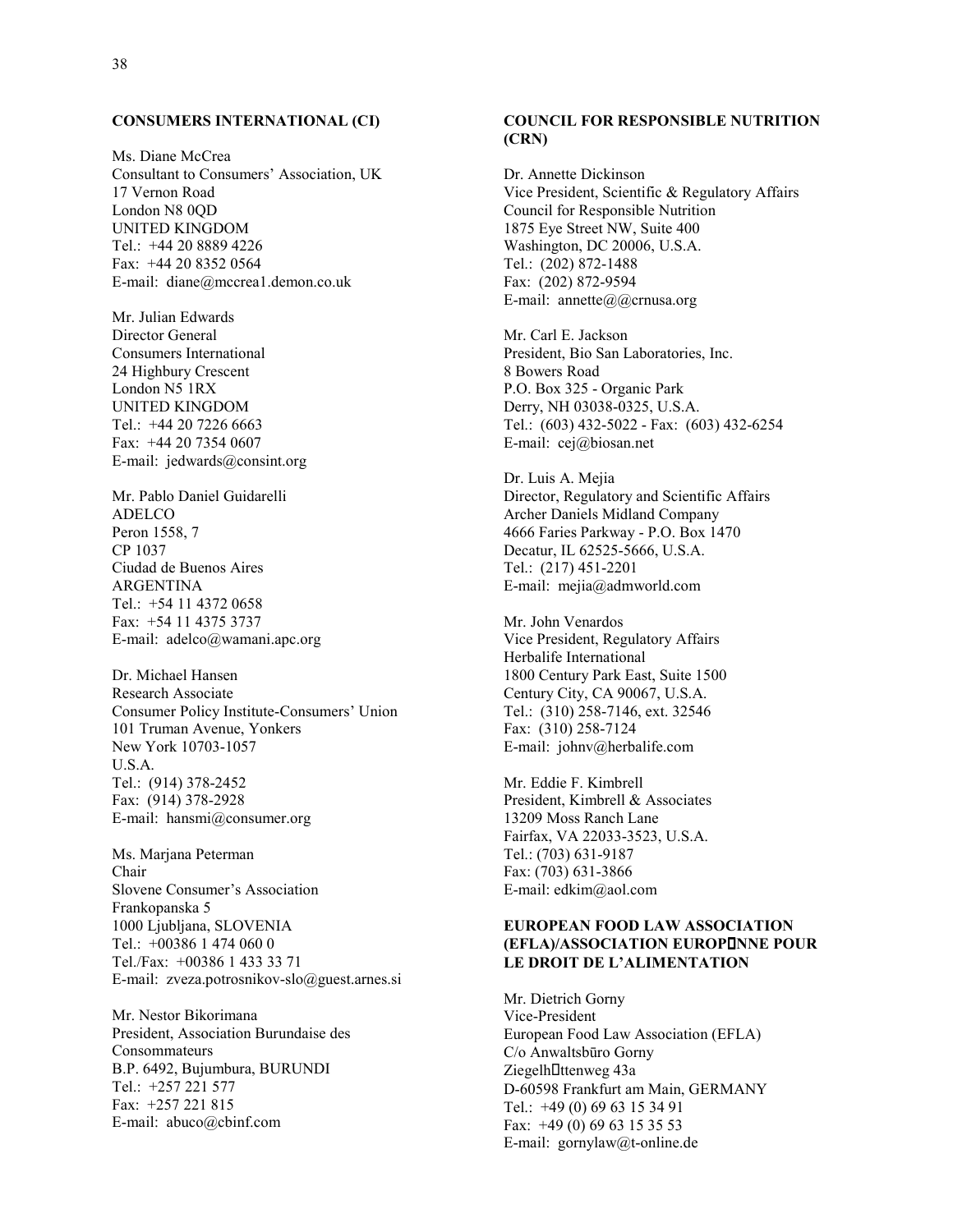## CONSUMERS INTERNATIONAL (CI)

Ms. Diane McCrea
Consultant to Consumers' Association, UK
17 Vernon Road
London N8 0QD
UNITED KINGDOM
Tel.: +44 20 8889 4226
Fax: +44 20 8352 0564
E-mail: diane@mccrea1.demon.co.uk

Mr. Julian Edwards
Director General
Consumers International
24 Highbury Crescent
London N5 1RX
UNITED KINGDOM
Tel.: +44 20 7226 6663
Fax: +44 20 7354 0607
E-mail: jedwards@consint.org

Mr. Pablo Daniel Guidarelli
ADELCO
Peron 1558, 7
CP 1037
Ciudad de Buenos Aires
ARGENTINA
Tel.: +54 11 4372 0658
Fax: +54 11 4375 3737
E-mail: adelco@wamani.apc.org

Dr. Michael Hansen
Research Associate
Consumer Policy Institute-Consumers' Union
101 Truman Avenue, Yonkers
New York 10703-1057
U.S.A.
Tel.: (914) 378-2452
Fax: (914) 378-2928
E-mail: hansmi@consumer.org

Ms. Marjana Peterman
Chair
Slovene Consumer's Association
Frankopanska 5
1000 Ljubljana, SLOVENIA
Tel.: +00386 1 474 060 0
Tel./Fax: +00386 1 433 33 71
E-mail: zveza.potrosnikov-slo@guest.arnes.si

Mr. Nestor Bikorimana
President, Association Burundaise des Consommateurs
B.P. 6492, Bujumbura, BURUNDI
Tel.: +257 221 577
Fax: +257 221 815
E-mail: abuco@cbinf.com

## COUNCIL FOR RESPONSIBLE NUTRITION (CRN)

Dr. Annette Dickinson
Vice President, Scientific & Regulatory Affairs
Council for Responsible Nutrition
1875 Eye Street NW, Suite 400
Washington, DC 20006, U.S.A.
Tel.: (202) 872-1488
Fax: (202) 872-9594
E-mail: annette@@crnusa.org

Mr. Carl E. Jackson
President, Bio San Laboratories, Inc.
8 Bowers Road
P.O. Box 325 - Organic Park
Derry, NH 03038-0325, U.S.A.
Tel.: (603) 432-5022 - Fax: (603) 432-6254
E-mail: cej@biosan.net

Dr. Luis A. Mejia
Director, Regulatory and Scientific Affairs
Archer Daniels Midland Company
4666 Faries Parkway - P.O. Box 1470
Decatur, IL 62525-5666, U.S.A.
Tel.: (217) 451-2201
E-mail: mejia@admworld.com

Mr. John Venardos
Vice President, Regulatory Affairs
Herbalife International
1800 Century Park East, Suite 1500
Century City, CA 90067, U.S.A.
Tel.: (310) 258-7146, ext. 32546
Fax: (310) 258-7124
E-mail: johnv@herbalife.com

Mr. Eddie F. Kimbrell
President, Kimbrell & Associates
13209 Moss Ranch Lane
Fairfax, VA 22033-3523, U.S.A.
Tel.: (703) 631-9187
Fax: (703) 631-3866
E-mail: edkim@aol.com

## EUROPEAN FOOD LAW ASSOCIATION (EFLA)/ASSOCIATION EUROPÉENNE POUR LE DROIT DE L'ALIMENTATION

Mr. Dietrich Gorny
Vice-President
European Food Law Association (EFLA)
C/o Anwaltsbüro Gorny
Ziegelhüttenweg 43a
D-60598 Frankfurt am Main, GERMANY
Tel.: +49 (0) 69 63 15 34 91
Fax: +49 (0) 69 63 15 35 53
E-mail: gornylaw@t-online.de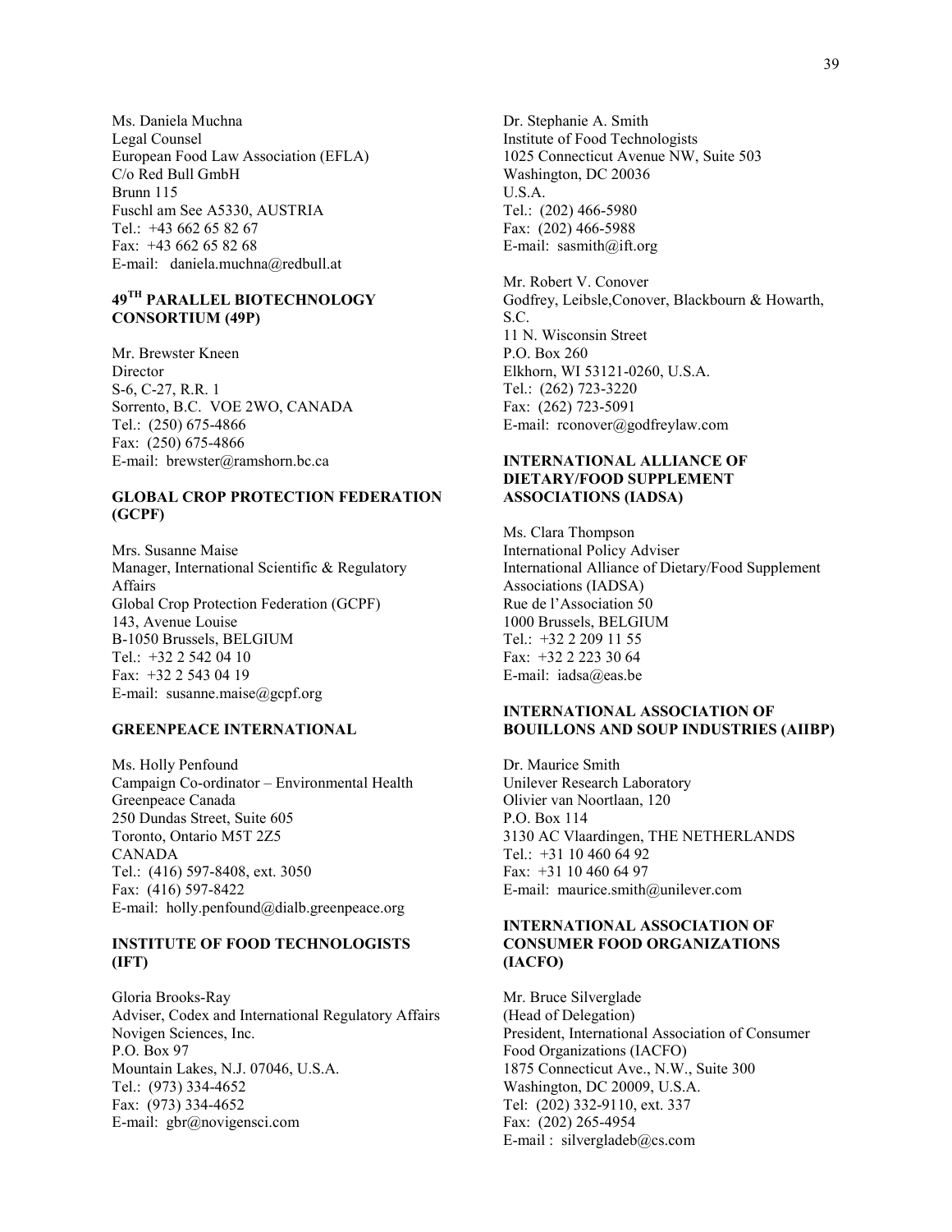Ms. Daniela Muchna
Legal Counsel
European Food Law Association (EFLA)
C/o Red Bull GmbH
Brunn 115
Fuschl am See A5330, AUSTRIA
Tel.: +43 662 65 82 67
Fax: +43 662 65 82 68
E-mail: daniela.muchna@redbull.at

**49TH PARALLEL BIOTECHNOLOGY CONSORTIUM (49P)**

Mr. Brewster Kneen
Director
S-6, C-27, R.R. 1
Sorrento, B.C. VOE 2WO, CANADA
Tel.: (250) 675-4866
Fax: (250) 675-4866
E-mail: brewster@ramshorn.bc.ca

**GLOBAL CROP PROTECTION FEDERATION (GCPF)**

Mrs. Susanne Maise
Manager, International Scientific & Regulatory Affairs
Global Crop Protection Federation (GCPF)
143, Avenue Louise
B-1050 Brussels, BELGIUM
Tel.: +32 2 542 04 10
Fax: +32 2 543 04 19
E-mail: susanne.maise@gcpf.org

**GREENPEACE INTERNATIONAL**

Ms. Holly Penfound
Campaign Co-ordinator – Environmental Health
Greenpeace Canada
250 Dundas Street, Suite 605
Toronto, Ontario M5T 2Z5
CANADA
Tel.: (416) 597-8408, ext. 3050
Fax: (416) 597-8422
E-mail: holly.penfound@dialb.greenpeace.org

**INSTITUTE OF FOOD TECHNOLOGISTS (IFT)**

Gloria Brooks-Ray
Adviser, Codex and International Regulatory Affairs
Novigen Sciences, Inc.
P.O. Box 97
Mountain Lakes, N.J. 07046, U.S.A.
Tel.: (973) 334-4652
Fax: (973) 334-4652
E-mail: gbr@novigensci.com

Dr. Stephanie A. Smith
Institute of Food Technologists
1025 Connecticut Avenue NW, Suite 503
Washington, DC 20036
U.S.A.
Tel.: (202) 466-5980
Fax: (202) 466-5988
E-mail: sasmith@ift.org

Mr. Robert V. Conover
Godfrey, Leibsle,Conover, Blackbourn & Howarth, S.C.
11 N. Wisconsin Street
P.O. Box 260
Elkhorn, WI 53121-0260, U.S.A.
Tel.: (262) 723-3220
Fax: (262) 723-5091
E-mail: rconover@godfreylaw.com

**INTERNATIONAL ALLIANCE OF DIETARY/FOOD SUPPLEMENT ASSOCIATIONS (IADSA)**

Ms. Clara Thompson
International Policy Adviser
International Alliance of Dietary/Food Supplement Associations (IADSA)
Rue de l'Association 50
1000 Brussels, BELGIUM
Tel.: +32 2 209 11 55
Fax: +32 2 223 30 64
E-mail: iadsa@eas.be

**INTERNATIONAL ASSOCIATION OF BOUILLONS AND SOUP INDUSTRIES (AIIBP)**

Dr. Maurice Smith
Unilever Research Laboratory
Olivier van Noortlaan, 120
P.O. Box 114
3130 AC Vlaardingen, THE NETHERLANDS
Tel.: +31 10 460 64 92
Fax: +31 10 460 64 97
E-mail: maurice.smith@unilever.com

**INTERNATIONAL ASSOCIATION OF CONSUMER FOOD ORGANIZATIONS (IACFO)**

Mr. Bruce Silverglade
(Head of Delegation)
President, International Association of Consumer Food Organizations (IACFO)
1875 Connecticut Ave., N.W., Suite 300
Washington, DC 20009, U.S.A.
Tel: (202) 332-9110, ext. 337
Fax: (202) 265-4954
E-mail : silvergladeb@cs.com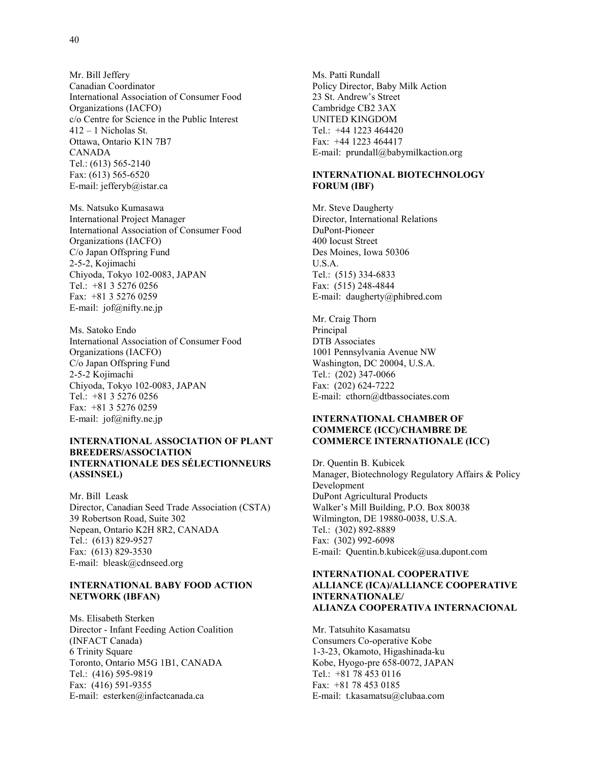Mr. Bill Jeffery
Canadian Coordinator
International Association of Consumer Food Organizations (IACFO)
c/o Centre for Science in the Public Interest
412 – 1 Nicholas St.
Ottawa, Ontario K1N 7B7
CANADA
Tel.: (613) 565-2140
Fax: (613) 565-6520
E-mail: jefferyb@istar.ca

Ms. Natsuko Kumasawa
International Project Manager
International Association of Consumer Food Organizations (IACFO)
C/o Japan Offspring Fund
2-5-2, Kojimachi
Chiyoda, Tokyo 102-0083, JAPAN
Tel.: +81 3 5276 0256
Fax: +81 3 5276 0259
E-mail: jof@nifty.ne.jp

Ms. Satoko Endo
International Association of Consumer Food Organizations (IACFO)
C/o Japan Offspring Fund
2-5-2 Kojimachi
Chiyoda, Tokyo 102-0083, JAPAN
Tel.: +81 3 5276 0256
Fax: +81 3 5276 0259
E-mail: jof@nifty.ne.jp

**INTERNATIONAL ASSOCIATION OF PLANT BREEDERS/ASSOCIATION INTERNATIONALE DES SÉLECTIONNEURS (ASSINSEL)**

Mr. Bill Leask
Director, Canadian Seed Trade Association (CSTA)
39 Robertson Road, Suite 302
Nepean, Ontario K2H 8R2, CANADA
Tel.: (613) 829-9527
Fax: (613) 829-3530
E-mail: bleask@cdnseed.org

**INTERNATIONAL BABY FOOD ACTION NETWORK (IBFAN)**

Ms. Elisabeth Sterken
Director - Infant Feeding Action Coalition (INFACT Canada)
6 Trinity Square
Toronto, Ontario M5G 1B1, CANADA
Tel.: (416) 595-9819
Fax: (416) 591-9355
E-mail: esterken@infactcanada.ca

Ms. Patti Rundall
Policy Director, Baby Milk Action
23 St. Andrew's Street
Cambridge CB2 3AX
UNITED KINGDOM
Tel.: +44 1223 464420
Fax: +44 1223 464417
E-mail: prundall@babymilkaction.org

**INTERNATIONAL BIOTECHNOLOGY FORUM (IBF)**

Mr. Steve Daugherty
Director, International Relations
DuPont-Pioneer
400 Iocust Street
Des Moines, Iowa 50306
U.S.A.
Tel.: (515) 334-6833
Fax: (515) 248-4844
E-mail: daugherty@phibred.com

Mr. Craig Thorn
Principal
DTB Associates
1001 Pennsylvania Avenue NW
Washington, DC 20004, U.S.A.
Tel.: (202) 347-0066
Fax: (202) 624-7222
E-mail: cthorn@dtbassociates.com

**INTERNATIONAL CHAMBER OF COMMERCE (ICC)/CHAMBRE DE COMMERCE INTERNATIONALE (ICC)**

Dr. Quentin B. Kubicek
Manager, Biotechnology Regulatory Affairs & Policy Development
DuPont Agricultural Products
Walker's Mill Building, P.O. Box 80038
Wilmington, DE 19880-0038, U.S.A.
Tel.: (302) 892-8889
Fax: (302) 992-6098
E-mail: Quentin.b.kubicek@usa.dupont.com

**INTERNATIONAL COOPERATIVE ALLIANCE (ICA)/ALLIANCE COOPERATIVE INTERNATIONALE/ ALIANZA COOPERATIVA INTERNACIONAL**

Mr. Tatsuhito Kasamatsu
Consumers Co-operative Kobe
1-3-23, Okamoto, Higashinada-ku
Kobe, Hyogo-pre 658-0072, JAPAN
Tel.: +81 78 453 0116
Fax: +81 78 453 0185
E-mail: t.kasamatsu@clubaa.com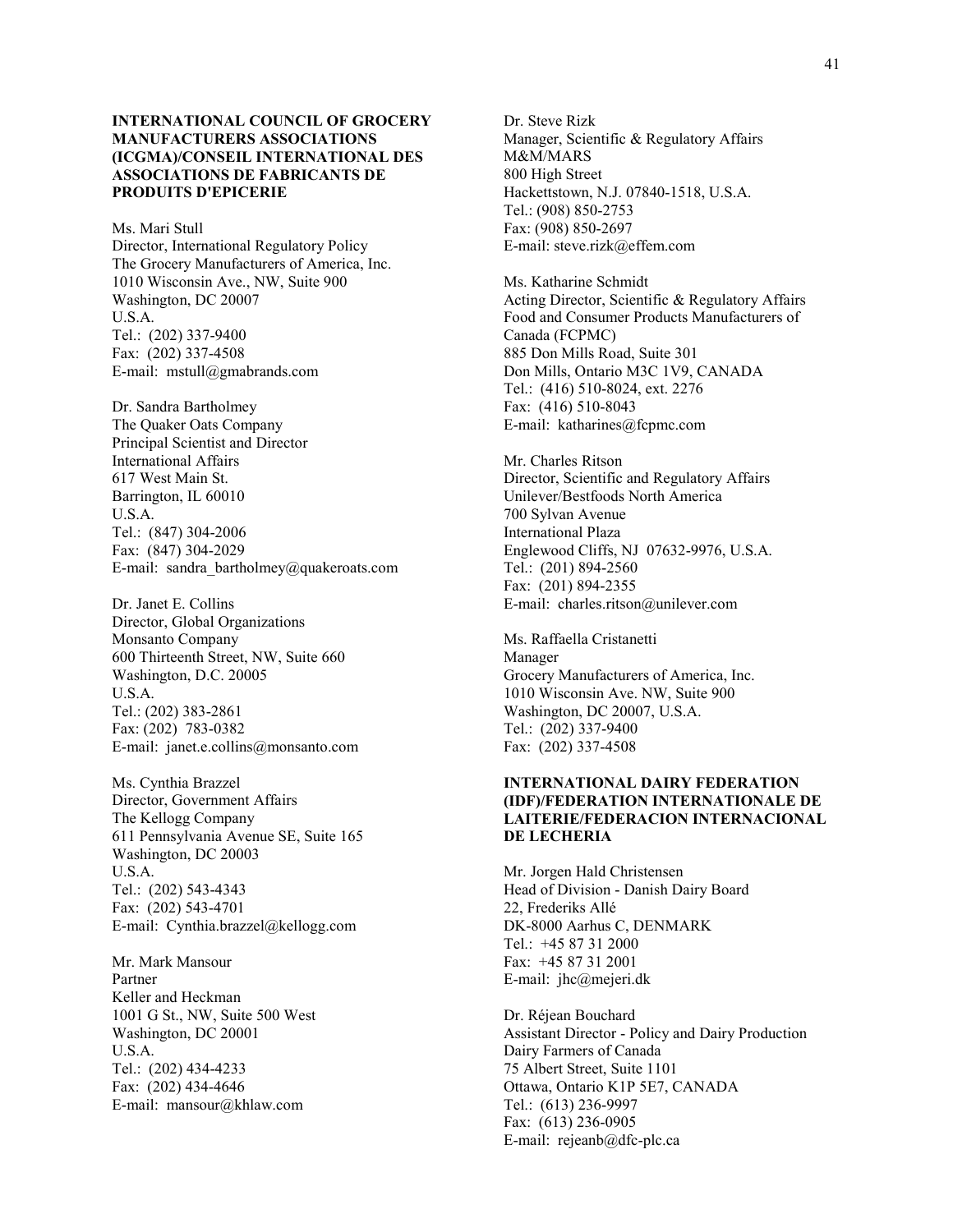**INTERNATIONAL COUNCIL OF GROCERY MANUFACTURERS ASSOCIATIONS (ICGMA)/CONSEIL INTERNATIONAL DES ASSOCIATIONS DE FABRICANTS DE PRODUITS D'EPICERIE**

Ms. Mari Stull
Director, International Regulatory Policy
The Grocery Manufacturers of America, Inc.
1010 Wisconsin Ave., NW, Suite 900
Washington, DC 20007
U.S.A.
Tel.: (202) 337-9400
Fax: (202) 337-4508
E-mail: mstull@gmabrands.com

Dr. Sandra Bartholmey
The Quaker Oats Company
Principal Scientist and Director
International Affairs
617 West Main St.
Barrington, IL 60010
U.S.A.
Tel.: (847) 304-2006
Fax: (847) 304-2029
E-mail: sandra_bartholmey@quakeroats.com

Dr. Janet E. Collins
Director, Global Organizations
Monsanto Company
600 Thirteenth Street, NW, Suite 660
Washington, D.C. 20005
U.S.A.
Tel.: (202) 383-2861
Fax: (202) 783-0382
E-mail: janet.e.collins@monsanto.com

Ms. Cynthia Brazzel
Director, Government Affairs
The Kellogg Company
611 Pennsylvania Avenue SE, Suite 165
Washington, DC 20003
U.S.A.
Tel.: (202) 543-4343
Fax: (202) 543-4701
E-mail: Cynthia.brazzel@kellogg.com

Mr. Mark Mansour
Partner
Keller and Heckman
1001 G St., NW, Suite 500 West
Washington, DC 20001
U.S.A.
Tel.: (202) 434-4233
Fax: (202) 434-4646
E-mail: mansour@khlaw.com

Dr. Steve Rizk
Manager, Scientific & Regulatory Affairs
M&M/MARS
800 High Street
Hackettstown, N.J. 07840-1518, U.S.A.
Tel.: (908) 850-2753
Fax: (908) 850-2697
E-mail: steve.rizk@effem.com

Ms. Katharine Schmidt
Acting Director, Scientific & Regulatory Affairs
Food and Consumer Products Manufacturers of Canada (FCPMC)
885 Don Mills Road, Suite 301
Don Mills, Ontario M3C 1V9, CANADA
Tel.: (416) 510-8024, ext. 2276
Fax: (416) 510-8043
E-mail: katharines@fcpmc.com

Mr. Charles Ritson
Director, Scientific and Regulatory Affairs
Unilever/Bestfoods North America
700 Sylvan Avenue
International Plaza
Englewood Cliffs, NJ 07632-9976, U.S.A.
Tel.: (201) 894-2560
Fax: (201) 894-2355
E-mail: charles.ritson@unilever.com

Ms. Raffaella Cristanetti
Manager
Grocery Manufacturers of America, Inc.
1010 Wisconsin Ave. NW, Suite 900
Washington, DC 20007, U.S.A.
Tel.: (202) 337-9400
Fax: (202) 337-4508

**INTERNATIONAL DAIRY FEDERATION (IDF)/FEDERATION INTERNATIONALE DE LAITERIE/FEDERACION INTERNACIONAL DE LECHERIA**

Mr. Jorgen Hald Christensen
Head of Division - Danish Dairy Board
22, Frederiks Allé
DK-8000 Aarhus C, DENMARK
Tel.: +45 87 31 2000
Fax: +45 87 31 2001
E-mail: jhc@mejeri.dk

Dr. Réjean Bouchard
Assistant Director - Policy and Dairy Production
Dairy Farmers of Canada
75 Albert Street, Suite 1101
Ottawa, Ontario K1P 5E7, CANADA
Tel.: (613) 236-9997
Fax: (613) 236-0905
E-mail: rejeanb@dfc-plc.ca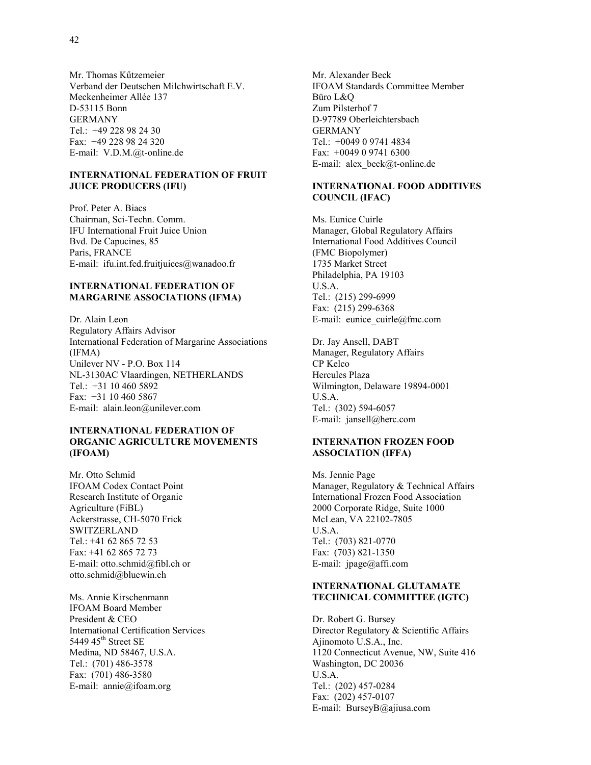Mr. Thomas Kűtzemeier
Verband der Deutschen Milchwirtschaft E.V.
Meckenheimer Allée 137
D-53115 Bonn
GERMANY
Tel.: +49 228 98 24 30
Fax: +49 228 98 24 320
E-mail: V.D.M.@t-online.de

**INTERNATIONAL FEDERATION OF FRUIT JUICE PRODUCERS (IFU)**

Prof. Peter A. Biacs
Chairman, Sci-Techn. Comm.
IFU International Fruit Juice Union
Bvd. De Capucines, 85
Paris, FRANCE
E-mail: ifu.int.fed.fruitjuices@wanadoo.fr

**INTERNATIONAL FEDERATION OF MARGARINE ASSOCIATIONS (IFMA)**

Dr. Alain Leon
Regulatory Affairs Advisor
International Federation of Margarine Associations (IFMA)
Unilever NV - P.O. Box 114
NL-3130AC Vlaardingen, NETHERLANDS
Tel.: +31 10 460 5892
Fax: +31 10 460 5867
E-mail: alain.leon@unilever.com

**INTERNATIONAL FEDERATION OF ORGANIC AGRICULTURE MOVEMENTS (IFOAM)**

Mr. Otto Schmid
IFOAM Codex Contact Point
Research Institute of Organic Agriculture (FiBL)
Ackerstrasse, CH-5070 Frick
SWITZERLAND
Tel.: +41 62 865 72 53
Fax: +41 62 865 72 73
E-mail: otto.schmid@fibl.ch or otto.schmid@bluewin.ch

Ms. Annie Kirschenmann
IFOAM Board Member
President & CEO
International Certification Services
5449 45th Street SE
Medina, ND 58467, U.S.A.
Tel.: (701) 486-3578
Fax: (701) 486-3580
E-mail: annie@ifoam.org

Mr. Alexander Beck
IFOAM Standards Committee Member
Büro L&Q
Zum Pilsterhof 7
D-97789 Oberleichtersbach
GERMANY
Tel.: +0049 0 9741 4834
Fax: +0049 0 9741 6300
E-mail: alex_beck@t-online.de

**INTERNATIONAL FOOD ADDITIVES COUNCIL (IFAC)**

Ms. Eunice Cuirle
Manager, Global Regulatory Affairs
International Food Additives Council
(FMC Biopolymer)
1735 Market Street
Philadelphia, PA 19103
U.S.A.
Tel.: (215) 299-6999
Fax: (215) 299-6368
E-mail: eunice_cuirle@fmc.com

Dr. Jay Ansell, DABT
Manager, Regulatory Affairs
CP Kelco
Hercules Plaza
Wilmington, Delaware 19894-0001
U.S.A.
Tel.: (302) 594-6057
E-mail: jansell@herc.com

**INTERNATION FROZEN FOOD ASSOCIATION (IFFA)**

Ms. Jennie Page
Manager, Regulatory & Technical Affairs
International Frozen Food Association
2000 Corporate Ridge, Suite 1000
McLean, VA 22102-7805
U.S.A.
Tel.: (703) 821-0770
Fax: (703) 821-1350
E-mail: jpage@affi.com

**INTERNATIONAL GLUTAMATE TECHNICAL COMMITTEE (IGTC)**

Dr. Robert G. Bursey
Director Regulatory & Scientific Affairs
Ajinomoto U.S.A., Inc.
1120 Connecticut Avenue, NW, Suite 416
Washington, DC 20036
U.S.A.
Tel.: (202) 457-0284
Fax: (202) 457-0107
E-mail: BurseyB@ajiusa.com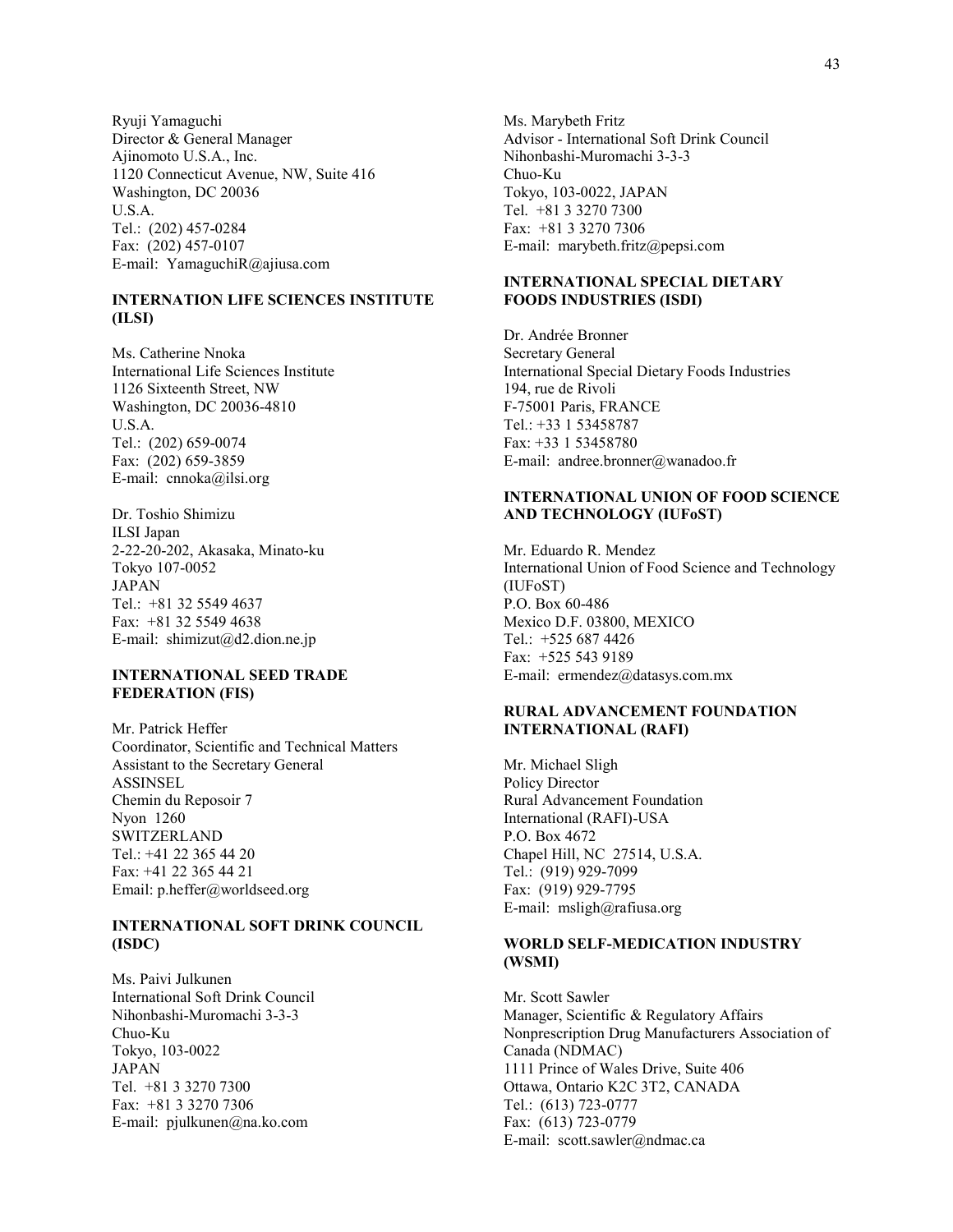Ryuji Yamaguchi
Director & General Manager
Ajinomoto U.S.A., Inc.
1120 Connecticut Avenue, NW, Suite 416
Washington, DC 20036
U.S.A.
Tel.: (202) 457-0284
Fax: (202) 457-0107
E-mail: YamaguchiR@ajiusa.com

**INTERNATION LIFE SCIENCES INSTITUTE (ILSI)**

Ms. Catherine Nnoka
International Life Sciences Institute
1126 Sixteenth Street, NW
Washington, DC 20036-4810
U.S.A.
Tel.: (202) 659-0074
Fax: (202) 659-3859
E-mail: cnnoka@ilsi.org

Dr. Toshio Shimizu
ILSI Japan
2-22-20-202, Akasaka, Minato-ku
Tokyo 107-0052
JAPAN
Tel.: +81 32 5549 4637
Fax: +81 32 5549 4638
E-mail: shimizut@d2.dion.ne.jp

**INTERNATIONAL SEED TRADE FEDERATION (FIS)**

Mr. Patrick Heffer
Coordinator, Scientific and Technical Matters
Assistant to the Secretary General
ASSINSEL
Chemin du Reposoir 7
Nyon 1260
SWITZERLAND
Tel.: +41 22 365 44 20
Fax: +41 22 365 44 21
Email: p.heffer@worldseed.org

**INTERNATIONAL SOFT DRINK COUNCIL (ISDC)**

Ms. Paivi Julkunen
International Soft Drink Council
Nihonbashi-Muromachi 3-3-3
Chuo-Ku
Tokyo, 103-0022
JAPAN
Tel. +81 3 3270 7300
Fax: +81 3 3270 7306
E-mail: pjulkunen@na.ko.com

Ms. Marybeth Fritz
Advisor - International Soft Drink Council
Nihonbashi-Muromachi 3-3-3
Chuo-Ku
Tokyo, 103-0022, JAPAN
Tel. +81 3 3270 7300
Fax: +81 3 3270 7306
E-mail: marybeth.fritz@pepsi.com

**INTERNATIONAL SPECIAL DIETARY FOODS INDUSTRIES (ISDI)**

Dr. Andrée Bronner
Secretary General
International Special Dietary Foods Industries
194, rue de Rivoli
F-75001 Paris, FRANCE
Tel.: +33 1 53458787
Fax: +33 1 53458780
E-mail: andree.bronner@wanadoo.fr

**INTERNATIONAL UNION OF FOOD SCIENCE AND TECHNOLOGY (IUFoST)**

Mr. Eduardo R. Mendez
International Union of Food Science and Technology (IUFoST)
P.O. Box 60-486
Mexico D.F. 03800, MEXICO
Tel.: +525 687 4426
Fax: +525 543 9189
E-mail: ermendez@datasys.com.mx

**RURAL ADVANCEMENT FOUNDATION INTERNATIONAL (RAFI)**

Mr. Michael Sligh
Policy Director
Rural Advancement Foundation International (RAFI)-USA
P.O. Box 4672
Chapel Hill, NC 27514, U.S.A.
Tel.: (919) 929-7099
Fax: (919) 929-7795
E-mail: msligh@rafiusa.org

**WORLD SELF-MEDICATION INDUSTRY (WSMI)**

Mr. Scott Sawler
Manager, Scientific & Regulatory Affairs
Nonprescription Drug Manufacturers Association of Canada (NDMAC)
1111 Prince of Wales Drive, Suite 406
Ottawa, Ontario K2C 3T2, CANADA
Tel.: (613) 723-0777
Fax: (613) 723-0779
E-mail: scott.sawler@ndmac.ca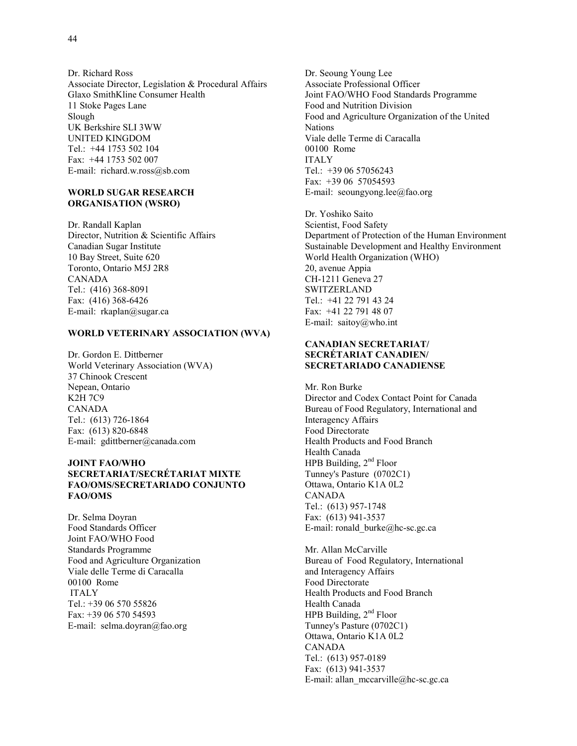Dr. Richard Ross
Associate Director, Legislation & Procedural Affairs
Glaxo SmithKline Consumer Health
11 Stoke Pages Lane
Slough
UK Berkshire SLI 3WW
UNITED KINGDOM
Tel.: +44 1753 502 104
Fax: +44 1753 502 007
E-mail: richard.w.ross@sb.com

**WORLD SUGAR RESEARCH ORGANISATION (WSRO)**

Dr. Randall Kaplan
Director, Nutrition & Scientific Affairs
Canadian Sugar Institute
10 Bay Street, Suite 620
Toronto, Ontario M5J 2R8
CANADA
Tel.: (416) 368-8091
Fax: (416) 368-6426
E-mail: rkaplan@sugar.ca

**WORLD VETERINARY ASSOCIATION (WVA)**

Dr. Gordon E. Dittberner
World Veterinary Association (WVA)
37 Chinook Crescent
Nepean, Ontario
K2H 7C9
CANADA
Tel.: (613) 726-1864
Fax: (613) 820-6848
E-mail: gdittberner@canada.com

**JOINT FAO/WHO SECRETARIAT/SECRÉTARIAT MIXTE FAO/OMS/SECRETARIADO CONJUNTO FAO/OMS**

Dr. Selma Doyran
Food Standards Officer
Joint FAO/WHO Food
Standards Programme
Food and Agriculture Organization
Viale delle Terme di Caracalla
00100 Rome
ITALY
Tel.: +39 06 570 55826
Fax: +39 06 570 54593
E-mail: selma.doyran@fao.org

Dr. Seoung Young Lee
Associate Professional Officer
Joint FAO/WHO Food Standards Programme
Food and Nutrition Division
Food and Agriculture Organization of the United Nations
Viale delle Terme di Caracalla
00100 Rome
ITALY
Tel.: +39 06 57056243
Fax: +39 06 57054593
E-mail: seoungyong.lee@fao.org

Dr. Yoshiko Saito
Scientist, Food Safety
Department of Protection of the Human Environment
Sustainable Development and Healthy Environment
World Health Organization (WHO)
20, avenue Appia
CH-1211 Geneva 27
SWITZERLAND
Tel.: +41 22 791 43 24
Fax: +41 22 791 48 07
E-mail: saitoy@who.int

**CANADIAN SECRETARIAT/ SECRÉTARIAT CANADIEN/ SECRETARIADO CANADIENSE**

Mr. Ron Burke
Director and Codex Contact Point for Canada
Bureau of Food Regulatory, International and Interagency Affairs
Food Directorate
Health Products and Food Branch
Health Canada
HPB Building, 2nd Floor
Tunney's Pasture (0702C1)
Ottawa, Ontario K1A 0L2
CANADA
Tel.: (613) 957-1748
Fax: (613) 941-3537
E-mail: ronald_burke@hc-sc.gc.ca

Mr. Allan McCarville
Bureau of Food Regulatory, International and Interagency Affairs
Food Directorate
Health Products and Food Branch
Health Canada
HPB Building, 2nd Floor
Tunney's Pasture (0702C1)
Ottawa, Ontario K1A 0L2
CANADA
Tel.: (613) 957-0189
Fax: (613) 941-3537
E-mail: allan_mccarville@hc-sc.gc.ca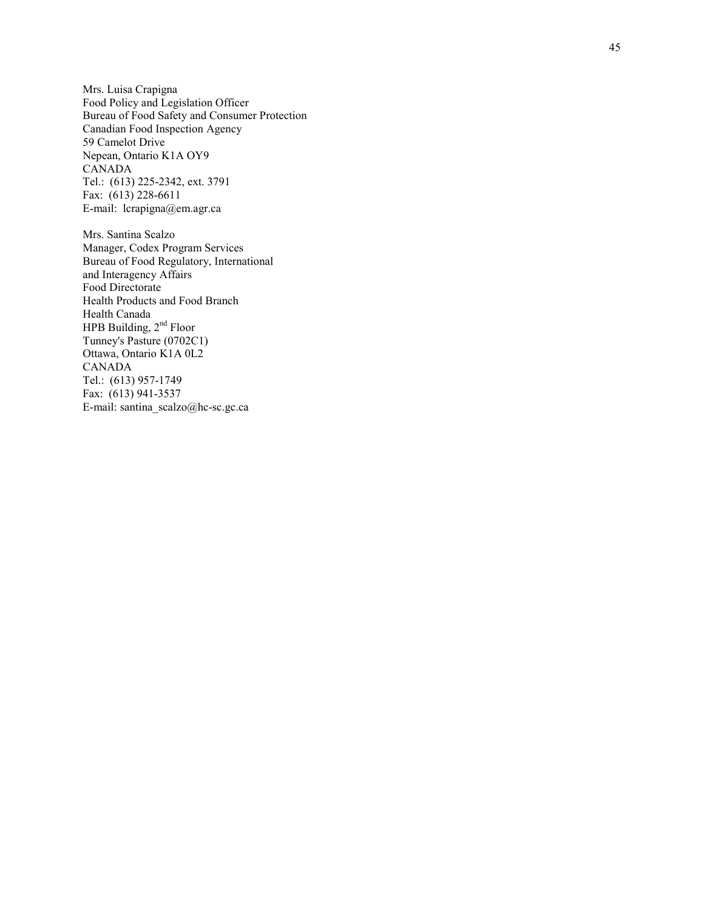Mrs. Luisa Crapigna  
Food Policy and Legislation Officer  
Bureau of Food Safety and Consumer Protection  
Canadian Food Inspection Agency  
59 Camelot Drive  
Nepean, Ontario K1A OY9  
CANADA  
Tel.: (613) 225-2342, ext. 3791  
Fax: (613) 228-6611  
E-mail: lcrapigna@em.agr.ca

Mrs. Santina Scalzo  
Manager, Codex Program Services  
Bureau of Food Regulatory, International  
and Interagency Affairs  
Food Directorate  
Health Products and Food Branch  
Health Canada  
HPB Building, 2nd Floor  
Tunney's Pasture (0702C1)  
Ottawa, Ontario K1A 0L2  
CANADA  
Tel.: (613) 957-1749  
Fax: (613) 941-3537  
E-mail: santina_scalzo@hc-sc.gc.ca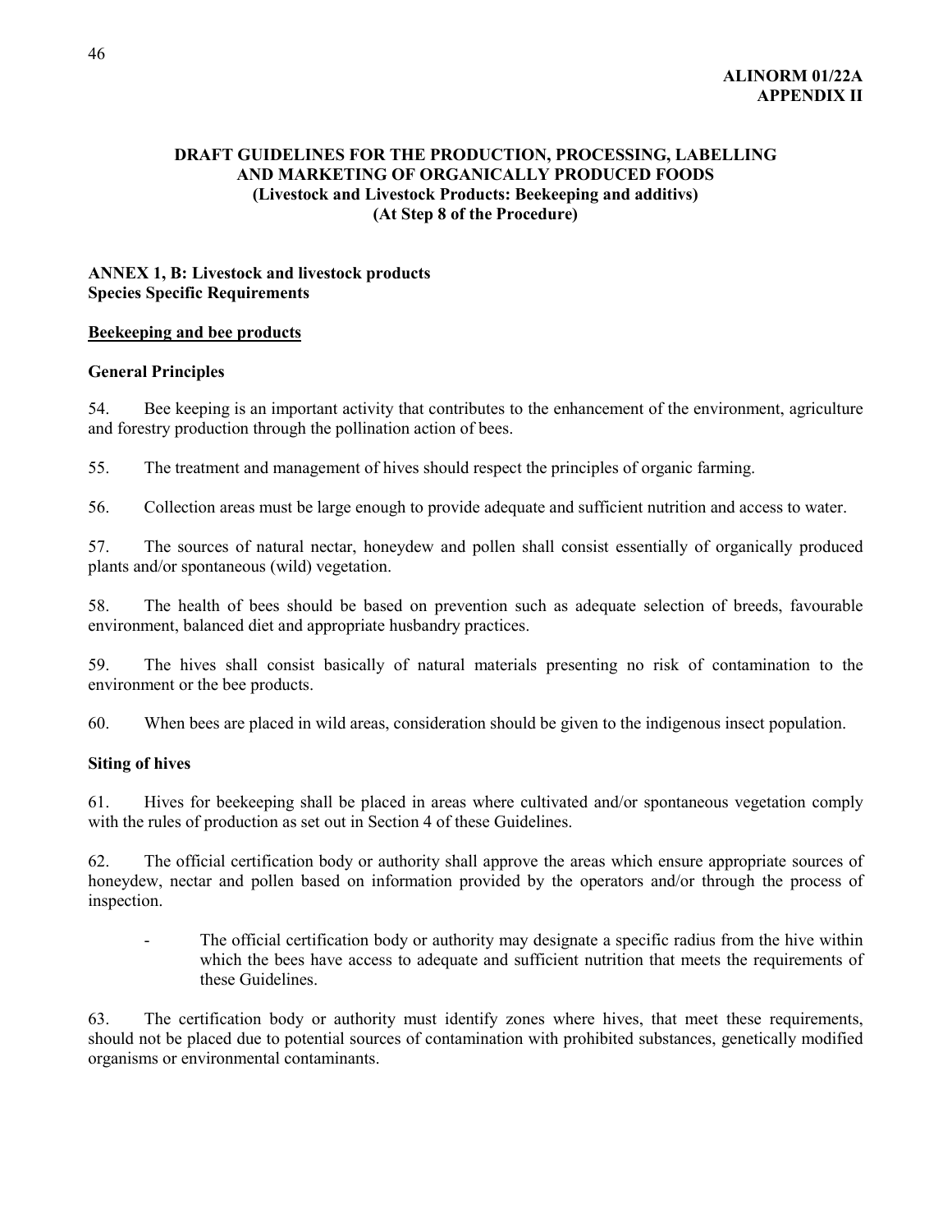**ALINORM 01/22A**
**APPENDIX II**

## DRAFT GUIDELINES FOR THE PRODUCTION, PROCESSING, LABELLING AND MARKETING OF ORGANICALLY PRODUCED FOODS (Livestock and Livestock Products: Beekeeping and additivs) (At Step 8 of the Procedure)

### ANNEX 1, B: Livestock and livestock products
### Species Specific Requirements

#### <u>Beekeeping and bee products</u>

#### General Principles

54. Bee keeping is an important activity that contributes to the enhancement of the environment, agriculture and forestry production through the pollination action of bees.

55. The treatment and management of hives should respect the principles of organic farming.

56. Collection areas must be large enough to provide adequate and sufficient nutrition and access to water.

57. The sources of natural nectar, honeydew and pollen shall consist essentially of organically produced plants and/or spontaneous (wild) vegetation.

58. The health of bees should be based on prevention such as adequate selection of breeds, favourable environment, balanced diet and appropriate husbandry practices.

59. The hives shall consist basically of natural materials presenting no risk of contamination to the environment or the bee products.

60. When bees are placed in wild areas, consideration should be given to the indigenous insect population.

#### Siting of hives

61. Hives for beekeeping shall be placed in areas where cultivated and/or spontaneous vegetation comply with the rules of production as set out in Section 4 of these Guidelines.

62. The official certification body or authority shall approve the areas which ensure appropriate sources of honeydew, nectar and pollen based on information provided by the operators and/or through the process of inspection.

- The official certification body or authority may designate a specific radius from the hive within which the bees have access to adequate and sufficient nutrition that meets the requirements of these Guidelines.

63. The certification body or authority must identify zones where hives, that meet these requirements, should not be placed due to potential sources of contamination with prohibited substances, genetically modified organisms or environmental contaminants.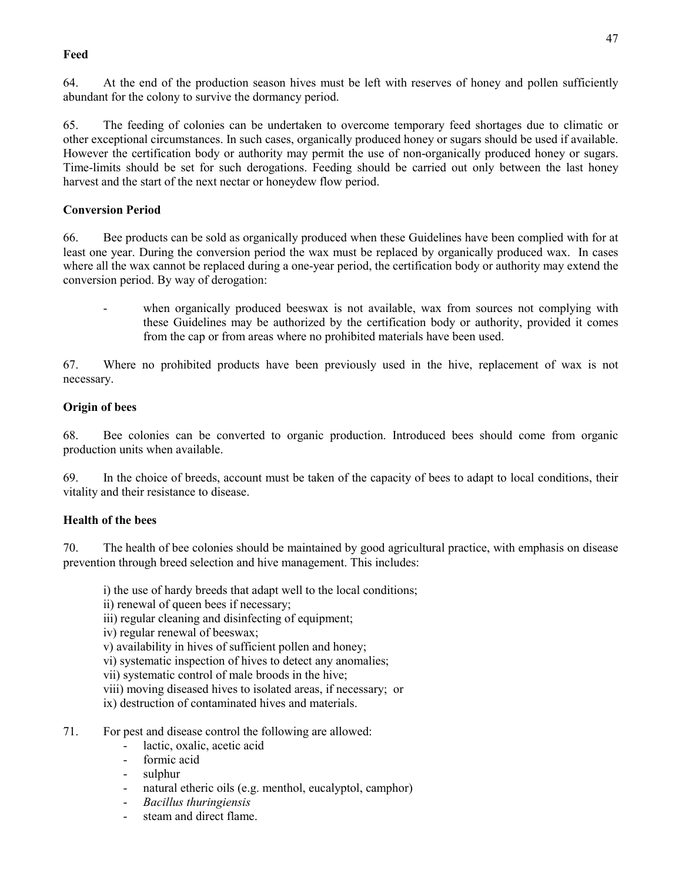**Feed**

64. At the end of the production season hives must be left with reserves of honey and pollen sufficiently abundant for the colony to survive the dormancy period.

65. The feeding of colonies can be undertaken to overcome temporary feed shortages due to climatic or other exceptional circumstances. In such cases, organically produced honey or sugars should be used if available. However the certification body or authority may permit the use of non-organically produced honey or sugars. Time-limits should be set for such derogations. Feeding should be carried out only between the last honey harvest and the start of the next nectar or honeydew flow period.

**Conversion Period**

66. Bee products can be sold as organically produced when these Guidelines have been complied with for at least one year. During the conversion period the wax must be replaced by organically produced wax. In cases where all the wax cannot be replaced during a one-year period, the certification body or authority may extend the conversion period. By way of derogation:

- when organically produced beeswax is not available, wax from sources not complying with these Guidelines may be authorized by the certification body or authority, provided it comes from the cap or from areas where no prohibited materials have been used.

67. Where no prohibited products have been previously used in the hive, replacement of wax is not necessary.

**Origin of bees**

68. Bee colonies can be converted to organic production. Introduced bees should come from organic production units when available.

69. In the choice of breeds, account must be taken of the capacity of bees to adapt to local conditions, their vitality and their resistance to disease.

**Health of the bees**

70. The health of bee colonies should be maintained by good agricultural practice, with emphasis on disease prevention through breed selection and hive management. This includes:

i) the use of hardy breeds that adapt well to the local conditions;
ii) renewal of queen bees if necessary;
iii) regular cleaning and disinfecting of equipment;
iv) regular renewal of beeswax;
v) availability in hives of sufficient pollen and honey;
vi) systematic inspection of hives to detect any anomalies;
vii) systematic control of male broods in the hive;
viii) moving diseased hives to isolated areas, if necessary; or
ix) destruction of contaminated hives and materials.

71. For pest and disease control the following are allowed:

- lactic, oxalic, acetic acid
- formic acid
- sulphur
- natural etheric oils (e.g. menthol, eucalyptol, camphor)
- *Bacillus thuringiensis*
- steam and direct flame.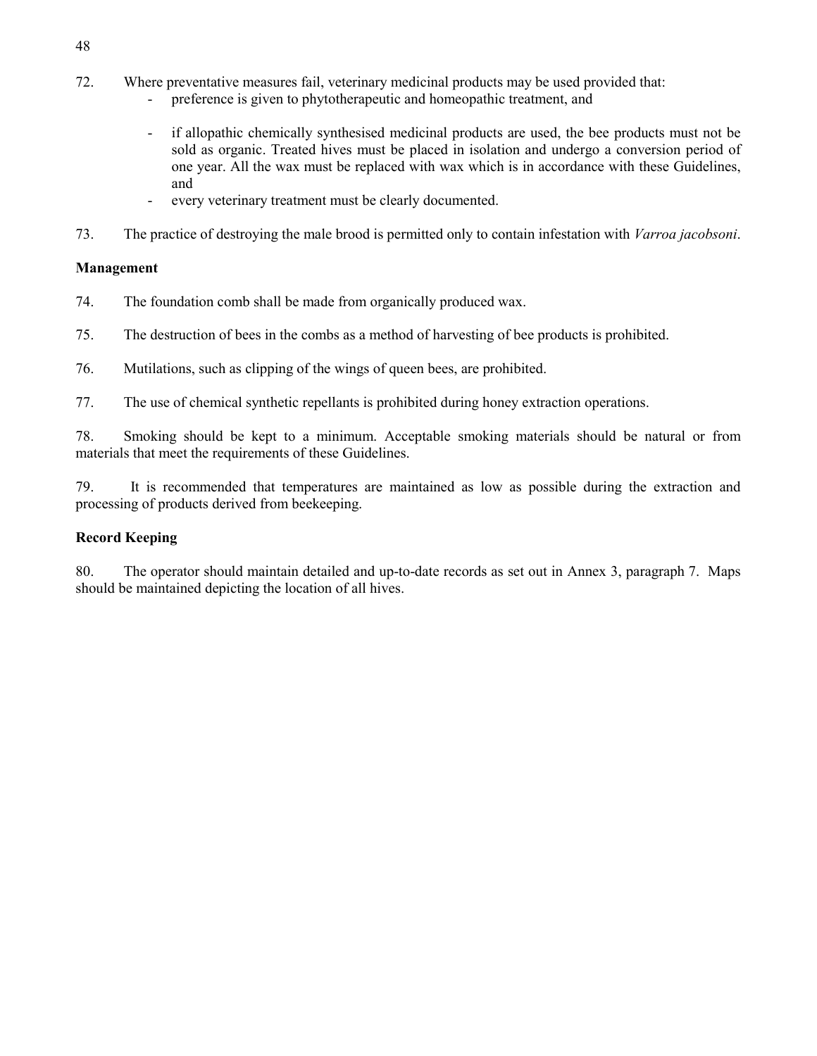72. Where preventative measures fail, veterinary medicinal products may be used provided that:

- preference is given to phytotherapeutic and homeopathic treatment, and
- if allopathic chemically synthesised medicinal products are used, the bee products must not be sold as organic. Treated hives must be placed in isolation and undergo a conversion period of one year. All the wax must be replaced with wax which is in accordance with these Guidelines, and
- every veterinary treatment must be clearly documented.

73. The practice of destroying the male brood is permitted only to contain infestation with *Varroa jacobsoni*.

**Management**

74. The foundation comb shall be made from organically produced wax.

75. The destruction of bees in the combs as a method of harvesting of bee products is prohibited.

76. Mutilations, such as clipping of the wings of queen bees, are prohibited.

77. The use of chemical synthetic repellants is prohibited during honey extraction operations.

78. Smoking should be kept to a minimum. Acceptable smoking materials should be natural or from materials that meet the requirements of these Guidelines.

79. It is recommended that temperatures are maintained as low as possible during the extraction and processing of products derived from beekeeping.

**Record Keeping**

80. The operator should maintain detailed and up-to-date records as set out in Annex 3, paragraph 7. Maps should be maintained depicting the location of all hives.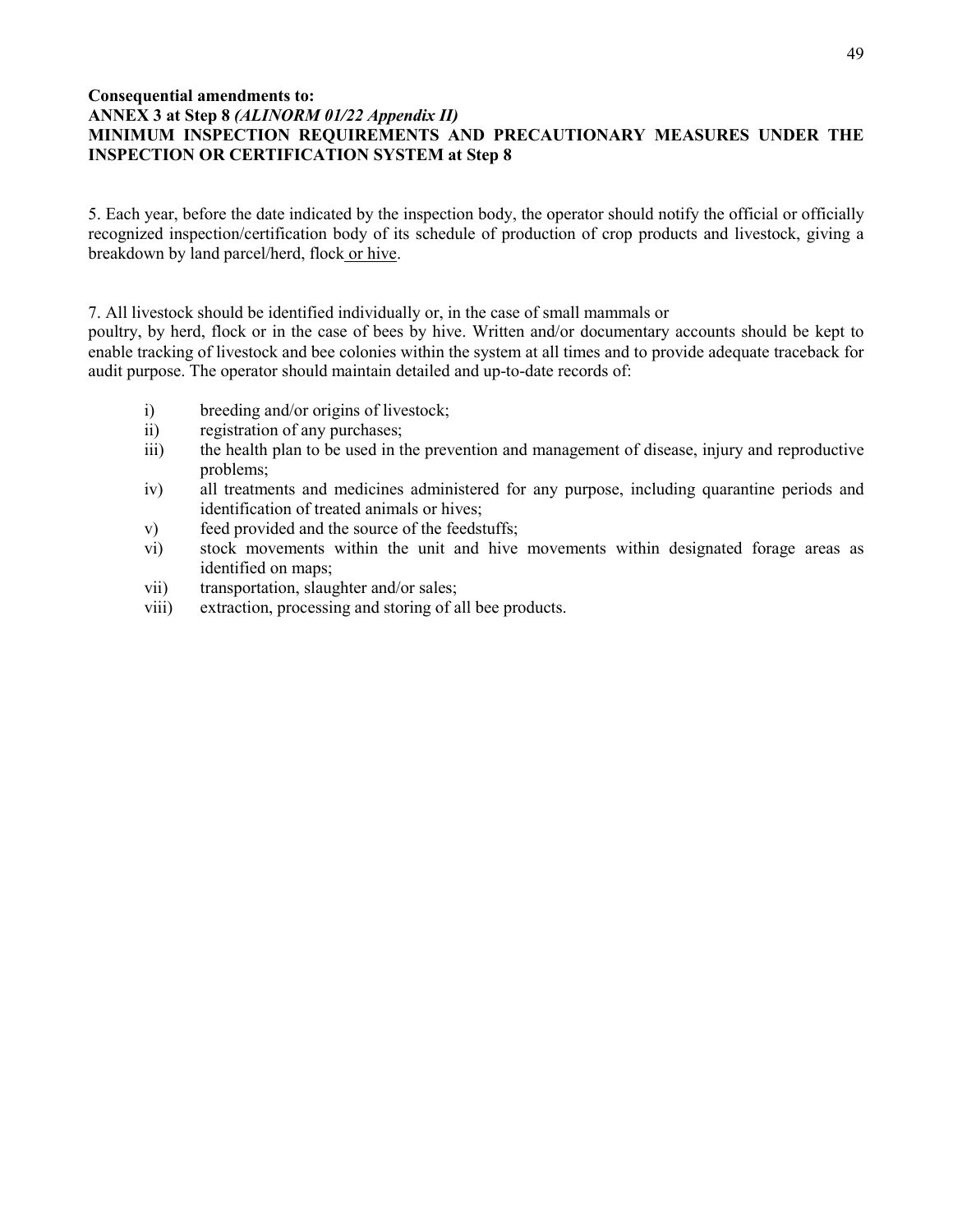**Consequential amendments to:**
**ANNEX 3 at Step 8** ***(ALINORM 01/22 Appendix II)***
**MINIMUM INSPECTION REQUIREMENTS AND PRECAUTIONARY MEASURES UNDER THE INSPECTION OR CERTIFICATION SYSTEM at Step 8**

5. Each year, before the date indicated by the inspection body, the operator should notify the official or officially recognized inspection/certification body of its schedule of production of crop products and livestock, giving a breakdown by land parcel/herd, flock <u>or hive</u>.

7. All livestock should be identified individually or, in the case of small mammals or poultry, by herd, flock or in the case of bees by hive. Written and/or documentary accounts should be kept to enable tracking of livestock and bee colonies within the system at all times and to provide adequate traceback for audit purpose. The operator should maintain detailed and up-to-date records of:

- i) breeding and/or origins of livestock;
- ii) registration of any purchases;
- iii) the health plan to be used in the prevention and management of disease, injury and reproductive problems;
- iv) all treatments and medicines administered for any purpose, including quarantine periods and identification of treated animals or hives;
- v) feed provided and the source of the feedstuffs;
- vi) stock movements within the unit and hive movements within designated forage areas as identified on maps;
- vii) transportation, slaughter and/or sales;
- viii) extraction, processing and storing of all bee products.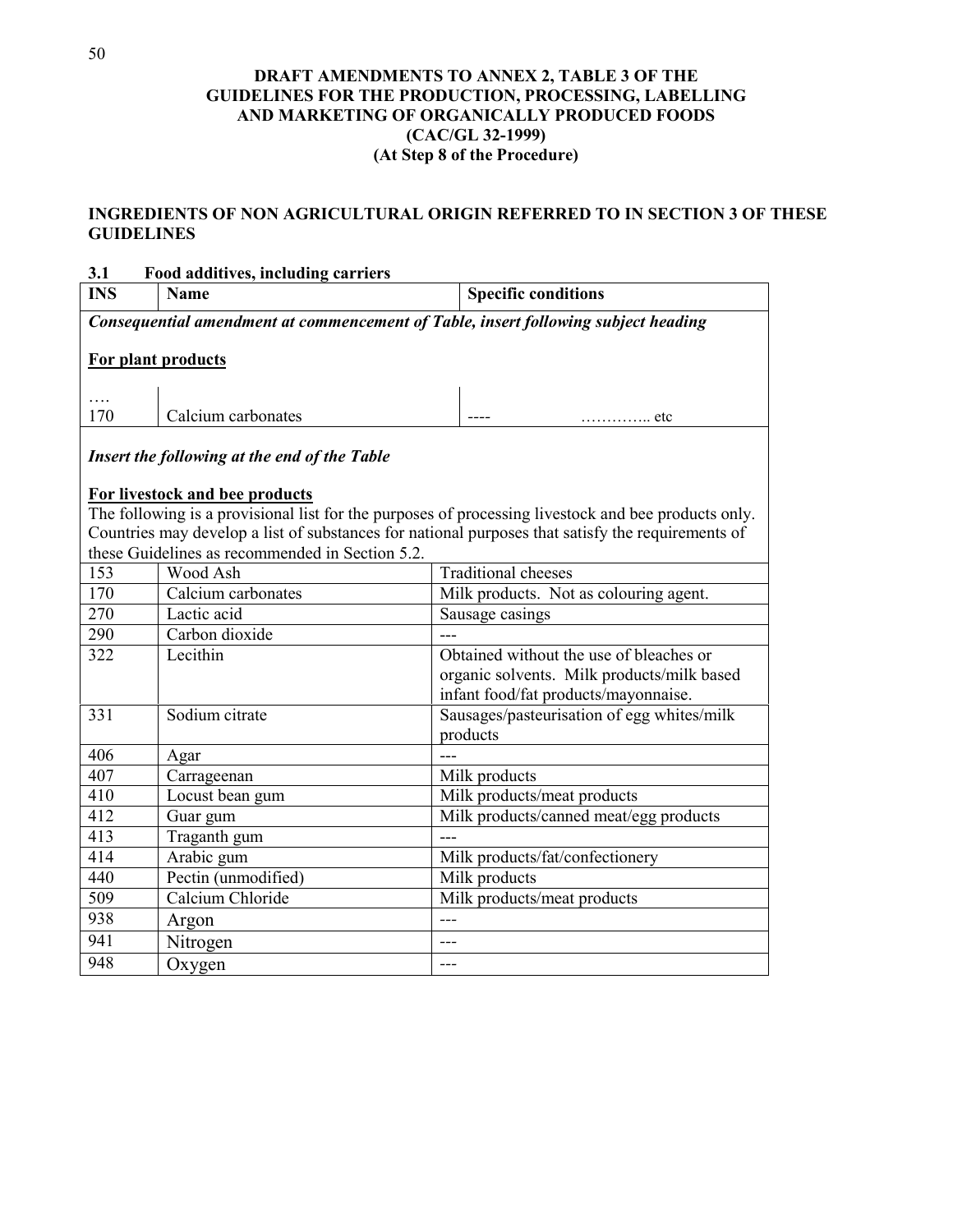**DRAFT AMENDMENTS TO ANNEX 2, TABLE 3 OF THE GUIDELINES FOR THE PRODUCTION, PROCESSING, LABELLING AND MARKETING OF ORGANICALLY PRODUCED FOODS (CAC/GL 32-1999) (At Step 8 of the Procedure)**

**INGREDIENTS OF NON AGRICULTURAL ORIGIN REFERRED TO IN SECTION 3 OF THESE GUIDELINES**

**3.1 Food additives, including carriers**

| INS | Name | Specific conditions |
|---|---|---|
| ***Consequential amendment at commencement of Table, insert following subject heading*** | | |
| **For plant products** | | |
| …. | | |
| 170 | Calcium carbonates | ---- ………….. etc |
| ***Insert the following at the end of the Table*** | | |
| **For livestock and bee products** | | |
| The following is a provisional list for the purposes of processing livestock and bee products only. Countries may develop a list of substances for national purposes that satisfy the requirements of these Guidelines as recommended in Section 5.2. | | |
| 153 | Wood Ash | Traditional cheeses |
| 170 | Calcium carbonates | Milk products. Not as colouring agent. |
| 270 | Lactic acid | Sausage casings |
| 290 | Carbon dioxide | --- |
| 322 | Lecithin | Obtained without the use of bleaches or organic solvents. Milk products/milk based infant food/fat products/mayonnaise. |
| 331 | Sodium citrate | Sausages/pasteurisation of egg whites/milk products |
| 406 | Agar | --- |
| 407 | Carrageenan | Milk products |
| 410 | Locust bean gum | Milk products/meat products |
| 412 | Guar gum | Milk products/canned meat/egg products |
| 413 | Traganth gum | --- |
| 414 | Arabic gum | Milk products/fat/confectionery |
| 440 | Pectin (unmodified) | Milk products |
| 509 | Calcium Chloride | Milk products/meat products |
| 938 | Argon | --- |
| 941 | Nitrogen | --- |
| 948 | Oxygen | --- |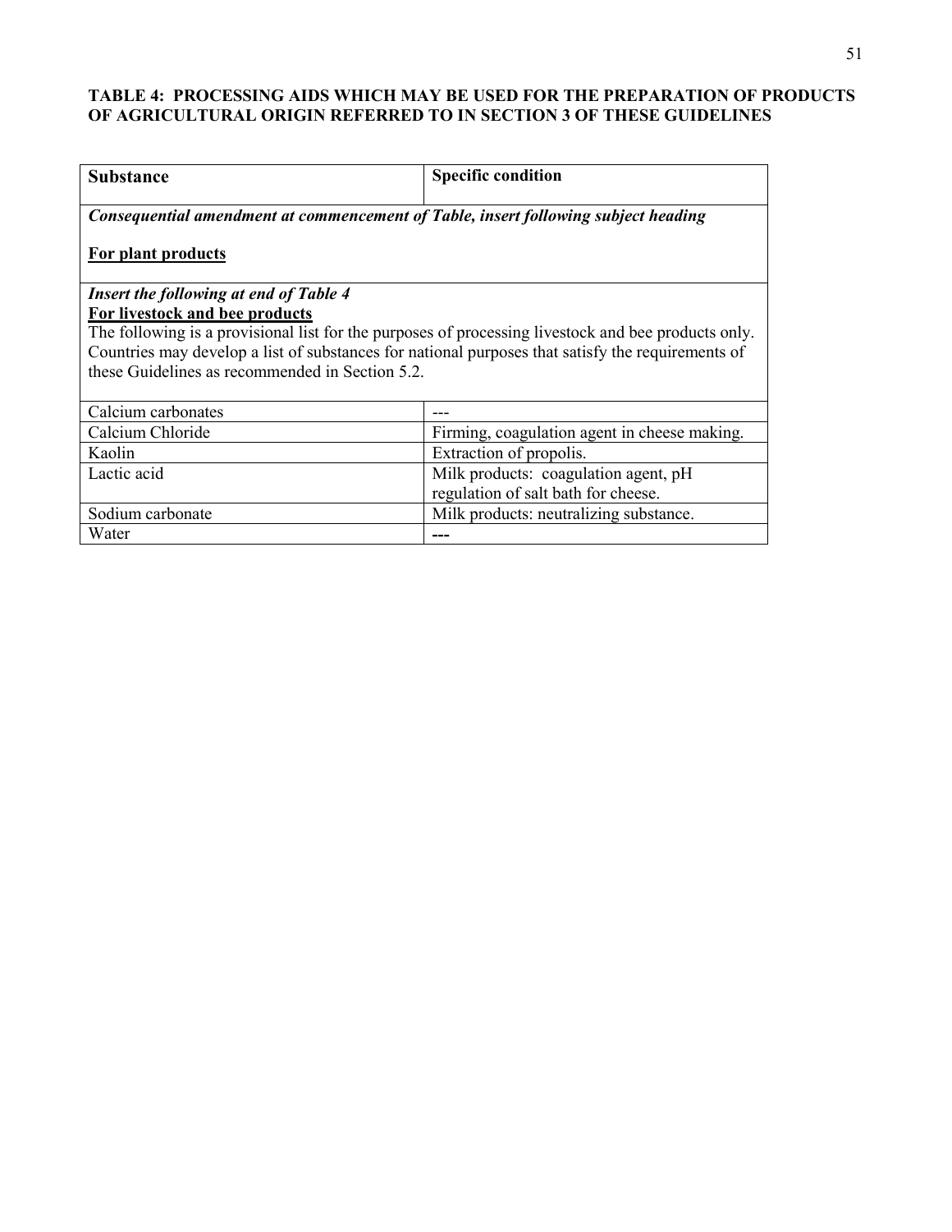**TABLE 4: PROCESSING AIDS WHICH MAY BE USED FOR THE PREPARATION OF PRODUCTS OF AGRICULTURAL ORIGIN REFERRED TO IN SECTION 3 OF THESE GUIDELINES**

| Substance | Specific condition |
|---|---|
| ***Consequential amendment at commencement of Table, insert following subject heading*** <br><br> **For plant products** | |
| ***Insert the following at end of Table 4*** <br> **For livestock and bee products** <br> The following is a provisional list for the purposes of processing livestock and bee products only. Countries may develop a list of substances for national purposes that satisfy the requirements of these Guidelines as recommended in Section 5.2. | |
| Calcium carbonates | --- |
| Calcium Chloride | Firming, coagulation agent in cheese making. |
| Kaolin | Extraction of propolis. |
| Lactic acid | Milk products: coagulation agent, pH regulation of salt bath for cheese. |
| Sodium carbonate | Milk products: neutralizing substance. |
| Water | **---** |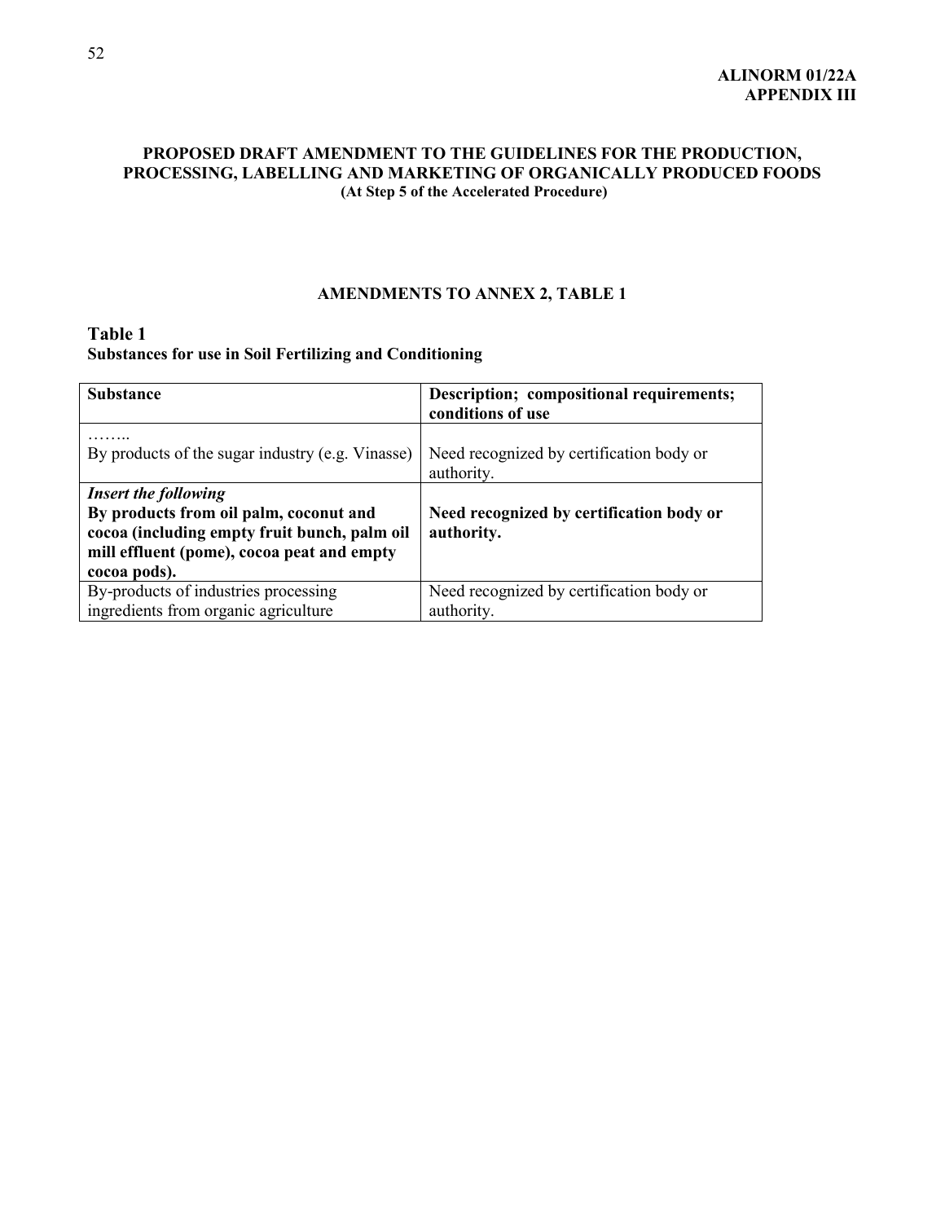**ALINORM 01/22A**
**APPENDIX III**

## PROPOSED DRAFT AMENDMENT TO THE GUIDELINES FOR THE PRODUCTION, PROCESSING, LABELLING AND MARKETING OF ORGANICALLY PRODUCED FOODS

**(At Step 5 of the Accelerated Procedure)**

### AMENDMENTS TO ANNEX 2, TABLE 1

**Table 1**
**Substances for use in Soil Fertilizing and Conditioning**

| **Substance** | **Description; compositional requirements; conditions of use** |
|---|---|
| …….. By products of the sugar industry (e.g. Vinasse) | Need recognized by certification body or authority. |
| ***Insert the following*** **By products from oil palm, coconut and cocoa (including empty fruit bunch, palm oil mill effluent (pome), cocoa peat and empty cocoa pods).** | **Need recognized by certification body or authority.** |
| By-products of industries processing ingredients from organic agriculture | Need recognized by certification body or authority. |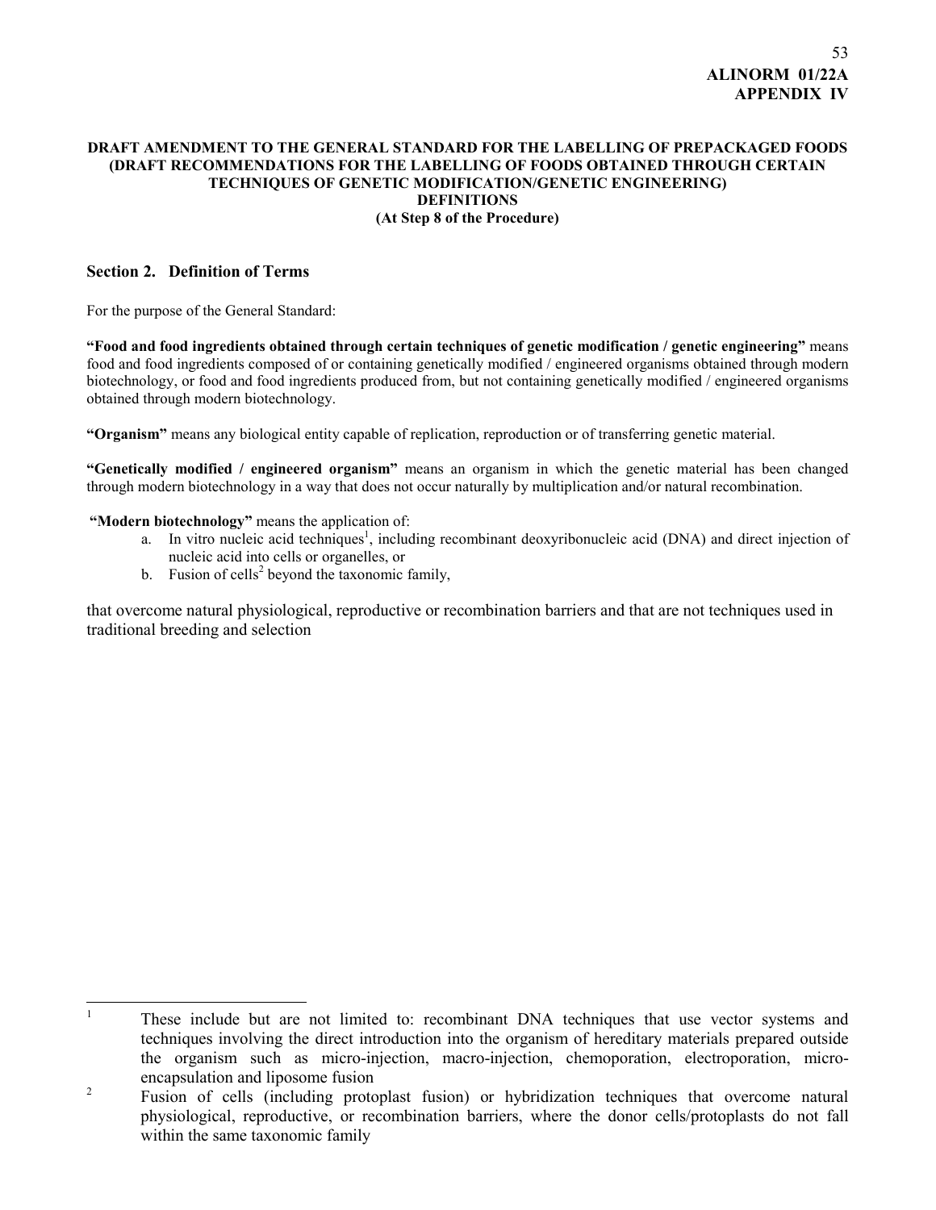**ALINORM 01/22A**
**APPENDIX IV**

**DRAFT AMENDMENT TO THE GENERAL STANDARD FOR THE LABELLING OF PREPACKAGED FOODS (DRAFT RECOMMENDATIONS FOR THE LABELLING OF FOODS OBTAINED THROUGH CERTAIN TECHNIQUES OF GENETIC MODIFICATION/GENETIC ENGINEERING) DEFINITIONS (At Step 8 of the Procedure)**

## Section 2. Definition of Terms

For the purpose of the General Standard:

**"Food and food ingredients obtained through certain techniques of genetic modification / genetic engineering"** means food and food ingredients composed of or containing genetically modified / engineered organisms obtained through modern biotechnology, or food and food ingredients produced from, but not containing genetically modified / engineered organisms obtained through modern biotechnology.

**"Organism"** means any biological entity capable of replication, reproduction or of transferring genetic material.

**"Genetically modified / engineered organism"** means an organism in which the genetic material has been changed through modern biotechnology in a way that does not occur naturally by multiplication and/or natural recombination.

**"Modern biotechnology"** means the application of:

a. In vitro nucleic acid techniques[1], including recombinant deoxyribonucleic acid (DNA) and direct injection of nucleic acid into cells or organelles, or
b. Fusion of cells[2] beyond the taxonomic family,

that overcome natural physiological, reproductive or recombination barriers and that are not techniques used in traditional breeding and selection

---

[1] These include but are not limited to: recombinant DNA techniques that use vector systems and techniques involving the direct introduction into the organism of hereditary materials prepared outside the organism such as micro-injection, macro-injection, chemoporation, electroporation, micro-encapsulation and liposome fusion

[2] Fusion of cells (including protoplast fusion) or hybridization techniques that overcome natural physiological, reproductive, or recombination barriers, where the donor cells/protoplasts do not fall within the same taxonomic family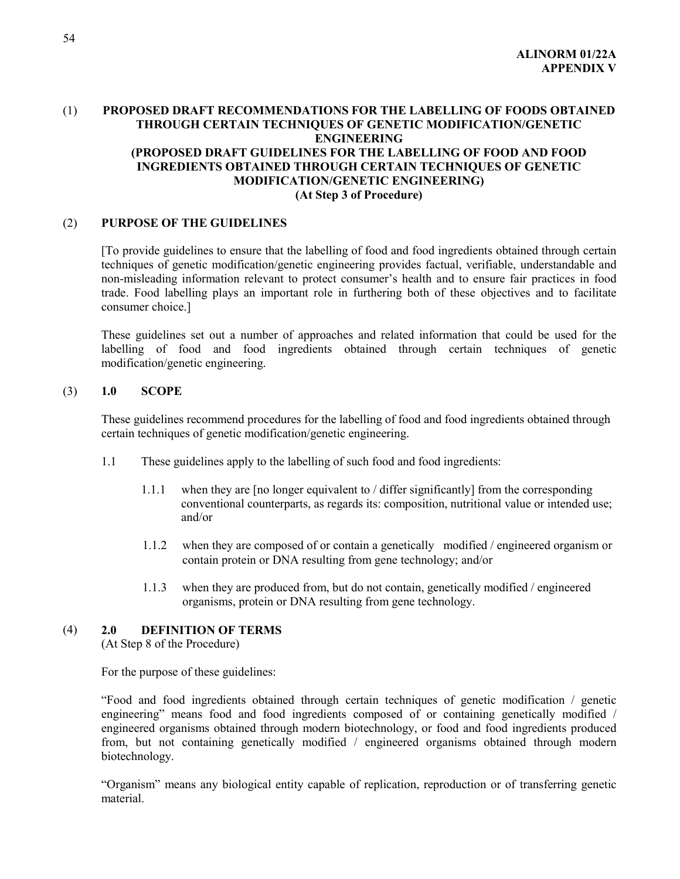**ALINORM 01/22A**
**APPENDIX V**

(1) **PROPOSED DRAFT RECOMMENDATIONS FOR THE LABELLING OF FOODS OBTAINED THROUGH CERTAIN TECHNIQUES OF GENETIC MODIFICATION/GENETIC ENGINEERING**
**(PROPOSED DRAFT GUIDELINES FOR THE LABELLING OF FOOD AND FOOD INGREDIENTS OBTAINED THROUGH CERTAIN TECHNIQUES OF GENETIC MODIFICATION/GENETIC ENGINEERING)**
**(At Step 3 of Procedure)**

(2) **PURPOSE OF THE GUIDELINES**

[To provide guidelines to ensure that the labelling of food and food ingredients obtained through certain techniques of genetic modification/genetic engineering provides factual, verifiable, understandable and non-misleading information relevant to protect consumer's health and to ensure fair practices in food trade. Food labelling plays an important role in furthering both of these objectives and to facilitate consumer choice.]

These guidelines set out a number of approaches and related information that could be used for the labelling of food and food ingredients obtained through certain techniques of genetic modification/genetic engineering.

(3) **1.0 SCOPE**

These guidelines recommend procedures for the labelling of food and food ingredients obtained through certain techniques of genetic modification/genetic engineering.

1.1 These guidelines apply to the labelling of such food and food ingredients:

1.1.1 when they are [no longer equivalent to / differ significantly] from the corresponding conventional counterparts, as regards its: composition, nutritional value or intended use; and/or

1.1.2 when they are composed of or contain a genetically modified / engineered organism or contain protein or DNA resulting from gene technology; and/or

1.1.3 when they are produced from, but do not contain, genetically modified / engineered organisms, protein or DNA resulting from gene technology.

(4) **2.0 DEFINITION OF TERMS**
(At Step 8 of the Procedure)

For the purpose of these guidelines:

"Food and food ingredients obtained through certain techniques of genetic modification / genetic engineering" means food and food ingredients composed of or containing genetically modified / engineered organisms obtained through modern biotechnology, or food and food ingredients produced from, but not containing genetically modified / engineered organisms obtained through modern biotechnology.

"Organism" means any biological entity capable of replication, reproduction or of transferring genetic material.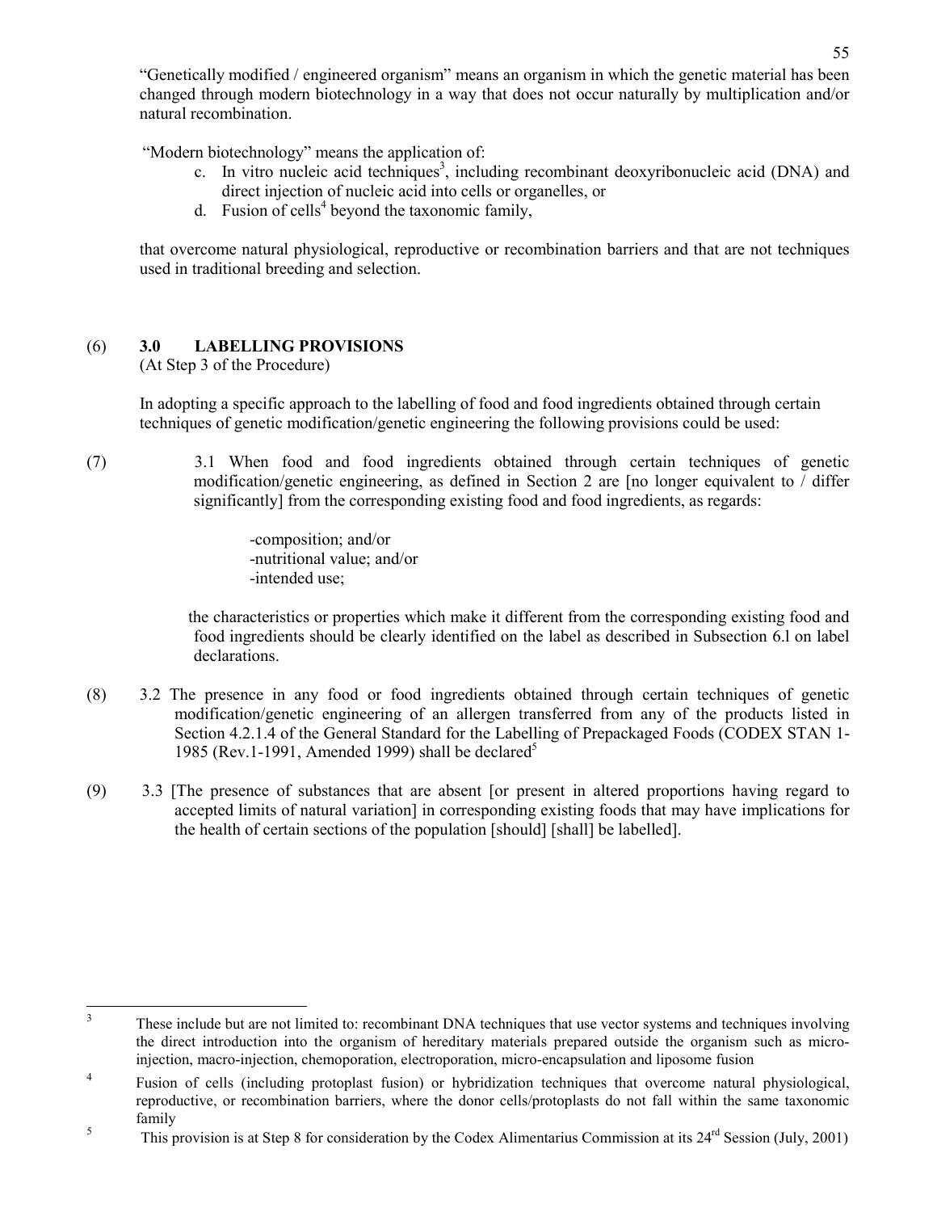"Genetically modified / engineered organism" means an organism in which the genetic material has been changed through modern biotechnology in a way that does not occur naturally by multiplication and/or natural recombination.

"Modern biotechnology" means the application of:

c. In vitro nucleic acid techniques[3], including recombinant deoxyribonucleic acid (DNA) and direct injection of nucleic acid into cells or organelles, or
d. Fusion of cells[4] beyond the taxonomic family,

that overcome natural physiological, reproductive or recombination barriers and that are not techniques used in traditional breeding and selection.

(6) **3.0 LABELLING PROVISIONS**
(At Step 3 of the Procedure)

In adopting a specific approach to the labelling of food and food ingredients obtained through certain techniques of genetic modification/genetic engineering the following provisions could be used:

(7) 3.1 When food and food ingredients obtained through certain techniques of genetic modification/genetic engineering, as defined in Section 2 are [no longer equivalent to / differ significantly] from the corresponding existing food and food ingredients, as regards:

-composition; and/or
-nutritional value; and/or
-intended use;

the characteristics or properties which make it different from the corresponding existing food and food ingredients should be clearly identified on the label as described in Subsection 6.l on label declarations.

(8) 3.2 The presence in any food or food ingredients obtained through certain techniques of genetic modification/genetic engineering of an allergen transferred from any of the products listed in Section 4.2.1.4 of the General Standard for the Labelling of Prepackaged Foods (CODEX STAN 1-1985 (Rev.1-1991, Amended 1999) shall be declared[5]

(9) 3.3 [The presence of substances that are absent [or present in altered proportions having regard to accepted limits of natural variation] in corresponding existing foods that may have implications for the health of certain sections of the population [should] [shall] be labelled].

---

[3] These include but are not limited to: recombinant DNA techniques that use vector systems and techniques involving the direct introduction into the organism of hereditary materials prepared outside the organism such as micro-injection, macro-injection, chemoporation, electroporation, micro-encapsulation and liposome fusion

[4] Fusion of cells (including protoplast fusion) or hybridization techniques that overcome natural physiological, reproductive, or recombination barriers, where the donor cells/protoplasts do not fall within the same taxonomic family

[5] This provision is at Step 8 for consideration by the Codex Alimentarius Commission at its 24rd Session (July, 2001)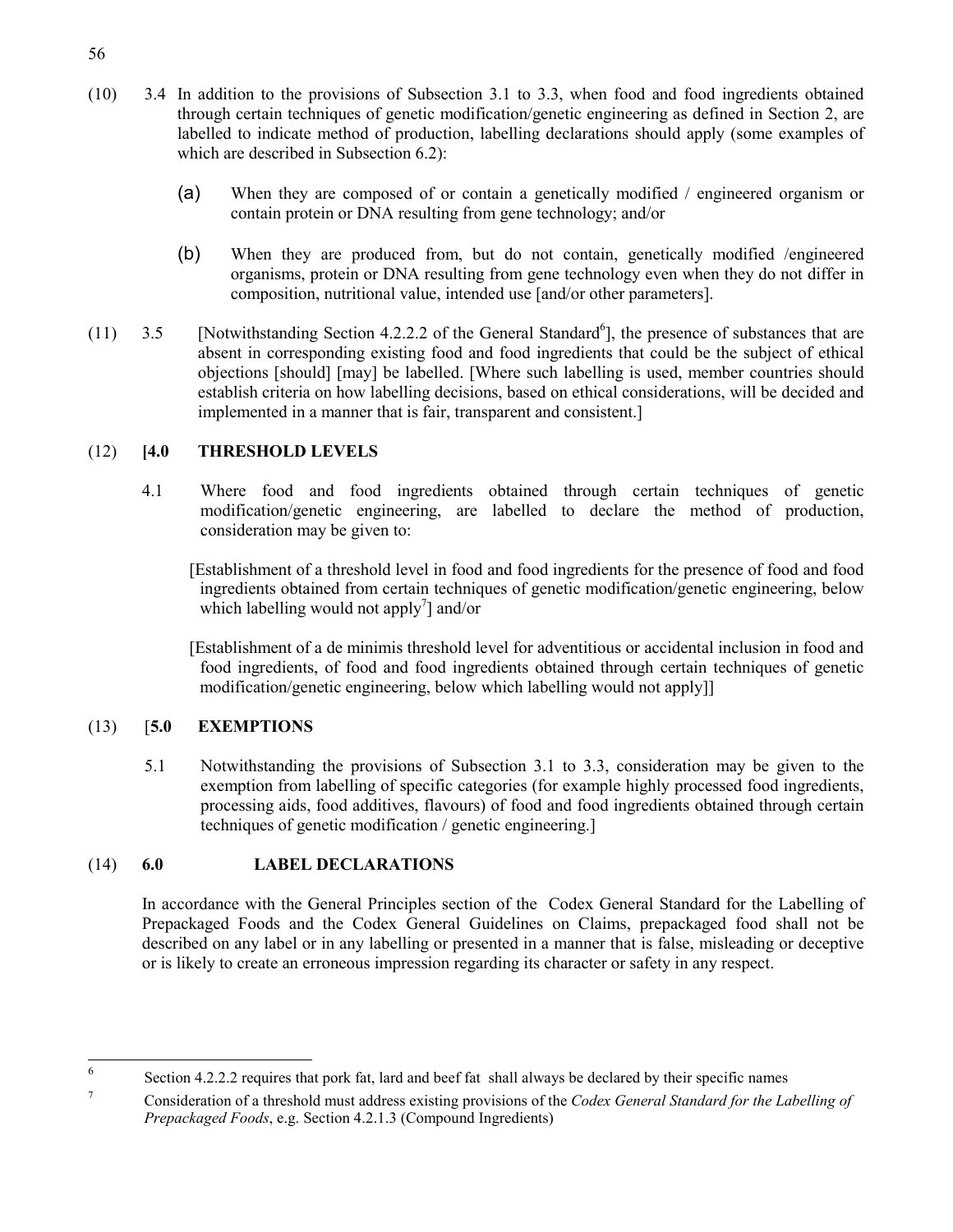(10) 3.4 In addition to the provisions of Subsection 3.1 to 3.3, when food and food ingredients obtained through certain techniques of genetic modification/genetic engineering as defined in Section 2, are labelled to indicate method of production, labelling declarations should apply (some examples of which are described in Subsection 6.2):

(a) When they are composed of or contain a genetically modified / engineered organism or contain protein or DNA resulting from gene technology; and/or

(b) When they are produced from, but do not contain, genetically modified /engineered organisms, protein or DNA resulting from gene technology even when they do not differ in composition, nutritional value, intended use [and/or other parameters].

(11) 3.5 [Notwithstanding Section 4.2.2.2 of the General Standard[6]], the presence of substances that are absent in corresponding existing food and food ingredients that could be the subject of ethical objections [should] [may] be labelled. [Where such labelling is used, member countries should establish criteria on how labelling decisions, based on ethical considerations, will be decided and implemented in a manner that is fair, transparent and consistent.]

(12) **[4.0 THRESHOLD LEVELS**

4.1 Where food and food ingredients obtained through certain techniques of genetic modification/genetic engineering, are labelled to declare the method of production, consideration may be given to:

[Establishment of a threshold level in food and food ingredients for the presence of food and food ingredients obtained from certain techniques of genetic modification/genetic engineering, below which labelling would not apply[7]] and/or

[Establishment of a de minimis threshold level for adventitious or accidental inclusion in food and food ingredients, of food and food ingredients obtained through certain techniques of genetic modification/genetic engineering, below which labelling would not apply]]

(13) [**5.0 EXEMPTIONS**

5.1 Notwithstanding the provisions of Subsection 3.1 to 3.3, consideration may be given to the exemption from labelling of specific categories (for example highly processed food ingredients, processing aids, food additives, flavours) of food and food ingredients obtained through certain techniques of genetic modification / genetic engineering.]

(14) **6.0 LABEL DECLARATIONS**

In accordance with the General Principles section of the Codex General Standard for the Labelling of Prepackaged Foods and the Codex General Guidelines on Claims, prepackaged food shall not be described on any label or in any labelling or presented in a manner that is false, misleading or deceptive or is likely to create an erroneous impression regarding its character or safety in any respect.

---

[6] Section 4.2.2.2 requires that pork fat, lard and beef fat shall always be declared by their specific names

[7] Consideration of a threshold must address existing provisions of the *Codex General Standard for the Labelling of Prepackaged Foods*, e.g. Section 4.2.1.3 (Compound Ingredients)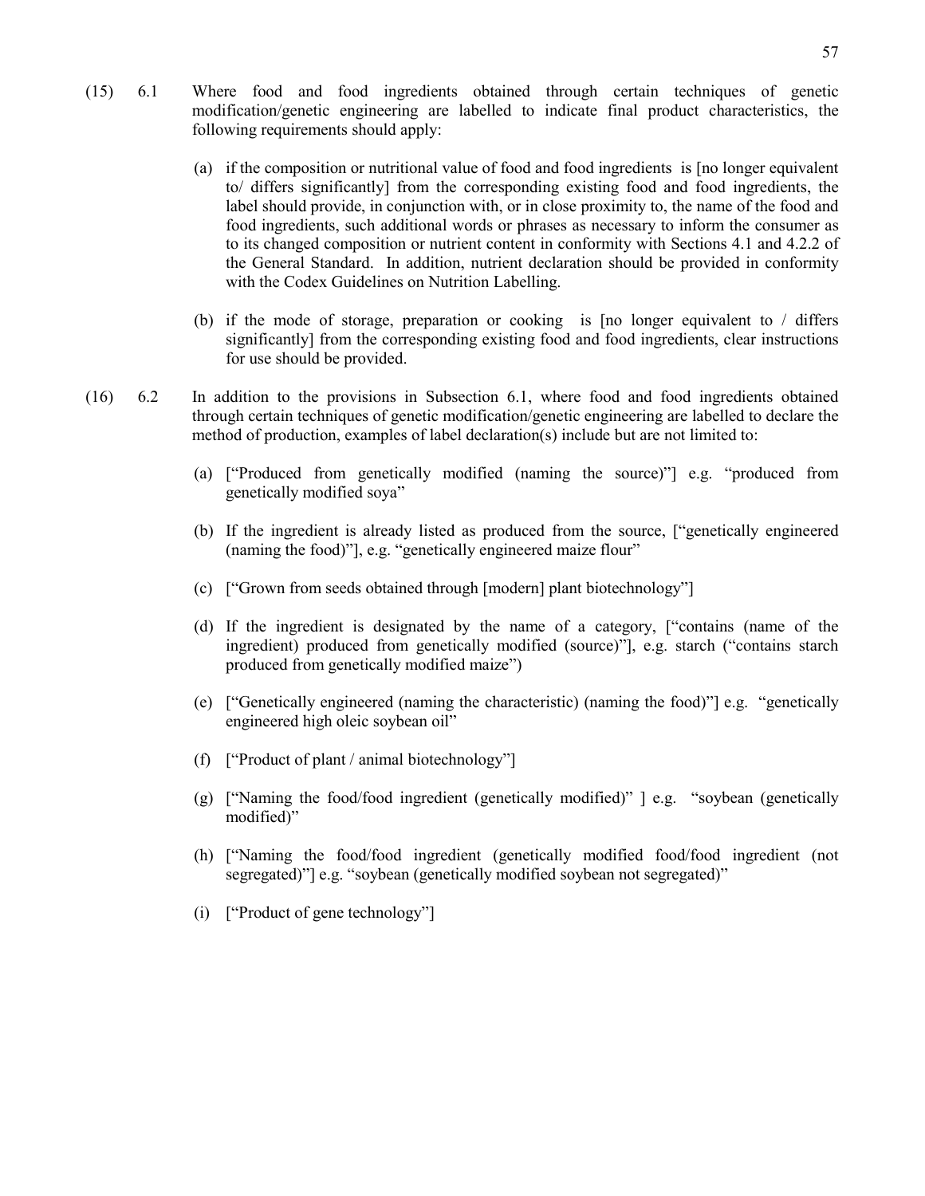(15) 6.1 Where food and food ingredients obtained through certain techniques of genetic modification/genetic engineering are labelled to indicate final product characteristics, the following requirements should apply:

(a) if the composition or nutritional value of food and food ingredients is [no longer equivalent to/ differs significantly] from the corresponding existing food and food ingredients, the label should provide, in conjunction with, or in close proximity to, the name of the food and food ingredients, such additional words or phrases as necessary to inform the consumer as to its changed composition or nutrient content in conformity with Sections 4.1 and 4.2.2 of the General Standard. In addition, nutrient declaration should be provided in conformity with the Codex Guidelines on Nutrition Labelling.

(b) if the mode of storage, preparation or cooking is [no longer equivalent to / differs significantly] from the corresponding existing food and food ingredients, clear instructions for use should be provided.

(16) 6.2 In addition to the provisions in Subsection 6.1, where food and food ingredients obtained through certain techniques of genetic modification/genetic engineering are labelled to declare the method of production, examples of label declaration(s) include but are not limited to:

(a) ["Produced from genetically modified (naming the source)"] e.g. "produced from genetically modified soya"

(b) If the ingredient is already listed as produced from the source, ["genetically engineered (naming the food)"], e.g. "genetically engineered maize flour"

(c) ["Grown from seeds obtained through [modern] plant biotechnology"]

(d) If the ingredient is designated by the name of a category, ["contains (name of the ingredient) produced from genetically modified (source)"], e.g. starch ("contains starch produced from genetically modified maize")

(e) ["Genetically engineered (naming the characteristic) (naming the food)"] e.g. "genetically engineered high oleic soybean oil"

(f) ["Product of plant / animal biotechnology"]

(g) ["Naming the food/food ingredient (genetically modified)" ] e.g. "soybean (genetically modified)"

(h) ["Naming the food/food ingredient (genetically modified food/food ingredient (not segregated)"] e.g. "soybean (genetically modified soybean not segregated)"

(i) ["Product of gene technology"]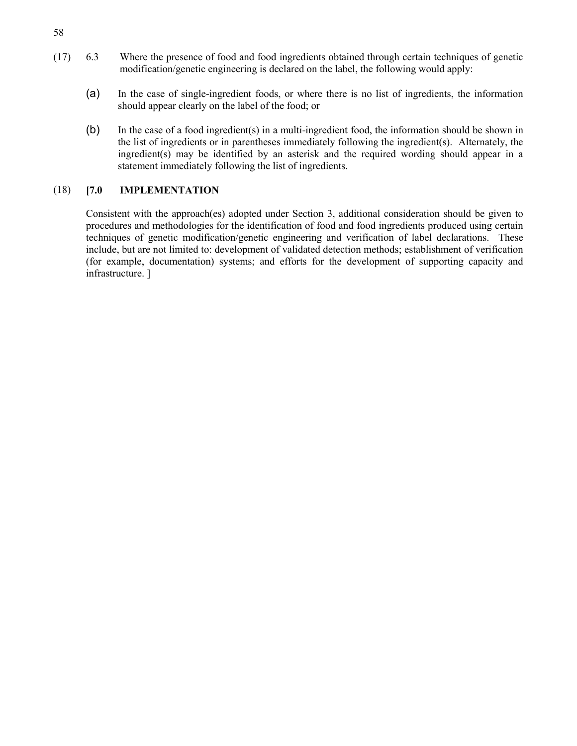(17) 6.3 Where the presence of food and food ingredients obtained through certain techniques of genetic modification/genetic engineering is declared on the label, the following would apply:

(a) In the case of single-ingredient foods, or where there is no list of ingredients, the information should appear clearly on the label of the food; or

(b) In the case of a food ingredient(s) in a multi-ingredient food, the information should be shown in the list of ingredients or in parentheses immediately following the ingredient(s). Alternately, the ingredient(s) may be identified by an asterisk and the required wording should appear in a statement immediately following the list of ingredients.

(18) **[7.0 IMPLEMENTATION**

Consistent with the approach(es) adopted under Section 3, additional consideration should be given to procedures and methodologies for the identification of food and food ingredients produced using certain techniques of genetic modification/genetic engineering and verification of label declarations. These include, but are not limited to: development of validated detection methods; establishment of verification (for example, documentation) systems; and efforts for the development of supporting capacity and infrastructure. ]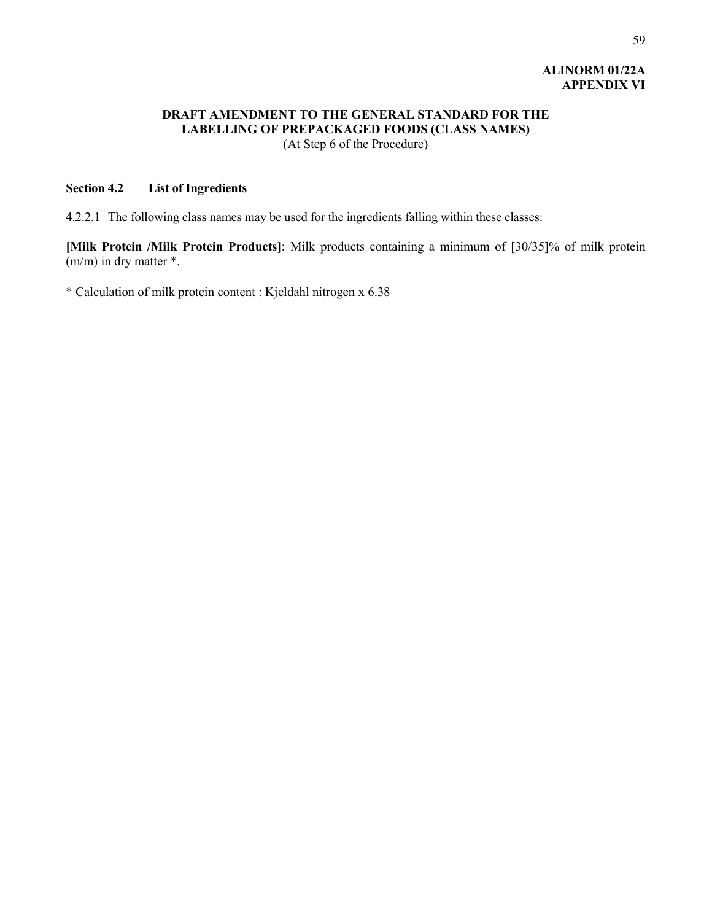**ALINORM 01/22A**
**APPENDIX VI**

## DRAFT AMENDMENT TO THE GENERAL STANDARD FOR THE LABELLING OF PREPACKAGED FOODS (CLASS NAMES)

(At Step 6 of the Procedure)

### Section 4.2 List of Ingredients

4.2.2.1 The following class names may be used for the ingredients falling within these classes:

**[Milk Protein /Milk Protein Products]**: Milk products containing a minimum of [30/35]% of milk protein (m/m) in dry matter *.

* Calculation of milk protein content : Kjeldahl nitrogen x 6.38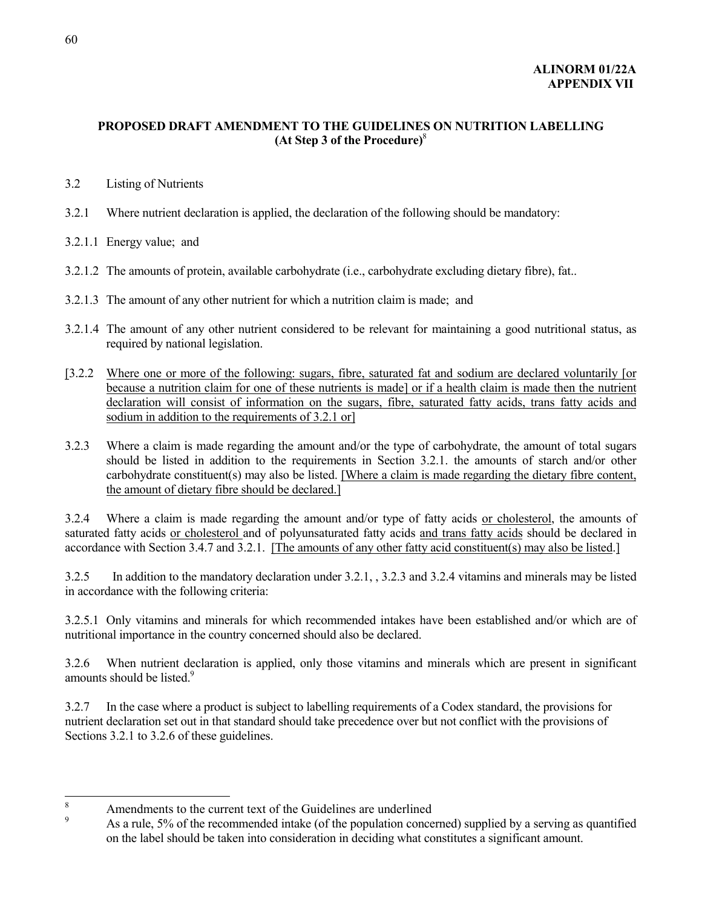**ALINORM 01/22A**
**APPENDIX VII**

## PROPOSED DRAFT AMENDMENT TO THE GUIDELINES ON NUTRITION LABELLING (At Step 3 of the Procedure)[8]

3.2 Listing of Nutrients

3.2.1 Where nutrient declaration is applied, the declaration of the following should be mandatory:

3.2.1.1 Energy value; and

3.2.1.2 The amounts of protein, available carbohydrate (i.e., carbohydrate excluding dietary fibre), fat..

3.2.1.3 The amount of any other nutrient for which a nutrition claim is made; and

3.2.1.4 The amount of any other nutrient considered to be relevant for maintaining a good nutritional status, as required by national legislation.

[3.2.2 <u>Where one or more of the following: sugars, fibre, saturated fat and sodium are declared voluntarily [or because a nutrition claim for one of these nutrients is made] or if a health claim is made then the nutrient declaration will consist of information on the sugars, fibre, saturated fatty acids, trans fatty acids and sodium in addition to the requirements of 3.2.1 or]</u>

3.2.3 Where a claim is made regarding the amount and/or the type of carbohydrate, the amount of total sugars should be listed in addition to the requirements in Section 3.2.1. the amounts of starch and/or other carbohydrate constituent(s) may also be listed. <u>[Where a claim is made regarding the dietary fibre content, the amount of dietary fibre should be declared.]</u>

3.2.4 Where a claim is made regarding the amount and/or type of fatty acids <u>or cholesterol</u>, the amounts of saturated fatty acids <u>or cholesterol</u> and of polyunsaturated fatty acids <u>and trans fatty acids</u> should be declared in accordance with Section 3.4.7 and 3.2.1. <u>[The amounts of any other fatty acid constituent(s) may also be listed</u>.]

3.2.5 In addition to the mandatory declaration under 3.2.1, , 3.2.3 and 3.2.4 vitamins and minerals may be listed in accordance with the following criteria:

3.2.5.1 Only vitamins and minerals for which recommended intakes have been established and/or which are of nutritional importance in the country concerned should also be declared.

3.2.6 When nutrient declaration is applied, only those vitamins and minerals which are present in significant amounts should be listed.[9]

3.2.7 In the case where a product is subject to labelling requirements of a Codex standard, the provisions for nutrient declaration set out in that standard should take precedence over but not conflict with the provisions of Sections 3.2.1 to 3.2.6 of these guidelines.

---

[8] Amendments to the current text of the Guidelines are underlined

[9] As a rule, 5% of the recommended intake (of the population concerned) supplied by a serving as quantified on the label should be taken into consideration in deciding what constitutes a significant amount.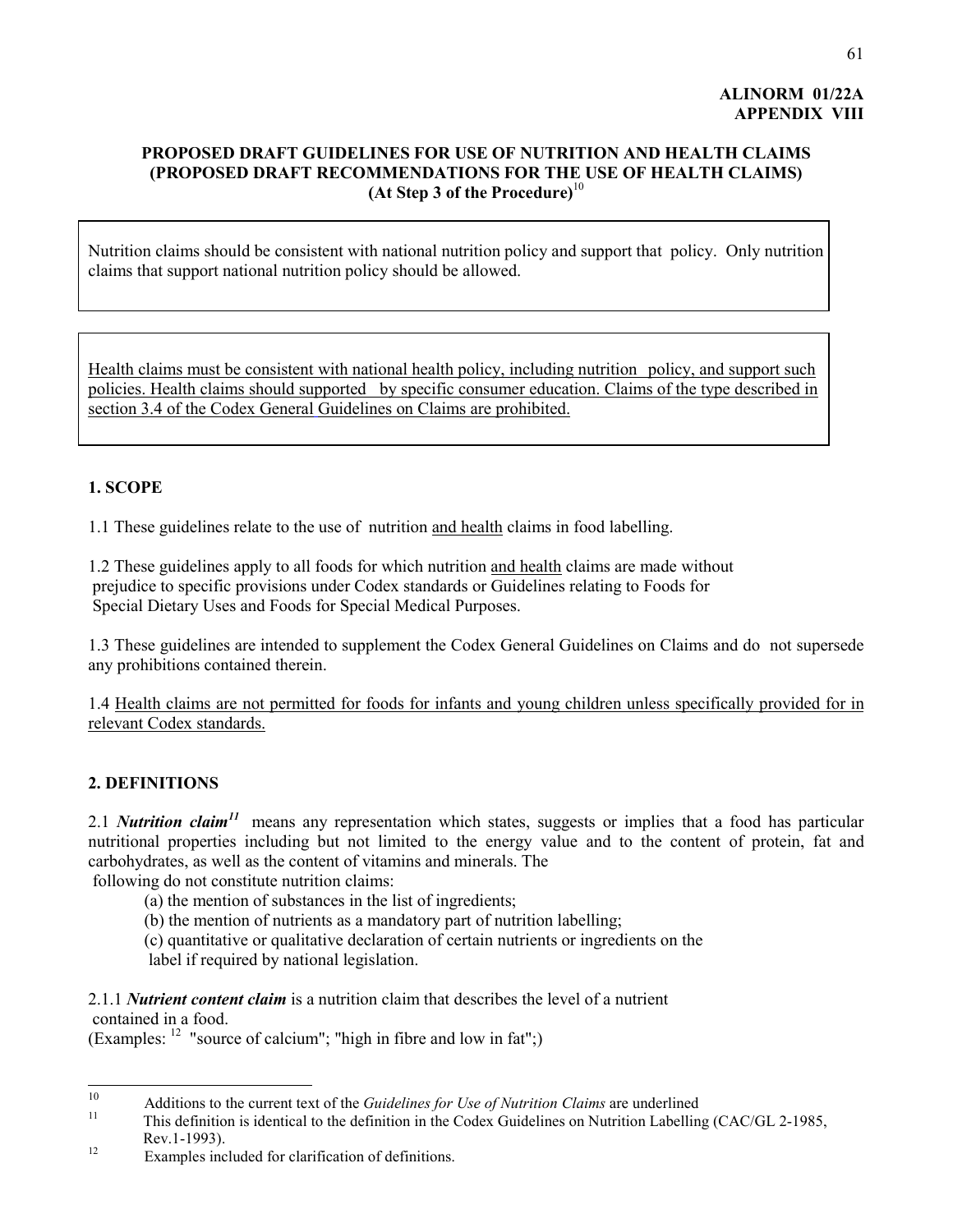**ALINORM 01/22A**
**APPENDIX VIII**

## PROPOSED DRAFT GUIDELINES FOR USE OF NUTRITION AND HEALTH CLAIMS (PROPOSED DRAFT RECOMMENDATIONS FOR THE USE OF HEALTH CLAIMS) (At Step 3 of the Procedure)[10]

Nutrition claims should be consistent with national nutrition policy and support that policy. Only nutrition claims that support national nutrition policy should be allowed.

<u>Health claims must be consistent with national health policy, including nutrition policy, and support such policies. Health claims should supported by specific consumer education. Claims of the type described in section 3.4 of the Codex General Guidelines on Claims are prohibited.</u>

### 1. SCOPE

1.1 These guidelines relate to the use of nutrition <u>and health</u> claims in food labelling.

1.2 These guidelines apply to all foods for which nutrition <u>and health</u> claims are made without prejudice to specific provisions under Codex standards or Guidelines relating to Foods for Special Dietary Uses and Foods for Special Medical Purposes.

1.3 These guidelines are intended to supplement the Codex General Guidelines on Claims and do not supersede any prohibitions contained therein.

1.4 <u>Health claims are not permitted for foods for infants and young children unless specifically provided for in relevant Codex standards.</u>

### 2. DEFINITIONS

2.1 ***Nutrition claim***[11] means any representation which states, suggests or implies that a food has particular nutritional properties including but not limited to the energy value and to the content of protein, fat and carbohydrates, as well as the content of vitamins and minerals. The following do not constitute nutrition claims:

(a) the mention of substances in the list of ingredients;
(b) the mention of nutrients as a mandatory part of nutrition labelling;
(c) quantitative or qualitative declaration of certain nutrients or ingredients on the label if required by national legislation.

2.1.1 ***Nutrient content claim*** is a nutrition claim that describes the level of a nutrient contained in a food.
(Examples: [12] "source of calcium"; "high in fibre and low in fat";)

---

[10] Additions to the current text of the *Guidelines for Use of Nutrition Claims* are underlined

[11] This definition is identical to the definition in the Codex Guidelines on Nutrition Labelling (CAC/GL 2-1985, Rev.1-1993).

[12] Examples included for clarification of definitions.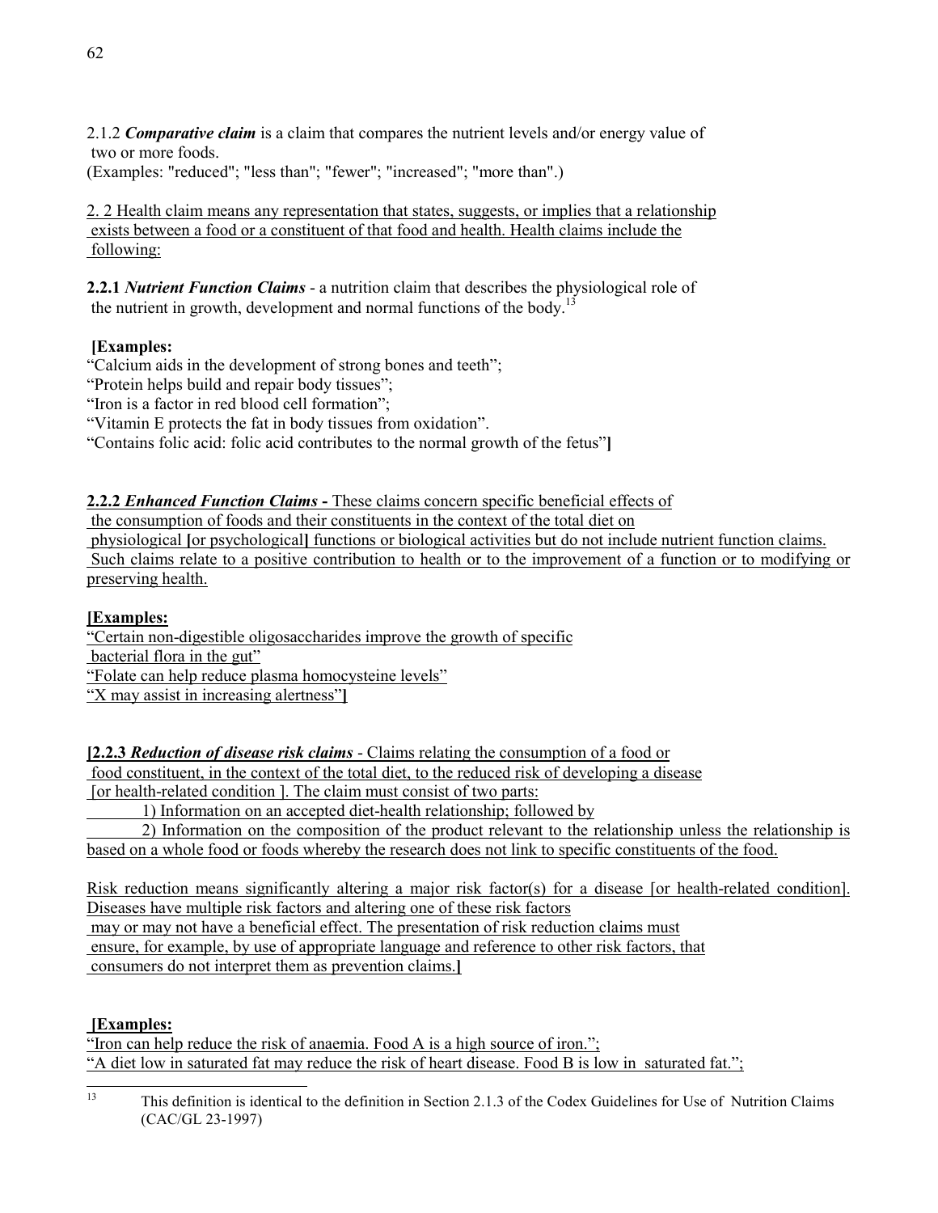2.1.2 ***Comparative claim*** is a claim that compares the nutrient levels and/or energy value of two or more foods.
(Examples: "reduced"; "less than"; "fewer"; "increased"; "more than".)

2. 2 Health claim means any representation that states, suggests, or implies that a relationship exists between a food or a constituent of that food and health. Health claims include the following:

**2.2.1** ***Nutrient Function Claims*** - a nutrition claim that describes the physiological role of the nutrient in growth, development and normal functions of the body.[13]

**[Examples:**
"Calcium aids in the development of strong bones and teeth";
"Protein helps build and repair body tissues";
"Iron is a factor in red blood cell formation";
"Vitamin E protects the fat in body tissues from oxidation".
"Contains folic acid: folic acid contributes to the normal growth of the fetus"**]**

**2.2.2** ***Enhanced Function Claims*** **-** These claims concern specific beneficial effects of the consumption of foods and their constituents in the context of the total diet on physiological **[**or psychological**]** functions or biological activities but do not include nutrient function claims. Such claims relate to a positive contribution to health or to the improvement of a function or to modifying or preserving health.

**[Examples:**
"Certain non-digestible oligosaccharides improve the growth of specific bacterial flora in the gut"
"Folate can help reduce plasma homocysteine levels"
"X may assist in increasing alertness"**]**

**[2.2.3** ***Reduction of disease risk claims*** - Claims relating the consumption of a food or food constituent, in the context of the total diet, to the reduced risk of developing a disease [or health-related condition ]. The claim must consist of two parts:

1) Information on an accepted diet-health relationship; followed by

2) Information on the composition of the product relevant to the relationship unless the relationship is based on a whole food or foods whereby the research does not link to specific constituents of the food.

Risk reduction means significantly altering a major risk factor(s) for a disease [or health-related condition]. Diseases have multiple risk factors and altering one of these risk factors may or may not have a beneficial effect. The presentation of risk reduction claims must ensure, for example, by use of appropriate language and reference to other risk factors, that consumers do not interpret them as prevention claims.**]**

**[Examples:**
"Iron can help reduce the risk of anaemia. Food A is a high source of iron.";
"A diet low in saturated fat may reduce the risk of heart disease. Food B is low in saturated fat.";

---

[13] This definition is identical to the definition in Section 2.1.3 of the Codex Guidelines for Use of Nutrition Claims (CAC/GL 23-1997)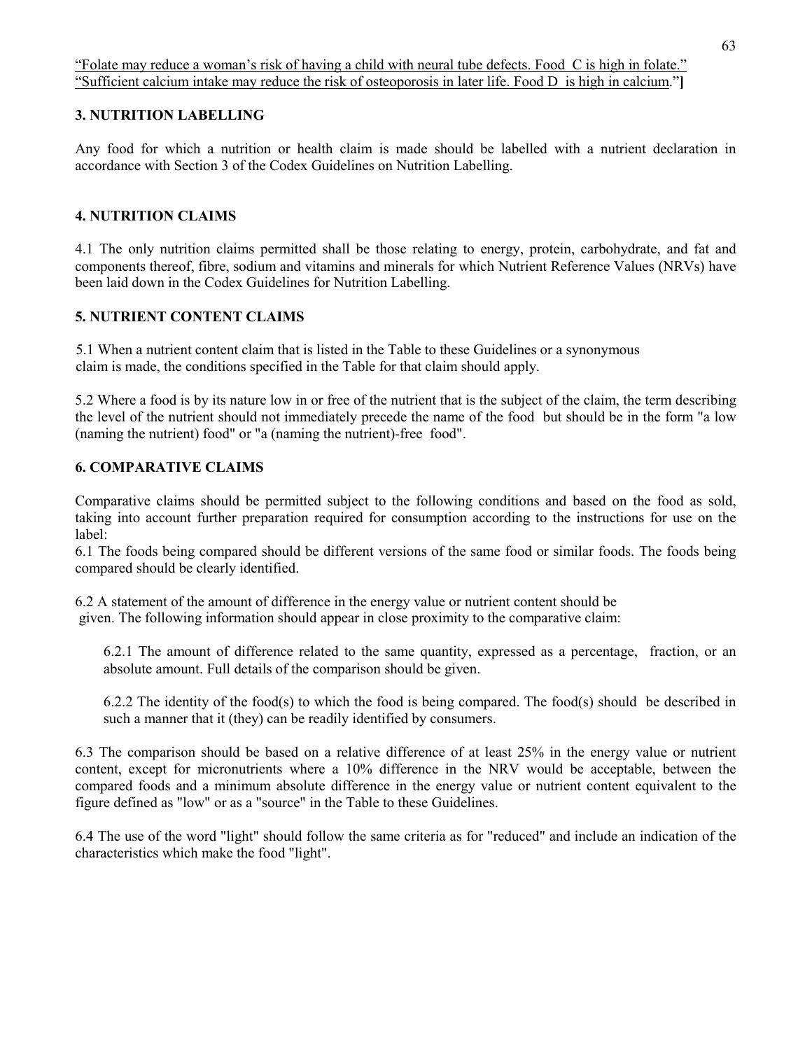"Folate may reduce a woman's risk of having a child with neural tube defects. Food C is high in folate."
"Sufficient calcium intake may reduce the risk of osteoporosis in later life. Food D is high in calcium."]

### 3. NUTRITION LABELLING

Any food for which a nutrition or health claim is made should be labelled with a nutrient declaration in accordance with Section 3 of the Codex Guidelines on Nutrition Labelling.

### 4. NUTRITION CLAIMS

4.1 The only nutrition claims permitted shall be those relating to energy, protein, carbohydrate, and fat and components thereof, fibre, sodium and vitamins and minerals for which Nutrient Reference Values (NRVs) have been laid down in the Codex Guidelines for Nutrition Labelling.

### 5. NUTRIENT CONTENT CLAIMS

5.1 When a nutrient content claim that is listed in the Table to these Guidelines or a synonymous claim is made, the conditions specified in the Table for that claim should apply.

5.2 Where a food is by its nature low in or free of the nutrient that is the subject of the claim, the term describing the level of the nutrient should not immediately precede the name of the food but should be in the form "a low (naming the nutrient) food" or "a (naming the nutrient)-free food".

### 6. COMPARATIVE CLAIMS

Comparative claims should be permitted subject to the following conditions and based on the food as sold, taking into account further preparation required for consumption according to the instructions for use on the label:

6.1 The foods being compared should be different versions of the same food or similar foods. The foods being compared should be clearly identified.

6.2 A statement of the amount of difference in the energy value or nutrient content should be given. The following information should appear in close proximity to the comparative claim:

6.2.1 The amount of difference related to the same quantity, expressed as a percentage, fraction, or an absolute amount. Full details of the comparison should be given.

6.2.2 The identity of the food(s) to which the food is being compared. The food(s) should be described in such a manner that it (they) can be readily identified by consumers.

6.3 The comparison should be based on a relative difference of at least 25% in the energy value or nutrient content, except for micronutrients where a 10% difference in the NRV would be acceptable, between the compared foods and a minimum absolute difference in the energy value or nutrient content equivalent to the figure defined as "low" or as a "source" in the Table to these Guidelines.

6.4 The use of the word "light" should follow the same criteria as for "reduced" and include an indication of the characteristics which make the food "light".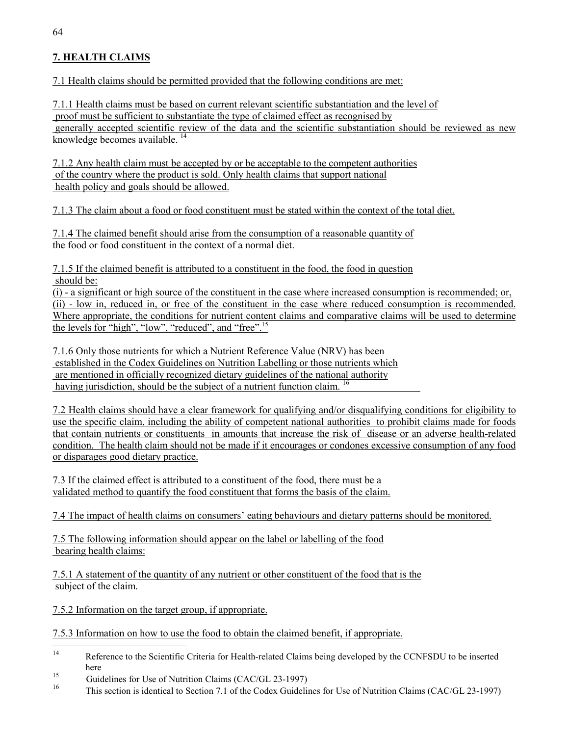## 7. HEALTH CLAIMS

7.1 Health claims should be permitted provided that the following conditions are met:

7.1.1 Health claims must be based on current relevant scientific substantiation and the level of proof must be sufficient to substantiate the type of claimed effect as recognised by generally accepted scientific review of the data and the scientific substantiation should be reviewed as new knowledge becomes available.[14]

7.1.2 Any health claim must be accepted by or be acceptable to the competent authorities of the country where the product is sold. Only health claims that support national health policy and goals should be allowed.

7.1.3 The claim about a food or food constituent must be stated within the context of the total diet.

7.1.4 The claimed benefit should arise from the consumption of a reasonable quantity of the food or food constituent in the context of a normal diet.

7.1.5 If the claimed benefit is attributed to a constituent in the food, the food in question should be:
(i) - a significant or high source of the constituent in the case where increased consumption is recommended; or,
(ii) - low in, reduced in, or free of the constituent in the case where reduced consumption is recommended. Where appropriate, the conditions for nutrient content claims and comparative claims will be used to determine the levels for "high", "low", "reduced", and "free".[15]

7.1.6 Only those nutrients for which a Nutrient Reference Value (NRV) has been established in the Codex Guidelines on Nutrition Labelling or those nutrients which are mentioned in officially recognized dietary guidelines of the national authority having jurisdiction, should be the subject of a nutrient function claim.[16]

7.2 Health claims should have a clear framework for qualifying and/or disqualifying conditions for eligibility to use the specific claim, including the ability of competent national authorities to prohibit claims made for foods that contain nutrients or constituents in amounts that increase the risk of disease or an adverse health-related condition. The health claim should not be made if it encourages or condones excessive consumption of any food or disparages good dietary practice.

7.3 If the claimed effect is attributed to a constituent of the food, there must be a validated method to quantify the food constituent that forms the basis of the claim.

7.4 The impact of health claims on consumers' eating behaviours and dietary patterns should be monitored.

7.5 The following information should appear on the label or labelling of the food bearing health claims:

7.5.1 A statement of the quantity of any nutrient or other constituent of the food that is the subject of the claim.

7.5.2 Information on the target group, if appropriate.

7.5.3 Information on how to use the food to obtain the claimed benefit, if appropriate.

---

[14] Reference to the Scientific Criteria for Health-related Claims being developed by the CCNFSDU to be inserted here

[15] Guidelines for Use of Nutrition Claims (CAC/GL 23-1997)

[16] This section is identical to Section 7.1 of the Codex Guidelines for Use of Nutrition Claims (CAC/GL 23-1997)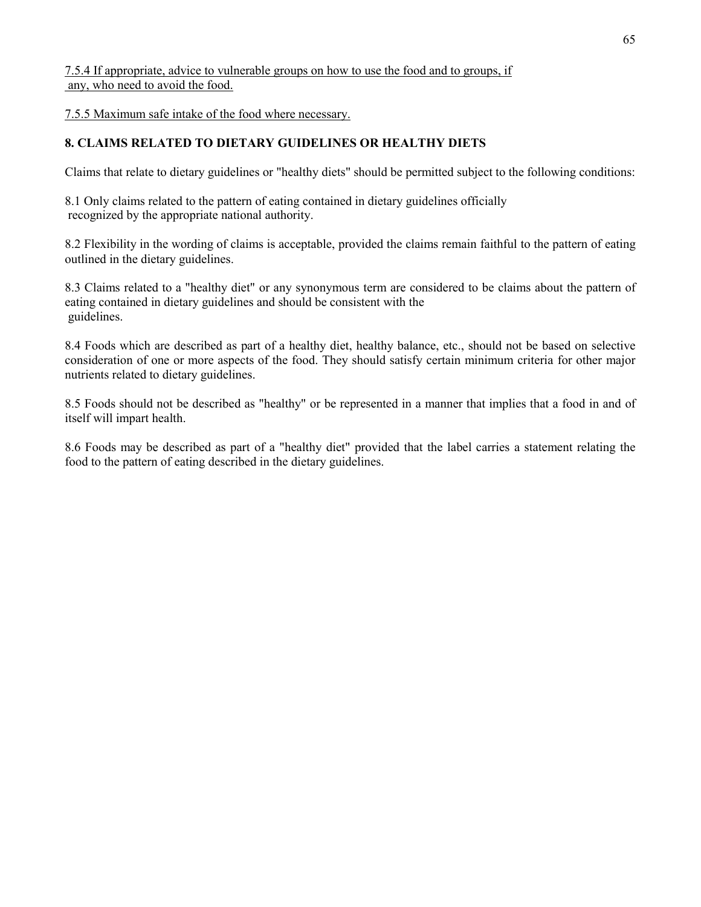<u>7.5.4 If appropriate, advice to vulnerable groups on how to use the food and to groups, if any, who need to avoid the food.</u>

<u>7.5.5 Maximum safe intake of the food where necessary.</u>

**8. CLAIMS RELATED TO DIETARY GUIDELINES OR HEALTHY DIETS**

Claims that relate to dietary guidelines or "healthy diets" should be permitted subject to the following conditions:

8.1 Only claims related to the pattern of eating contained in dietary guidelines officially recognized by the appropriate national authority.

8.2 Flexibility in the wording of claims is acceptable, provided the claims remain faithful to the pattern of eating outlined in the dietary guidelines.

8.3 Claims related to a "healthy diet" or any synonymous term are considered to be claims about the pattern of eating contained in dietary guidelines and should be consistent with the guidelines.

8.4 Foods which are described as part of a healthy diet, healthy balance, etc., should not be based on selective consideration of one or more aspects of the food. They should satisfy certain minimum criteria for other major nutrients related to dietary guidelines.

8.5 Foods should not be described as "healthy" or be represented in a manner that implies that a food in and of itself will impart health.

8.6 Foods may be described as part of a "healthy diet" provided that the label carries a statement relating the food to the pattern of eating described in the dietary guidelines.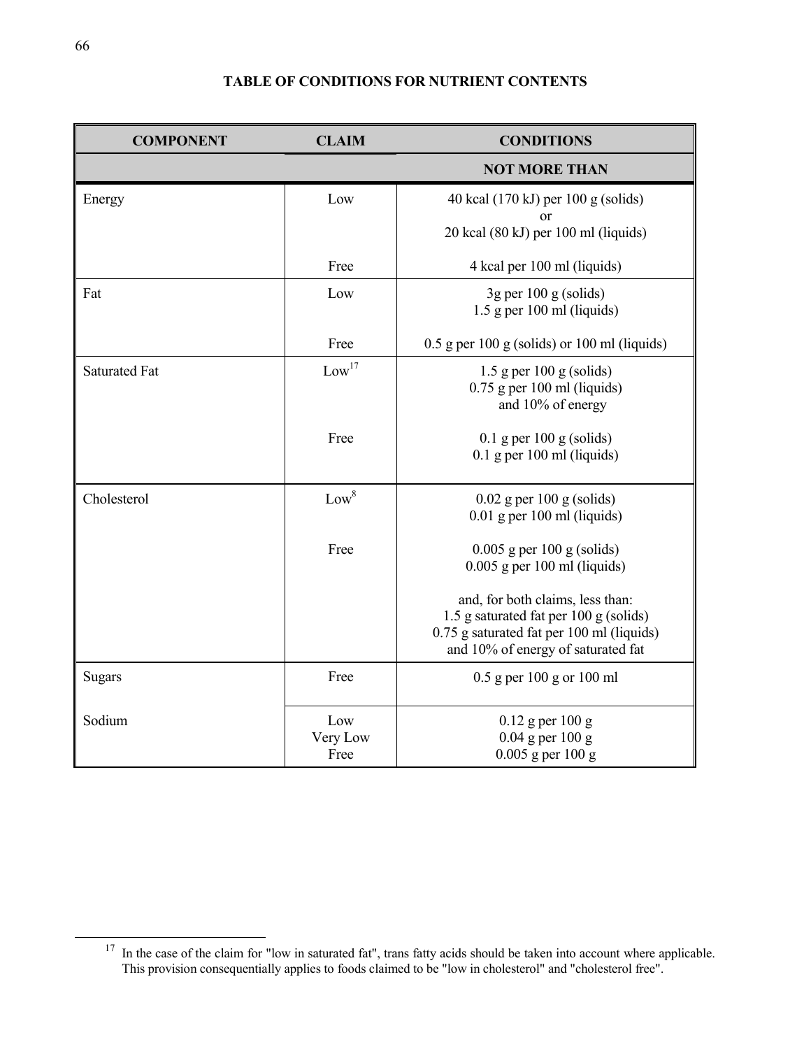## TABLE OF CONDITIONS FOR NUTRIENT CONTENTS

| COMPONENT | CLAIM | CONDITIONS |
|---|---|---|
| | | **NOT MORE THAN** |
| Energy | Low | 40 kcal (170 kJ) per 100 g (solids) or 20 kcal (80 kJ) per 100 ml (liquids) |
| | Free | 4 kcal per 100 ml (liquids) |
| Fat | Low | 3g per 100 g (solids) 1.5 g per 100 ml (liquids) |
| | Free | 0.5 g per 100 g (solids) or 100 ml (liquids) |
| Saturated Fat | Low[17] | 1.5 g per 100 g (solids) 0.75 g per 100 ml (liquids) and 10% of energy |
| | Free | 0.1 g per 100 g (solids) 0.1 g per 100 ml (liquids) |
| Cholesterol | Low[8] | 0.02 g per 100 g (solids) 0.01 g per 100 ml (liquids) |
| | Free | 0.005 g per 100 g (solids) 0.005 g per 100 ml (liquids) |
| | | and, for both claims, less than: 1.5 g saturated fat per 100 g (solids) 0.75 g saturated fat per 100 ml (liquids) and 10% of energy of saturated fat |
| Sugars | Free | 0.5 g per 100 g or 100 ml |
| Sodium | Low | 0.12 g per 100 g |
| | Very Low | 0.04 g per 100 g |
| | Free | 0.005 g per 100 g |

[17] In the case of the claim for "low in saturated fat", trans fatty acids should be taken into account where applicable. This provision consequentially applies to foods claimed to be "low in cholesterol" and "cholesterol free".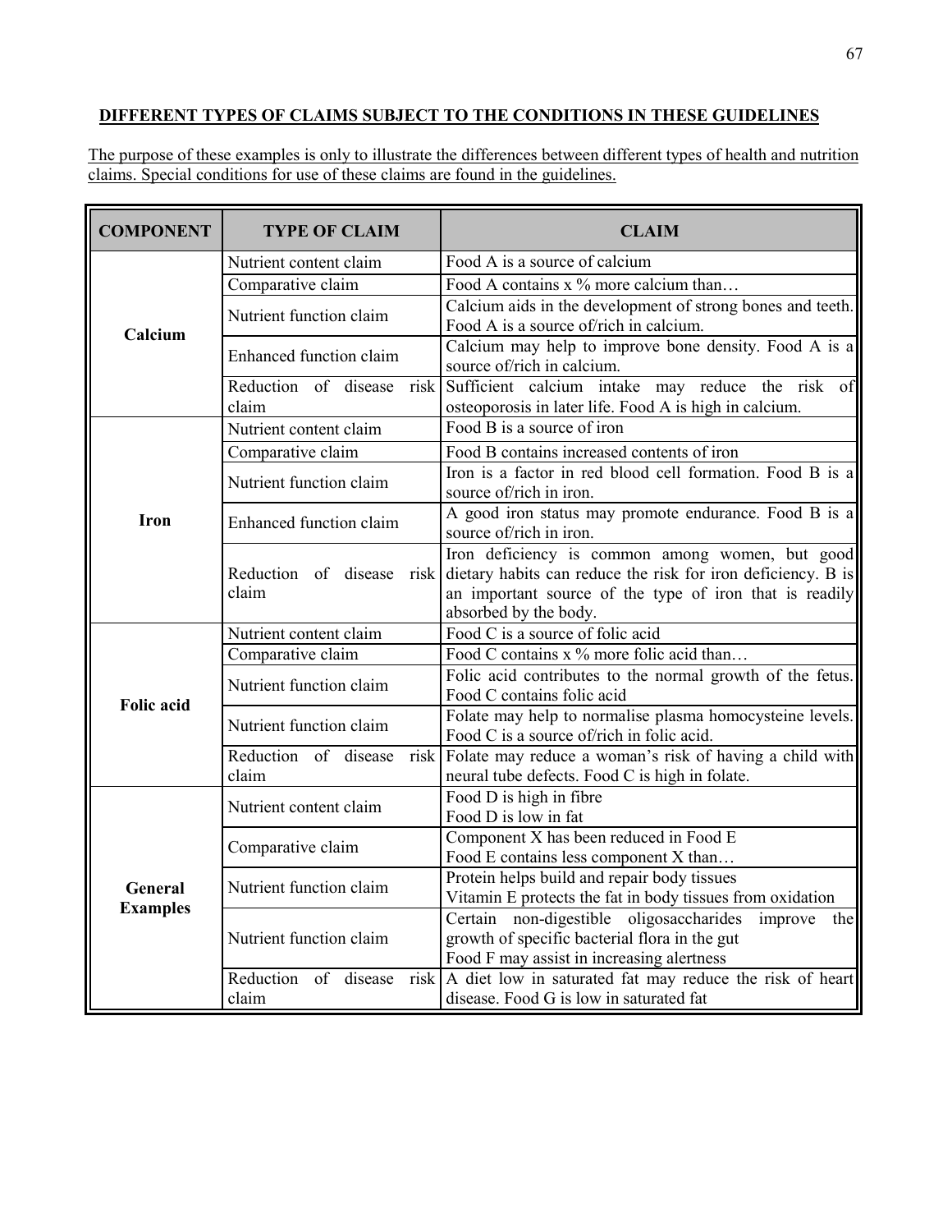**DIFFERENT TYPES OF CLAIMS SUBJECT TO THE CONDITIONS IN THESE GUIDELINES**

The purpose of these examples is only to illustrate the differences between different types of health and nutrition claims. Special conditions for use of these claims are found in the guidelines.

| COMPONENT | TYPE OF CLAIM | CLAIM |
|---|---|---|
| **Calcium** | Nutrient content claim | Food A is a source of calcium |
| | Comparative claim | Food A contains x % more calcium than… |
| | Nutrient function claim | Calcium aids in the development of strong bones and teeth. Food A is a source of/rich in calcium. |
| | Enhanced function claim | Calcium may help to improve bone density. Food A is a source of/rich in calcium. |
| | Reduction of disease risk claim | Sufficient calcium intake may reduce the risk of osteoporosis in later life. Food A is high in calcium. |
| **Iron** | Nutrient content claim | Food B is a source of iron |
| | Comparative claim | Food B contains increased contents of iron |
| | Nutrient function claim | Iron is a factor in red blood cell formation. Food B is a source of/rich in iron. |
| | Enhanced function claim | A good iron status may promote endurance. Food B is a source of/rich in iron. |
| | Reduction of disease risk claim | Iron deficiency is common among women, but good dietary habits can reduce the risk for iron deficiency. B is an important source of the type of iron that is readily absorbed by the body. |
| **Folic acid** | Nutrient content claim | Food C is a source of folic acid |
| | Comparative claim | Food C contains x % more folic acid than… |
| | Nutrient function claim | Folic acid contributes to the normal growth of the fetus. Food C contains folic acid |
| | Nutrient function claim | Folate may help to normalise plasma homocysteine levels. Food C is a source of/rich in folic acid. |
| | Reduction of disease risk claim | Folate may reduce a woman's risk of having a child with neural tube defects. Food C is high in folate. |
| **General Examples** | Nutrient content claim | Food D is high in fibre<br>Food D is low in fat |
| | Comparative claim | Component X has been reduced in Food E<br>Food E contains less component X than… |
| | Nutrient function claim | Protein helps build and repair body tissues<br>Vitamin E protects the fat in body tissues from oxidation |
| | Nutrient function claim | Certain non-digestible oligosaccharides improve the growth of specific bacterial flora in the gut<br>Food F may assist in increasing alertness |
| | Reduction of disease risk claim | A diet low in saturated fat may reduce the risk of heart disease. Food G is low in saturated fat |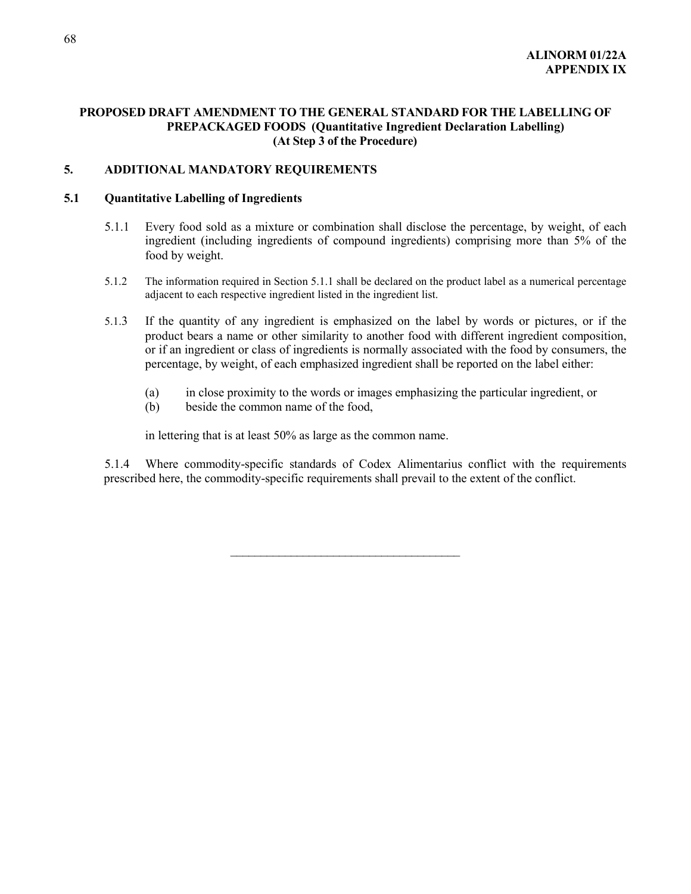**ALINORM 01/22A**
**APPENDIX IX**

## PROPOSED DRAFT AMENDMENT TO THE GENERAL STANDARD FOR THE LABELLING OF PREPACKAGED FOODS (Quantitative Ingredient Declaration Labelling) (At Step 3 of the Procedure)

### 5. ADDITIONAL MANDATORY REQUIREMENTS

### 5.1 Quantitative Labelling of Ingredients

5.1.1 Every food sold as a mixture or combination shall disclose the percentage, by weight, of each ingredient (including ingredients of compound ingredients) comprising more than 5% of the food by weight.

5.1.2 The information required in Section 5.1.1 shall be declared on the product label as a numerical percentage adjacent to each respective ingredient listed in the ingredient list.

5.1.3 If the quantity of any ingredient is emphasized on the label by words or pictures, or if the product bears a name or other similarity to another food with different ingredient composition, or if an ingredient or class of ingredients is normally associated with the food by consumers, the percentage, by weight, of each emphasized ingredient shall be reported on the label either:

(a) in close proximity to the words or images emphasizing the particular ingredient, or
(b) beside the common name of the food,

in lettering that is at least 50% as large as the common name.

5.1.4 Where commodity-specific standards of Codex Alimentarius conflict with the requirements prescribed here, the commodity-specific requirements shall prevail to the extent of the conflict.

---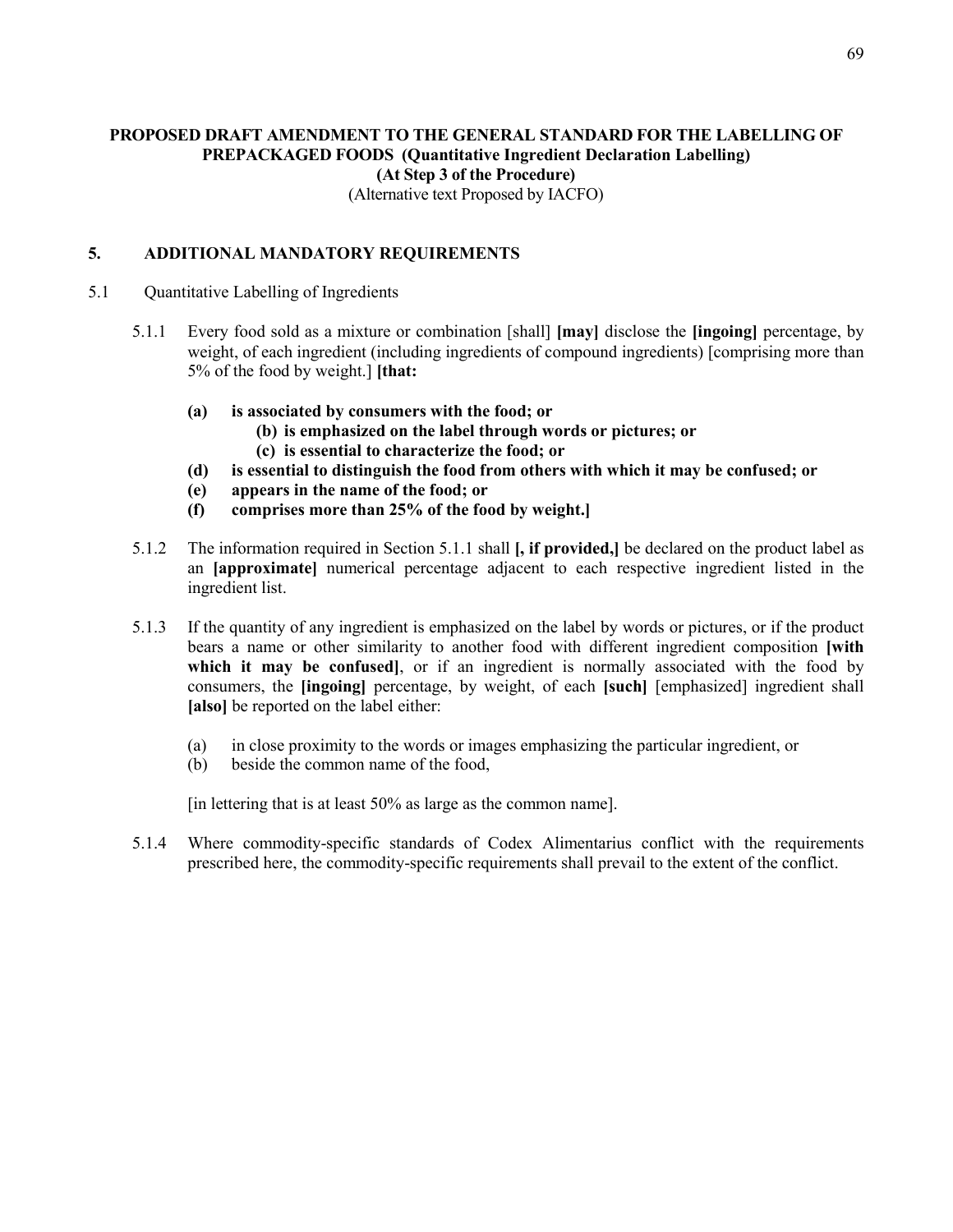**PROPOSED DRAFT AMENDMENT TO THE GENERAL STANDARD FOR THE LABELLING OF PREPACKAGED FOODS (Quantitative Ingredient Declaration Labelling)**
**(At Step 3 of the Procedure)**
(Alternative text Proposed by IACFO)

## 5. ADDITIONAL MANDATORY REQUIREMENTS

5.1 Quantitative Labelling of Ingredients

5.1.1 Every food sold as a mixture or combination [shall] **[may]** disclose the **[ingoing]** percentage, by weight, of each ingredient (including ingredients of compound ingredients) [comprising more than 5% of the food by weight.] **[that:**

- **(a) is associated by consumers with the food; or**
- **(b) is emphasized on the label through words or pictures; or**
- **(c) is essential to characterize the food; or**
- **(d) is essential to distinguish the food from others with which it may be confused; or**
- **(e) appears in the name of the food; or**
- **(f) comprises more than 25% of the food by weight.]**

5.1.2 The information required in Section 5.1.1 shall **[, if provided,]** be declared on the product label as an **[approximate]** numerical percentage adjacent to each respective ingredient listed in the ingredient list.

5.1.3 If the quantity of any ingredient is emphasized on the label by words or pictures, or if the product bears a name or other similarity to another food with different ingredient composition **[with which it may be confused]**, or if an ingredient is normally associated with the food by consumers, the **[ingoing]** percentage, by weight, of each **[such]** [emphasized] ingredient shall **[also]** be reported on the label either:

- (a) in close proximity to the words or images emphasizing the particular ingredient, or
- (b) beside the common name of the food,

[in lettering that is at least 50% as large as the common name].

5.1.4 Where commodity-specific standards of Codex Alimentarius conflict with the requirements prescribed here, the commodity-specific requirements shall prevail to the extent of the conflict.